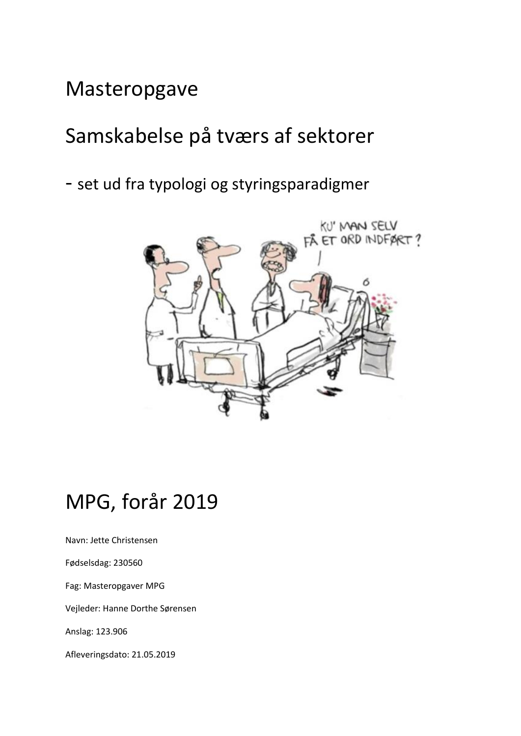# Masteropgave

# Samskabelse på tværs af sektorer

## - set ud fra typologi og styringsparadigmer

# MPG, forår 2019

Navn: Jette Christensen

Fødselsdag: 230560

Fag: Masteropgaver MPG

Vejleder: Hanne Dorthe Sørensen

Anslag: 123.906

Afleveringsdato: 21.05.2019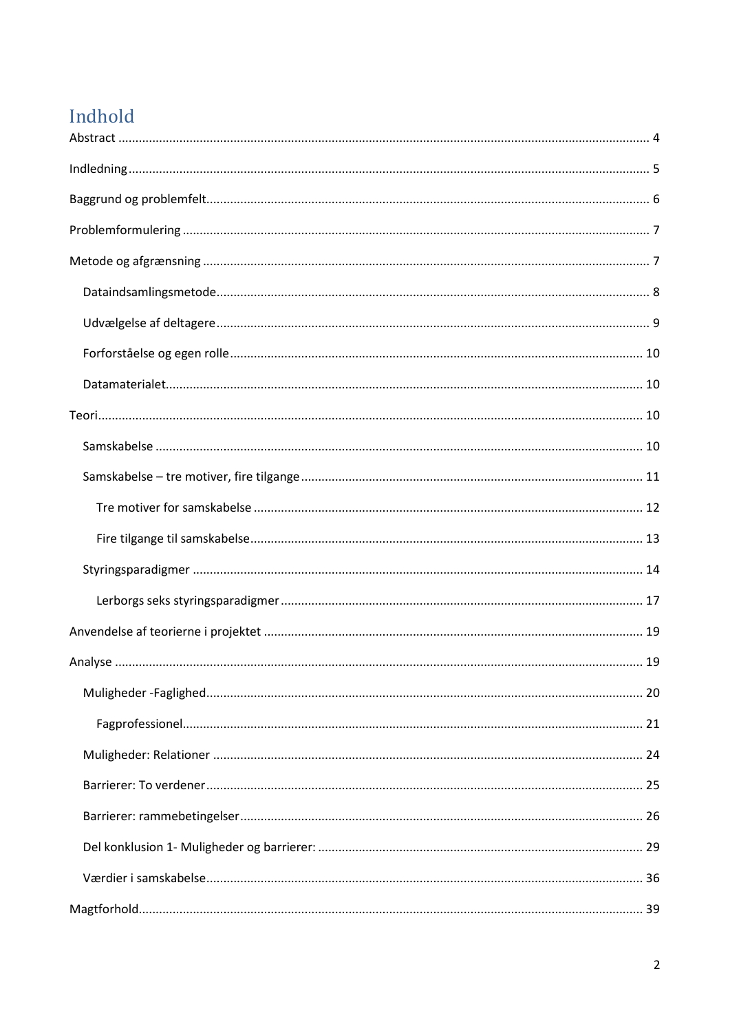# Indhold

Abstract ............................................................ 4

Indledning ............................................................ 5

Baggrund og problemfelt ............................................................ 6

Problemformulering ............................................................ 7

Metode og afgrænsning ............................................................ 7

- Dataindsamlingsmetode ............................................................ 8
- Udvælgelse af deltagere ............................................................ 9
- Forforståelse og egen rolle ............................................................ 10
- Datamaterialet ............................................................ 10

Teori ............................................................ 10

- Samskabelse ............................................................ 10
- Samskabelse – tre motiver, fire tilgange ............................................................ 11
  - Tre motiver for samskabelse ............................................................ 12
  - Fire tilgange til samskabelse ............................................................ 13
- Styringsparadigmer ............................................................ 14
  - Lerborgs seks styringsparadigmer ............................................................ 17

Anvendelse af teorierne i projektet ............................................................ 19

Analyse ............................................................ 19

- Muligheder -Faglighed ............................................................ 20
  - Fagprofessionel ............................................................ 21
- Muligheder: Relationer ............................................................ 24
- Barrierer: To verdener ............................................................ 25
- Barrierer: rammebetingelser ............................................................ 26
- Del konklusion 1- Muligheder og barrierer: ............................................................ 29
- Værdier i samskabelse ............................................................ 36

Magtforhold ............................................................ 39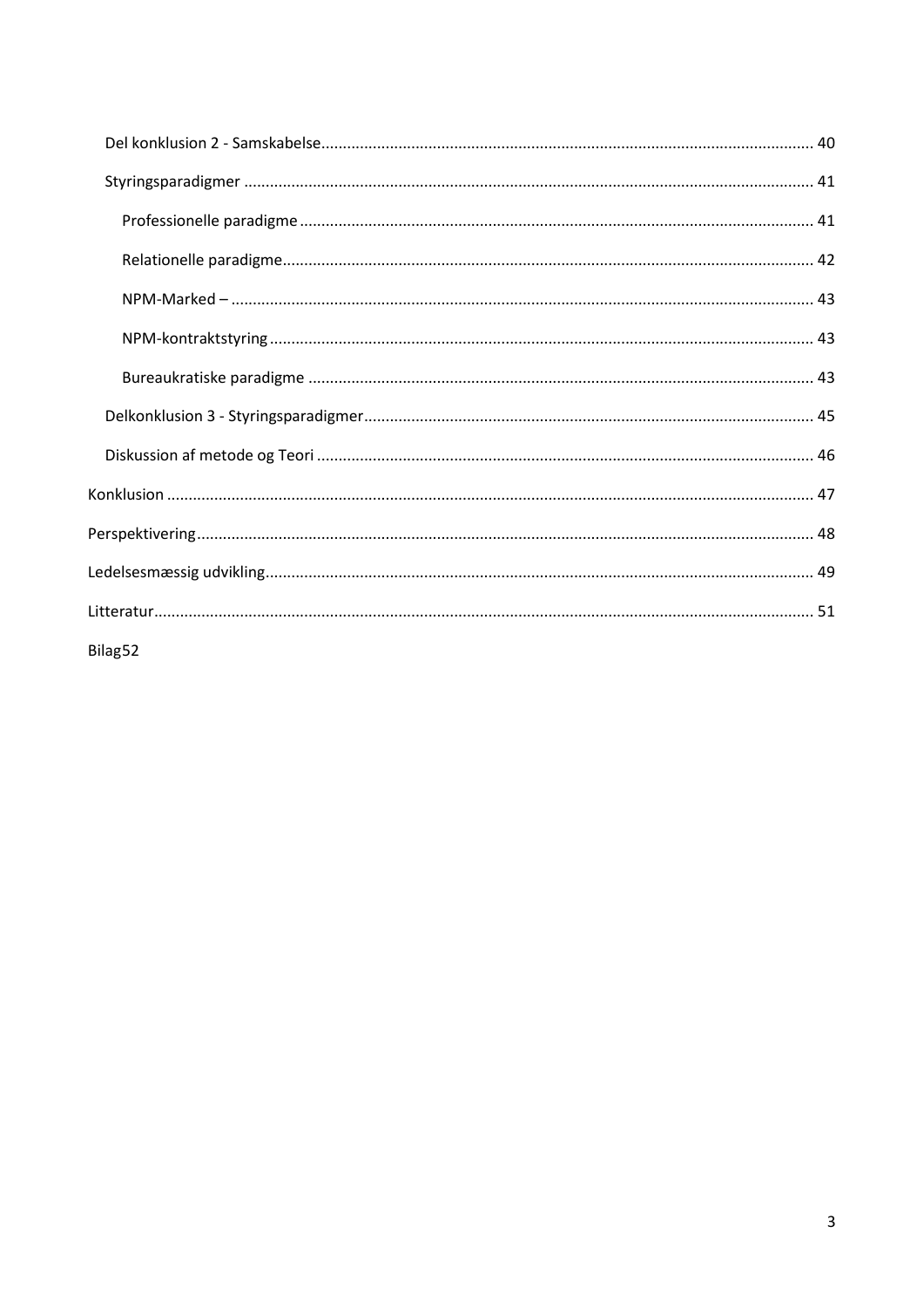- Del konklusion 2 - Samskabelse .......... 40
- Styringsparadigmer .......... 41
  - Professionelle paradigme .......... 41
  - Relationelle paradigme .......... 42
  - NPM-Marked – .......... 43
  - NPM-kontraktstyring .......... 43
  - Bureaukratiske paradigme .......... 43
- Delkonklusion 3 - Styringsparadigmer .......... 45
- Diskussion af metode og Teori .......... 46

Konklusion .......... 47

Perspektivering .......... 48

Ledelsesmæssig udvikling .......... 49

Litteratur .......... 51

Bilag52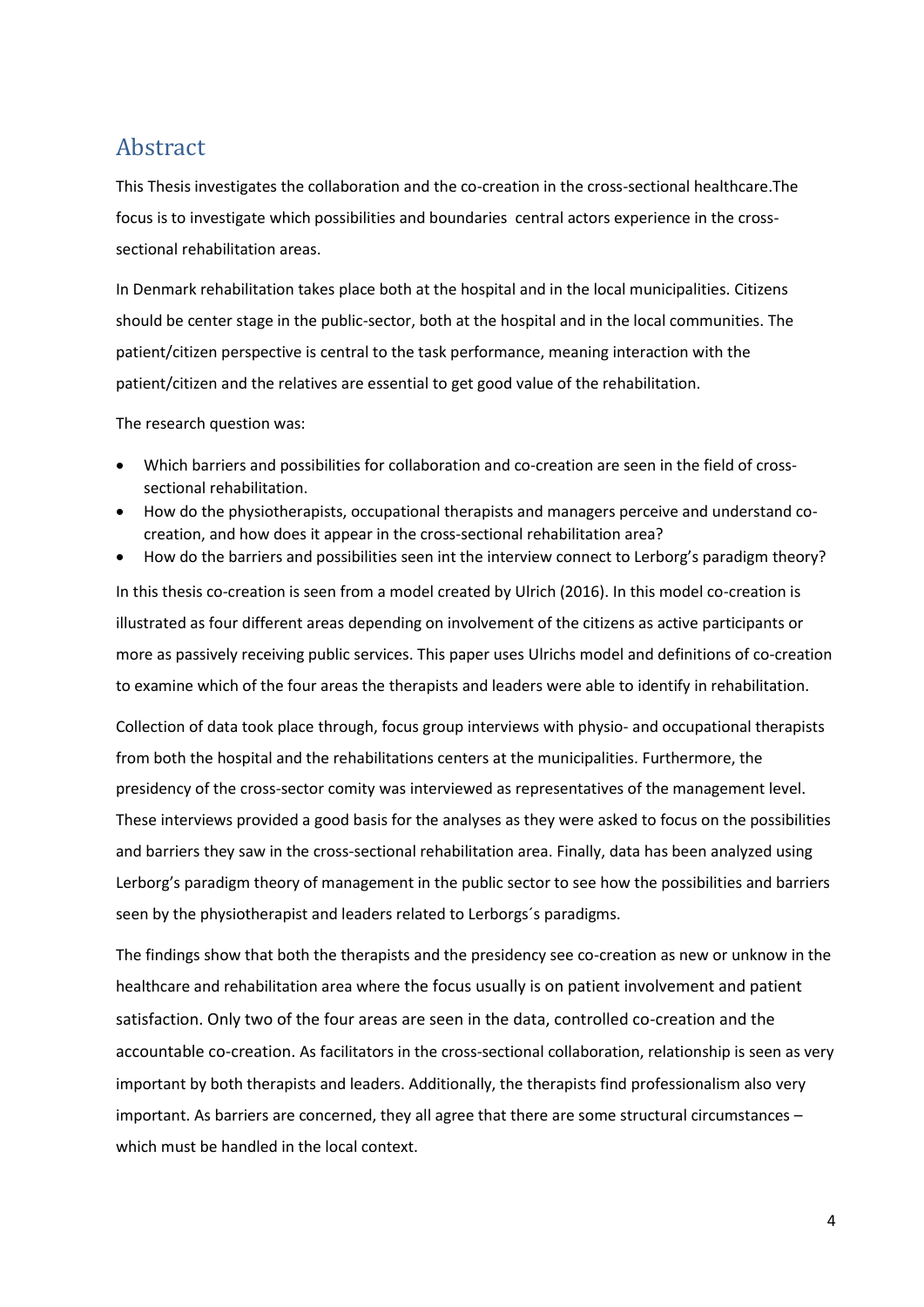# Abstract

This Thesis investigates the collaboration and the co-creation in the cross-sectional healthcare.The focus is to investigate which possibilities and boundaries central actors experience in the cross-sectional rehabilitation areas.

In Denmark rehabilitation takes place both at the hospital and in the local municipalities. Citizens should be center stage in the public-sector, both at the hospital and in the local communities. The patient/citizen perspective is central to the task performance, meaning interaction with the patient/citizen and the relatives are essential to get good value of the rehabilitation.

The research question was:

- Which barriers and possibilities for collaboration and co-creation are seen in the field of cross-sectional rehabilitation.
- How do the physiotherapists, occupational therapists and managers perceive and understand co-creation, and how does it appear in the cross-sectional rehabilitation area?
- How do the barriers and possibilities seen int the interview connect to Lerborg's paradigm theory?

In this thesis co-creation is seen from a model created by Ulrich (2016). In this model co-creation is illustrated as four different areas depending on involvement of the citizens as active participants or more as passively receiving public services. This paper uses Ulrichs model and definitions of co-creation to examine which of the four areas the therapists and leaders were able to identify in rehabilitation.

Collection of data took place through, focus group interviews with physio- and occupational therapists from both the hospital and the rehabilitations centers at the municipalities. Furthermore, the presidency of the cross-sector comity was interviewed as representatives of the management level. These interviews provided a good basis for the analyses as they were asked to focus on the possibilities and barriers they saw in the cross-sectional rehabilitation area. Finally, data has been analyzed using Lerborg's paradigm theory of management in the public sector to see how the possibilities and barriers seen by the physiotherapist and leaders related to Lerborgs´s paradigms.

The findings show that both the therapists and the presidency see co-creation as new or unknow in the healthcare and rehabilitation area where the focus usually is on patient involvement and patient satisfaction. Only two of the four areas are seen in the data, controlled co-creation and the accountable co-creation. As facilitators in the cross-sectional collaboration, relationship is seen as very important by both therapists and leaders. Additionally, the therapists find professionalism also very important. As barriers are concerned, they all agree that there are some structural circumstances – which must be handled in the local context.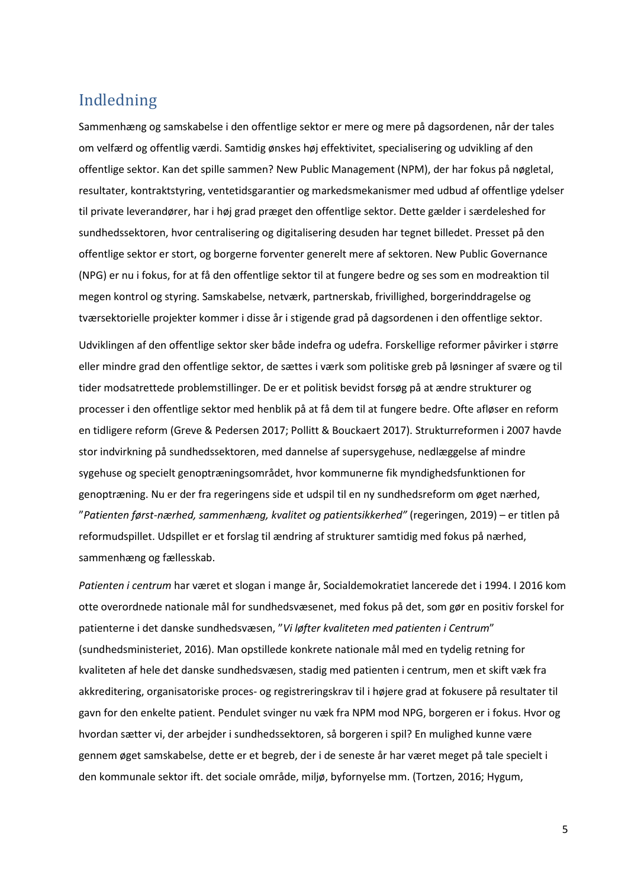# Indledning

Sammenhæng og samskabelse i den offentlige sektor er mere og mere på dagsordenen, når der tales om velfærd og offentlig værdi. Samtidig ønskes høj effektivitet, specialisering og udvikling af den offentlige sektor. Kan det spille sammen? New Public Management (NPM), der har fokus på nøgletal, resultater, kontraktstyring, ventetidsgarantier og markedsmekanismer med udbud af offentlige ydelser til private leverandører, har i høj grad præget den offentlige sektor. Dette gælder i særdeleshed for sundhedssektoren, hvor centralisering og digitalisering desuden har tegnet billedet. Presset på den offentlige sektor er stort, og borgerne forventer generelt mere af sektoren. New Public Governance (NPG) er nu i fokus, for at få den offentlige sektor til at fungere bedre og ses som en modreaktion til megen kontrol og styring. Samskabelse, netværk, partnerskab, frivillighed, borgerinddragelse og tværsektorielle projekter kommer i disse år i stigende grad på dagsordenen i den offentlige sektor.

Udviklingen af den offentlige sektor sker både indefra og udefra. Forskellige reformer påvirker i større eller mindre grad den offentlige sektor, de sættes i værk som politiske greb på løsninger af svære og til tider modsatrettede problemstillinger. De er et politisk bevidst forsøg på at ændre strukturer og processer i den offentlige sektor med henblik på at få dem til at fungere bedre. Ofte afløser en reform en tidligere reform (Greve & Pedersen 2017; Pollitt & Bouckaert 2017). Strukturreformen i 2007 havde stor indvirkning på sundhedssektoren, med dannelse af supersygehuse, nedlæggelse af mindre sygehuse og specielt genoptræningsområdet, hvor kommunerne fik myndighedsfunktionen for genoptræning. Nu er der fra regeringens side et udspil til en ny sundhedsreform om øget nærhed, ”*Patienten først-nærhed, sammenhæng, kvalitet og patientsikkerhed”* (regeringen, 2019) – er titlen på reformudspillet. Udspillet er et forslag til ændring af strukturer samtidig med fokus på nærhed, sammenhæng og fællesskab.

*Patienten i centrum* har været et slogan i mange år, Socialdemokratiet lancerede det i 1994. I 2016 kom otte overordnede nationale mål for sundhedsvæsenet, med fokus på det, som gør en positiv forskel for patienterne i det danske sundhedsvæsen, ”*Vi løfter kvaliteten med patienten i Centrum*” (sundhedsministeriet, 2016). Man opstillede konkrete nationale mål med en tydelig retning for kvaliteten af hele det danske sundhedsvæsen, stadig med patienten i centrum, men et skift væk fra akkreditering, organisatoriske proces- og registreringskrav til i højere grad at fokusere på resultater til gavn for den enkelte patient. Pendulet svinger nu væk fra NPM mod NPG, borgeren er i fokus. Hvor og hvordan sætter vi, der arbejder i sundhedssektoren, så borgeren i spil? En mulighed kunne være gennem øget samskabelse, dette er et begreb, der i de seneste år har været meget på tale specielt i den kommunale sektor ift. det sociale område, miljø, byfornyelse mm. (Tortzen, 2016; Hygum,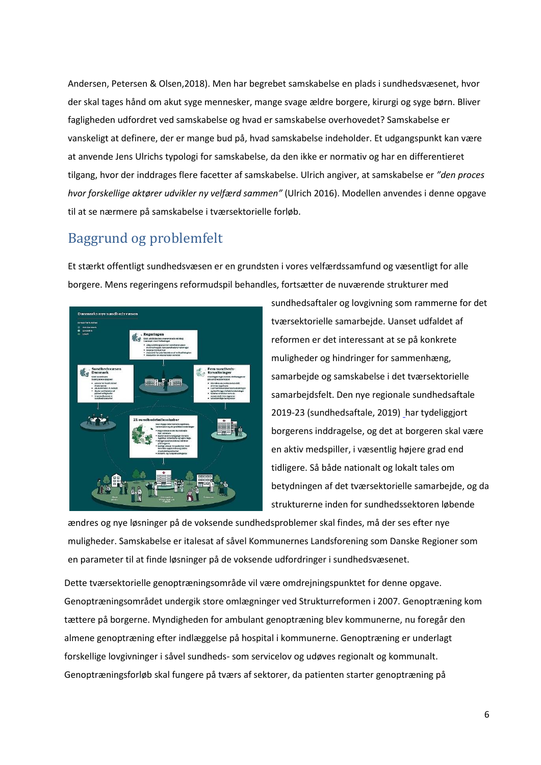Andersen, Petersen & Olsen,2018). Men har begrebet samskabelse en plads i sundhedsvæsenet, hvor der skal tages hånd om akut syge mennesker, mange svage ældre borgere, kirurgi og syge børn. Bliver fagligheden udfordret ved samskabelse og hvad er samskabelse overhovedet? Samskabelse er vanskeligt at definere, der er mange bud på, hvad samskabelse indeholder. Et udgangspunkt kan være at anvende Jens Ulrichs typologi for samskabelse, da den ikke er normativ og har en differentieret tilgang, hvor der inddrages flere facetter af samskabelse. Ulrich angiver, at samskabelse er *"den proces hvor forskellige aktører udvikler ny velfærd sammen"* (Ulrich 2016). Modellen anvendes i denne opgave til at se nærmere på samskabelse i tværsektorielle forløb.

## Baggrund og problemfelt

Et stærkt offentligt sundhedsvæsen er en grundsten i vores velfærdssamfund og væsentligt for alle borgere. Mens regeringens reformudspil behandles, fortsætter de nuværende strukturer med sundhedsaftaler og lovgivning som rammerne for det tværsektorielle samarbejde. Uanset udfaldet af reformen er det interessant at se på konkrete muligheder og hindringer for sammenhæng, samarbejde og samskabelse i det tværsektorielle samarbejdsfelt. Den nye regionale sundhedsaftale 2019-23 (sundhedsaftale, 2019) har tydeliggjort borgerens inddragelse, og det at borgeren skal være en aktiv medspiller, i væsentlig højere grad end tidligere. Så både nationalt og lokalt tales om betydningen af det tværsektorielle samarbejde, og da strukturerne inden for sundhedssektoren løbende ændres og nye løsninger på de voksende sundhedsproblemer skal findes, må der ses efter nye muligheder. Samskabelse er italesat af såvel Kommunernes Landsforening som Danske Regioner som en parameter til at finde løsninger på de voksende udfordringer i sundhedsvæsenet.

Dette tværsektorielle genoptræningsområde vil være omdrejningspunktet for denne opgave. Genoptræningsområdet undergik store omlægninger ved Strukturreformen i 2007. Genoptræning kom tættere på borgerne. Myndigheden for ambulant genoptræning blev kommunerne, nu foregår den almene genoptræning efter indlæggelse på hospital i kommunerne. Genoptræning er underlagt forskellige lovgivninger i såvel sundheds- som servicelov og udøves regionalt og kommunalt. Genoptræningsforløb skal fungere på tværs af sektorer, da patienten starter genoptræning på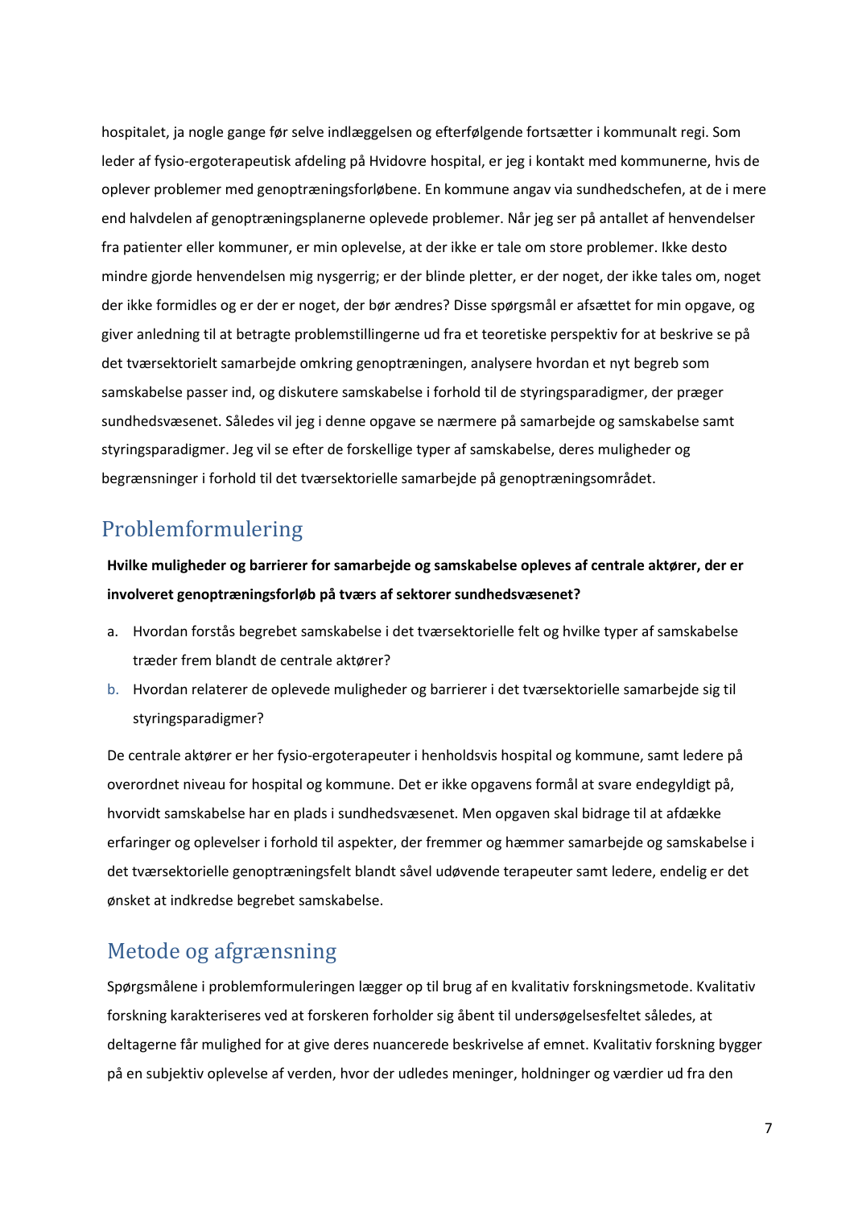hospitalet, ja nogle gange før selve indlæggelsen og efterfølgende fortsætter i kommunalt regi. Som leder af fysio-ergoterapeutisk afdeling på Hvidovre hospital, er jeg i kontakt med kommunerne, hvis de oplever problemer med genoptræningsforløbene. En kommune angav via sundhedschefen, at de i mere end halvdelen af genoptræningsplanerne oplevede problemer. Når jeg ser på antallet af henvendelser fra patienter eller kommuner, er min oplevelse, at der ikke er tale om store problemer. Ikke desto mindre gjorde henvendelsen mig nysgerrig; er der blinde pletter, er der noget, der ikke tales om, noget der ikke formidles og er der er noget, der bør ændres? Disse spørgsmål er afsættet for min opgave, og giver anledning til at betragte problemstillingerne ud fra et teoretiske perspektiv for at beskrive se på det tværsektorielt samarbejde omkring genoptræningen, analysere hvordan et nyt begreb som samskabelse passer ind, og diskutere samskabelse i forhold til de styringsparadigmer, der præger sundhedsvæsenet. Således vil jeg i denne opgave se nærmere på samarbejde og samskabelse samt styringsparadigmer. Jeg vil se efter de forskellige typer af samskabelse, deres muligheder og begrænsninger i forhold til det tværsektorielle samarbejde på genoptræningsområdet.

## Problemformulering

**Hvilke muligheder og barrierer for samarbejde og samskabelse opleves af centrale aktører, der er involveret genoptræningsforløb på tværs af sektorer sundhedsvæsenet?**

a. Hvordan forstås begrebet samskabelse i det tværsektorielle felt og hvilke typer af samskabelse træder frem blandt de centrale aktører?
b. Hvordan relaterer de oplevede muligheder og barrierer i det tværsektorielle samarbejde sig til styringsparadigmer?

De centrale aktører er her fysio-ergoterapeuter i henholdsvis hospital og kommune, samt ledere på overordnet niveau for hospital og kommune. Det er ikke opgavens formål at svare endegyldigt på, hvorvidt samskabelse har en plads i sundhedsvæsenet. Men opgaven skal bidrage til at afdække erfaringer og oplevelser i forhold til aspekter, der fremmer og hæmmer samarbejde og samskabelse i det tværsektorielle genoptræningsfelt blandt såvel udøvende terapeuter samt ledere, endelig er det ønsket at indkredse begrebet samskabelse.

## Metode og afgrænsning

Spørgsmålene i problemformuleringen lægger op til brug af en kvalitativ forskningsmetode. Kvalitativ forskning karakteriseres ved at forskeren forholder sig åbent til undersøgelsesfeltet således, at deltagerne får mulighed for at give deres nuancerede beskrivelse af emnet. Kvalitativ forskning bygger på en subjektiv oplevelse af verden, hvor der udledes meninger, holdninger og værdier ud fra den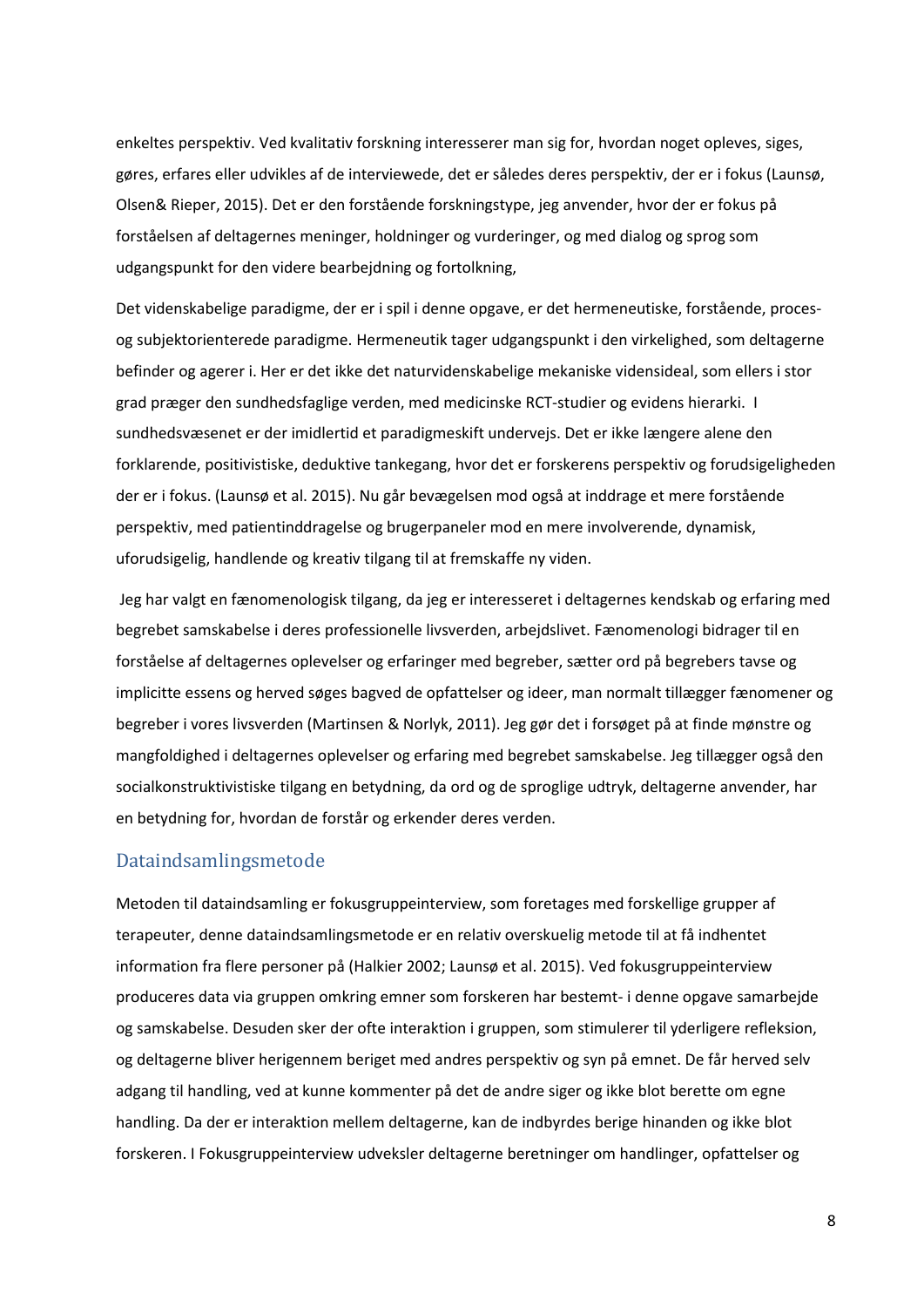enkeltes perspektiv. Ved kvalitativ forskning interesserer man sig for, hvordan noget opleves, siges, gøres, erfares eller udvikles af de interviewede, det er således deres perspektiv, der er i fokus (Launsø, Olsen& Rieper, 2015). Det er den forstående forskningstype, jeg anvender, hvor der er fokus på forståelsen af deltagernes meninger, holdninger og vurderinger, og med dialog og sprog som udgangspunkt for den videre bearbejdning og fortolkning,

Det videnskabelige paradigme, der er i spil i denne opgave, er det hermeneutiske, forstående, proces- og subjektorienterede paradigme. Hermeneutik tager udgangspunkt i den virkelighed, som deltagerne befinder og agerer i. Her er det ikke det naturvidenskabelige mekaniske vidensideal, som ellers i stor grad præger den sundhedsfaglige verden, med medicinske RCT-studier og evidens hierarki. I sundhedsvæsenet er der imidlertid et paradigmeskift undervejs. Det er ikke længere alene den forklarende, positivistiske, deduktive tankegang, hvor det er forskerens perspektiv og forudsigeligheden der er i fokus. (Launsø et al. 2015). Nu går bevægelsen mod også at inddrage et mere forstående perspektiv, med patientinddragelse og brugerpaneler mod en mere involverende, dynamisk, uforudsigelig, handlende og kreativ tilgang til at fremskaffe ny viden.

Jeg har valgt en fænomenologisk tilgang, da jeg er interesseret i deltagernes kendskab og erfaring med begrebet samskabelse i deres professionelle livsverden, arbejdslivet. Fænomenologi bidrager til en forståelse af deltagernes oplevelser og erfaringer med begreber, sætter ord på begrebers tavse og implicitte essens og herved søges bagved de opfattelser og ideer, man normalt tillægger fænomener og begreber i vores livsverden (Martinsen & Norlyk, 2011). Jeg gør det i forsøget på at finde mønstre og mangfoldighed i deltagernes oplevelser og erfaring med begrebet samskabelse. Jeg tillægger også den socialkonstruktivistiske tilgang en betydning, da ord og de sproglige udtryk, deltagerne anvender, har en betydning for, hvordan de forstår og erkender deres verden.

## Dataindsamlingsmetode

Metoden til dataindsamling er fokusgruppeinterview, som foretages med forskellige grupper af terapeuter, denne dataindsamlingsmetode er en relativ overskuelig metode til at få indhentet information fra flere personer på (Halkier 2002; Launsø et al. 2015). Ved fokusgruppeinterview produceres data via gruppen omkring emner som forskeren har bestemt- i denne opgave samarbejde og samskabelse. Desuden sker der ofte interaktion i gruppen, som stimulerer til yderligere refleksion, og deltagerne bliver herigennem beriget med andres perspektiv og syn på emnet. De får herved selv adgang til handling, ved at kunne kommenter på det de andre siger og ikke blot berette om egne handling. Da der er interaktion mellem deltagerne, kan de indbyrdes berige hinanden og ikke blot forskeren. I Fokusgruppeinterview udveksler deltagerne beretninger om handlinger, opfattelser og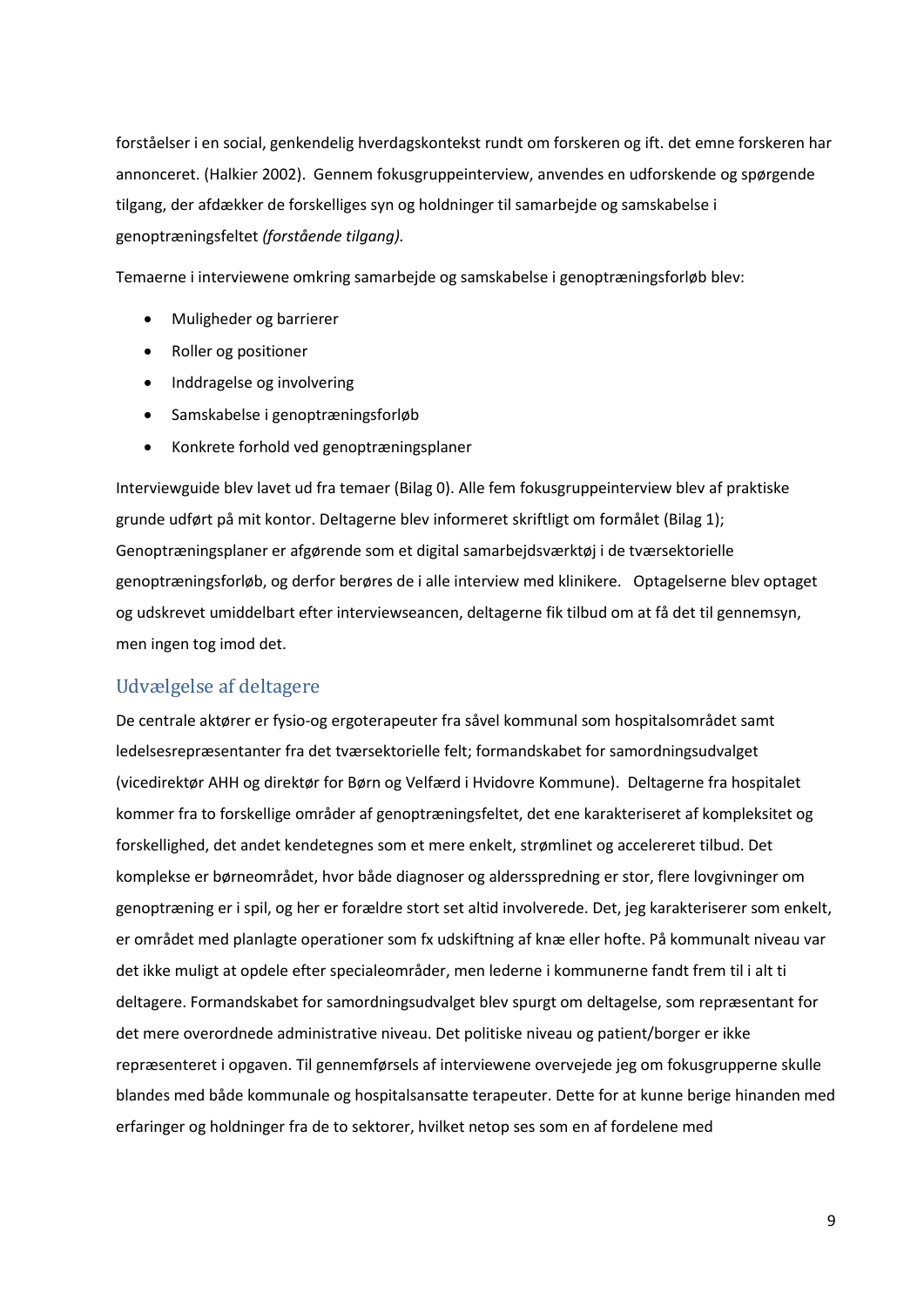forståelser i en social, genkendelig hverdagskontekst rundt om forskeren og ift. det emne forskeren har annonceret. (Halkier 2002). Gennem fokusgruppeinterview, anvendes en udforskende og spørgende tilgang, der afdækker de forskelliges syn og holdninger til samarbejde og samskabelse i genoptræningsfeltet *(forstående tilgang).*

Temaerne i interviewene omkring samarbejde og samskabelse i genoptræningsforløb blev:

- Muligheder og barrierer
- Roller og positioner
- Inddragelse og involvering
- Samskabelse i genoptræningsforløb
- Konkrete forhold ved genoptræningsplaner

Interviewguide blev lavet ud fra temaer (Bilag 0). Alle fem fokusgruppeinterview blev af praktiske grunde udført på mit kontor. Deltagerne blev informeret skriftligt om formålet (Bilag 1); Genoptræningsplaner er afgørende som et digital samarbejdsværktøj i de tværsektorielle genoptræningsforløb, og derfor berøres de i alle interview med klinikere. Optagelserne blev optaget og udskrevet umiddelbart efter interviewseancen, deltagerne fik tilbud om at få det til gennemsyn, men ingen tog imod det.

## Udvælgelse af deltagere

De centrale aktører er fysio-og ergoterapeuter fra såvel kommunal som hospitalsområdet samt ledelsesrepræsentanter fra det tværsektorielle felt; formandskabet for samordningsudvalget (vicedirektør AHH og direktør for Børn og Velfærd i Hvidovre Kommune). Deltagerne fra hospitalet kommer fra to forskellige områder af genoptræningsfeltet, det ene karakteriseret af kompleksitet og forskellighed, det andet kendetegnes som et mere enkelt, strømlinet og accelereret tilbud. Det komplekse er børneområdet, hvor både diagnoser og altersspredning er stor, flere lovgivninger om genoptræning er i spil, og her er forældre stort set altid involverede. Det, jeg karakteriserer som enkelt, er området med planlagte operationer som fx udskiftning af knæ eller hofte. På kommunalt niveau var det ikke muligt at opdele efter specialeområder, men lederne i kommunerne fandt frem til i alt ti deltagere. Formandskabet for samordningsudvalget blev spurgt om deltagelse, som repræsentant for det mere overordnede administrative niveau. Det politiske niveau og patient/borger er ikke repræsenteret i opgaven. Til gennemførsels af interviewene overvejede jeg om fokusgrupperne skulle blandes med både kommunale og hospitalsansatte terapeuter. Dette for at kunne berige hinanden med erfaringer og holdninger fra de to sektorer, hvilket netop ses som en af fordelene med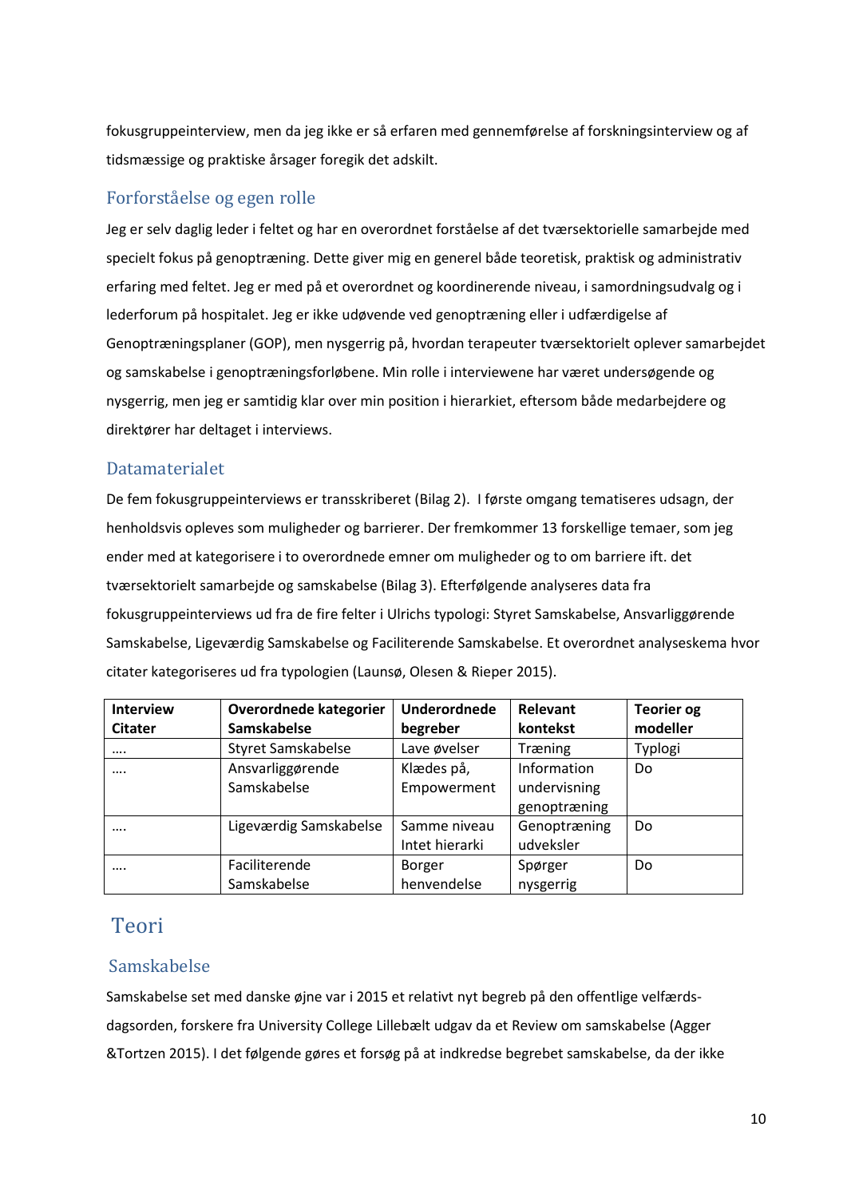fokusgruppeinterview, men da jeg ikke er så erfaren med gennemførelse af forskningsinterview og af tidsmæssige og praktiske årsager foregik det adskilt.

## Forforståelse og egen rolle

Jeg er selv daglig leder i feltet og har en overordnet forståelse af det tværsektorielle samarbejde med specielt fokus på genoptræning. Dette giver mig en generel både teoretisk, praktisk og administrativ erfaring med feltet. Jeg er med på et overordnet og koordinerende niveau, i samordningsudvalg og i lederforum på hospitalet. Jeg er ikke udøvende ved genoptræning eller i udfærdigelse af Genoptræningsplaner (GOP), men nysgerrig på, hvordan terapeuter tværsektorielt oplever samarbejdet og samskabelse i genoptræningsforløbene. Min rolle i interviewene har været undersøgende og nysgerrig, men jeg er samtidig klar over min position i hierarkiet, eftersom både medarbejdere og direktører har deltaget i interviews.

## Datamaterialet

De fem fokusgruppeinterviews er transskriberet (Bilag 2). I første omgang tematiseres udsagn, der henholdsvis opleves som muligheder og barrierer. Der fremkommer 13 forskellige temaer, som jeg ender med at kategorisere i to overordnede emner om muligheder og to om barriere ift. det tværsektorielt samarbejde og samskabelse (Bilag 3). Efterfølgende analyseres data fra fokusgruppeinterviews ud fra de fire felter i Ulrichs typologi: Styret Samskabelse, Ansvarliggørende Samskabelse, Ligeværdig Samskabelse og Faciliterende Samskabelse. Et overordnet analyseskema hvor citater kategoriseres ud fra typologien (Launsø, Olesen & Rieper 2015).

| Interview Citater | Overordnede kategorier Samskabelse | Underordnede begreber | Relevant kontekst | Teorier og modeller |
|---|---|---|---|---|
| .... | Styret Samskabelse | Lave øvelser | Træning | Typlogi |
| .... | Ansvarliggørende Samskabelse | Klædes på, Empowerment | Information undervisning genoptræning | Do |
| .... | Ligeværdig Samskabelse | Samme niveau Intet hierarki | Genoptræning udveksler | Do |
| .... | Faciliterende Samskabelse | Borger henvendelse | Spørger nysgerrig | Do |

# Teori

## Samskabelse

Samskabelse set med danske øjne var i 2015 et relativt nyt begreb på den offentlige velfærds-dagsorden, forskere fra University College Lillebælt udgav da et Review om samskabelse (Agger &Tortzen 2015). I det følgende gøres et forsøg på at indkredse begrebet samskabelse, da der ikke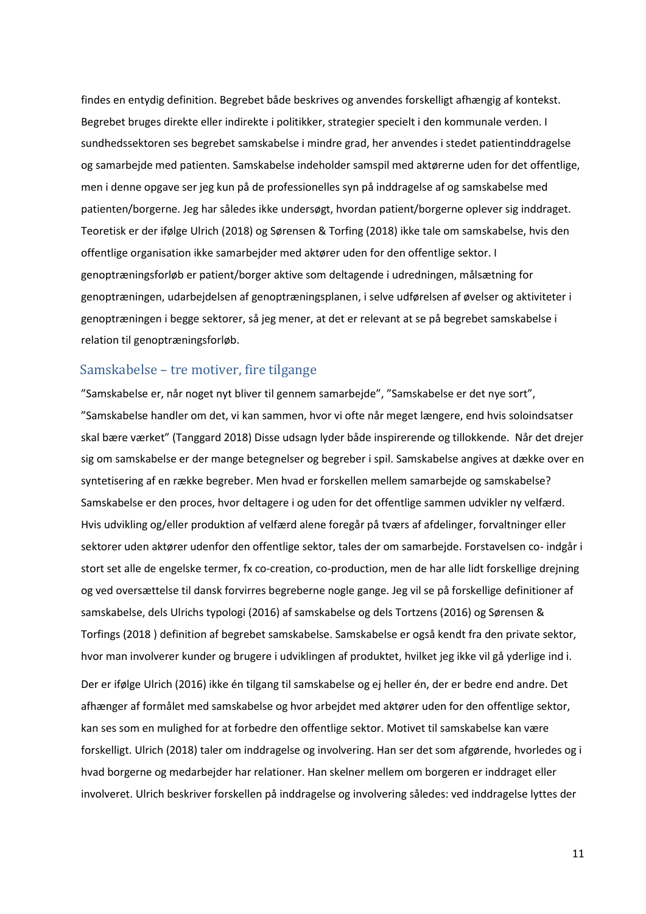findes en entydig definition. Begrebet både beskrives og anvendes forskelligt afhængig af kontekst. Begrebet bruges direkte eller indirekte i politikker, strategier specielt i den kommunale verden. I sundhedssektoren ses begrebet samskabelse i mindre grad, her anvendes i stedet patientinddragelse og samarbejde med patienten. Samskabelse indeholder samspil med aktørerne uden for det offentlige, men i denne opgave ser jeg kun på de professionelles syn på inddragelse af og samskabelse med patienten/borgerne. Jeg har således ikke undersøgt, hvordan patient/borgerne oplever sig inddraget. Teoretisk er der ifølge Ulrich (2018) og Sørensen & Torfing (2018) ikke tale om samskabelse, hvis den offentlige organisation ikke samarbejder med aktører uden for den offentlige sektor. I genoptræningsforløb er patient/borger aktive som deltagende i udredningen, målsætning for genoptræningen, udarbejdelsen af genoptræningsplanen, i selve udførelsen af øvelser og aktiviteter i genoptræningen i begge sektorer, så jeg mener, at det er relevant at se på begrebet samskabelse i relation til genoptræningsforløb.

## Samskabelse – tre motiver, fire tilgange

"Samskabelse er, når noget nyt bliver til gennem samarbejde", "Samskabelse er det nye sort", "Samskabelse handler om det, vi kan sammen, hvor vi ofte når meget længere, end hvis soloindsatser skal bære værket" (Tanggard 2018) Disse udsagn lyder både inspirerende og tillokkende. Når det drejer sig om samskabelse er der mange betegnelser og begreber i spil. Samskabelse angives at dække over en syntetisering af en række begreber. Men hvad er forskellen mellem samarbejde og samskabelse? Samskabelse er den proces, hvor deltagere i og uden for det offentlige sammen udvikler ny velfærd. Hvis udvikling og/eller produktion af velfærd alene foregår på tværs af afdelinger, forvaltninger eller sektorer uden aktører udenfor den offentlige sektor, tales der om samarbejde. Forstavelsen co- indgår i stort set alle de engelske termer, fx co-creation, co-production, men de har alle lidt forskellige drejning og ved oversættelse til dansk forvirres begreberne nogle gange. Jeg vil se på forskellige definitioner af samskabelse, dels Ulrichs typologi (2016) af samskabelse og dels Tortzens (2016) og Sørensen & Torfings (2018 ) definition af begrebet samskabelse. Samskabelse er også kendt fra den private sektor, hvor man involverer kunder og brugere i udviklingen af produktet, hvilket jeg ikke vil gå yderlige ind i.

Der er ifølge Ulrich (2016) ikke én tilgang til samskabelse og ej heller én, der er bedre end andre. Det afhænger af formålet med samskabelse og hvor arbejdet med aktører uden for den offentlige sektor, kan ses som en mulighed for at forbedre den offentlige sektor. Motivet til samskabelse kan være forskelligt. Ulrich (2018) taler om inddragelse og involvering. Han ser det som afgørende, hvorledes og i hvad borgerne og medarbejder har relationer. Han skelner mellem om borgeren er inddraget eller involveret. Ulrich beskriver forskellen på inddragelse og involvering således: ved inddragelse lyttes der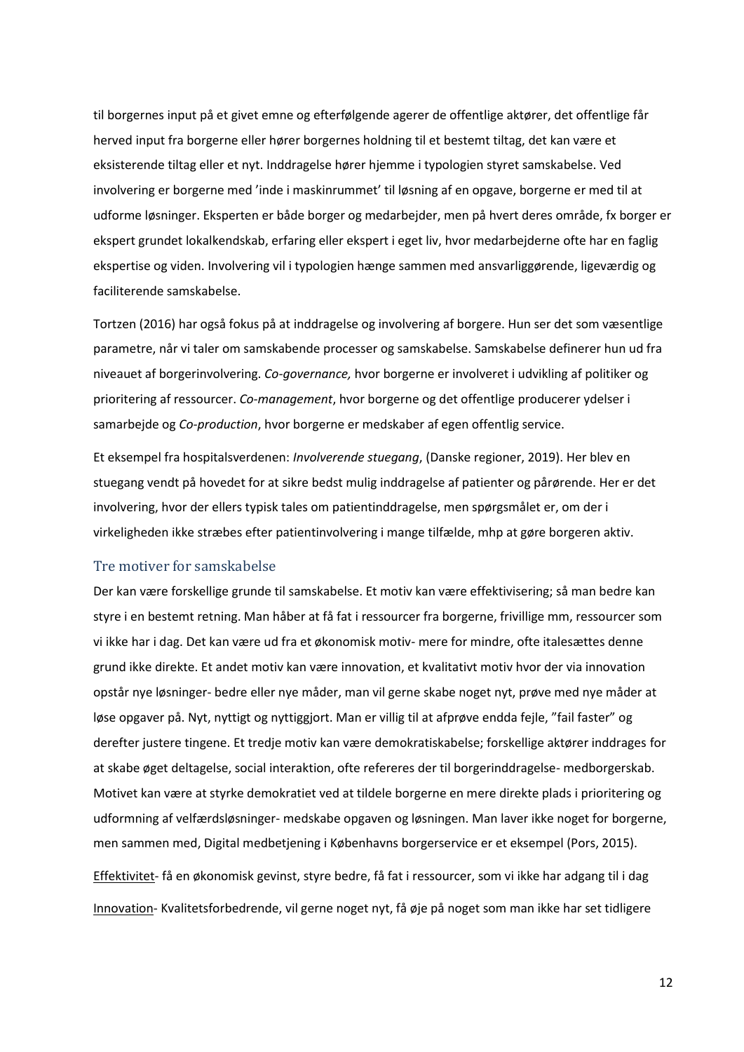til borgernes input på et givet emne og efterfølgende agerer de offentlige aktører, det offentlige får herved input fra borgerne eller hører borgernes holdning til et bestemt tiltag, det kan være et eksisterende tiltag eller et nyt. Inddragelse hører hjemme i typologien styret samskabelse. Ved involvering er borgerne med 'inde i maskinrummet' til løsning af en opgave, borgerne er med til at udforme løsninger. Eksperten er både borger og medarbejder, men på hvert deres område, fx borger er ekspert grundet lokalkendskab, erfaring eller ekspert i eget liv, hvor medarbejderne ofte har en faglig ekspertise og viden. Involvering vil i typologien hænge sammen med ansvarliggørende, ligeværdig og faciliterende samskabelse.

Tortzen (2016) har også fokus på at inddragelse og involvering af borgere. Hun ser det som væsentlige parametre, når vi taler om samskabende processer og samskabelse. Samskabelse definerer hun ud fra niveauet af borgerinvolvering. *Co-governance,* hvor borgerne er involveret i udvikling af politiker og prioritering af ressourcer. *Co-management*, hvor borgerne og det offentlige producerer ydelser i samarbejde og *Co-production*, hvor borgerne er medskaber af egen offentlig service.

Et eksempel fra hospitalsverdenen: *Involverende stuegang*, (Danske regioner, 2019). Her blev en stuegang vendt på hovedet for at sikre bedst mulig inddragelse af patienter og pårørende. Her er det involvering, hvor der ellers typisk tales om patientinddragelse, men spørgsmålet er, om der i virkeligheden ikke stræbes efter patientinvolvering i mange tilfælde, mhp at gøre borgeren aktiv.

## Tre motiver for samskabelse

Der kan være forskellige grunde til samskabelse. Et motiv kan være effektivisering; så man bedre kan styre i en bestemt retning. Man håber at få fat i ressourcer fra borgerne, frivillige mm, ressourcer som vi ikke har i dag. Det kan være ud fra et økonomisk motiv- mere for mindre, ofte italesættes denne grund ikke direkte. Et andet motiv kan være innovation, et kvalitativt motiv hvor der via innovation opstår nye løsninger- bedre eller nye måder, man vil gerne skabe noget nyt, prøve med nye måder at løse opgaver på. Nyt, nyttigt og nyttiggjort. Man er villig til at afprøve endda fejle, "fail faster" og derefter justere tingene. Et tredje motiv kan være demokratiskabelse; forskellige aktører inddrages for at skabe øget deltagelse, social interaktion, ofte refereres der til borgerinddragelse- medborgerskab. Motivet kan være at styrke demokratiet ved at tildele borgerne en mere direkte plads i prioritering og udformning af velfærdsløsninger- medskabe opgaven og løsningen. Man laver ikke noget for borgerne, men sammen med, Digital medbetjening i Københavns borgerservice er et eksempel (Pors, 2015).

<u>Effektivitet</u>- få en økonomisk gevinst, styre bedre, få fat i ressourcer, som vi ikke har adgang til i dag

<u>Innovation</u>- Kvalitetsforbedrende, vil gerne noget nyt, få øje på noget som man ikke har set tidligere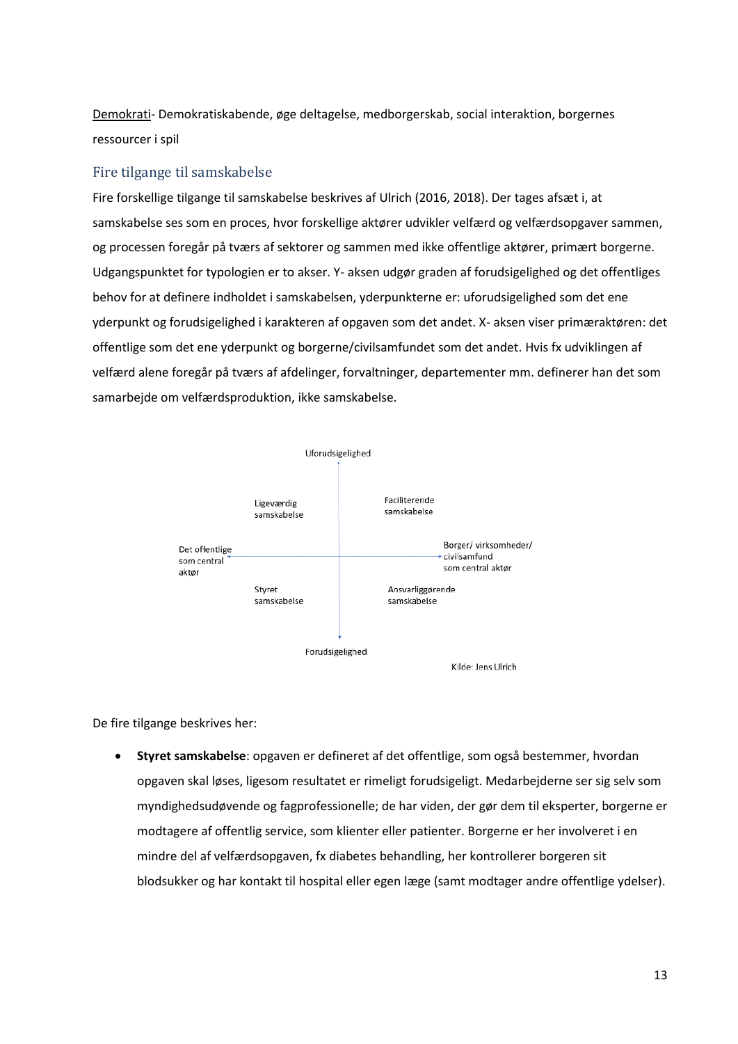<u>Demokrati</u>- Demokratiskabende, øge deltagelse, medborgerskab, social interaktion, borgernes ressourcer i spil

## Fire tilgange til samskabelse

Fire forskellige tilgange til samskabelse beskrives af Ulrich (2016, 2018). Der tages afsæt i, at samskabelse ses som en proces, hvor forskellige aktører udvikler velfærd og velfærdsopgaver sammen, og processen foregår på tværs af sektorer og sammen med ikke offentlige aktører, primært borgerne. Udgangspunktet for typologien er to akser. Y- aksen udgør graden af forudsigelighed og det offentliges behov for at definere indholdet i samskabelsen, yderpunkterne er: uforudsigelighed som det ene yderpunkt og forudsigelighed i karakteren af opgaven som det andet. X- aksen viser primæraktøren: det offentlige som det ene yderpunkt og borgerne/civilsamfundet som det andet. Hvis fx udviklingen af velfærd alene foregår på tværs af afdelinger, forvaltninger, departementer mm. definerer han det som samarbejde om velfærdsproduktion, ikke samskabelse.

Uforudsigelighed

Ligeværdig samskabelse

Faciliterende samskabelse

Det offentlige som central aktør

Borger/ virksomheder/ civilsamfund som central aktør

Styret samskabelse

Ansvarliggørende samskabelse

Forudsigelighed

Kilde: Jens Ulrich

De fire tilgange beskrives her:

- **Styret samskabelse**: opgaven er defineret af det offentlige, som også bestemmer, hvordan opgaven skal løses, ligesom resultatet er rimeligt forudsigeligt. Medarbejderne ser sig selv som myndighedsudøvende og fagprofessionelle; de har viden, der gør dem til eksperter, borgerne er modtagere af offentlig service, som klienter eller patienter. Borgerne er her involveret i en mindre del af velfærdsopgaven, fx diabetes behandling, her kontrollerer borgeren sit blodsukker og har kontakt til hospital eller egen læge (samt modtager andre offentlige ydelser).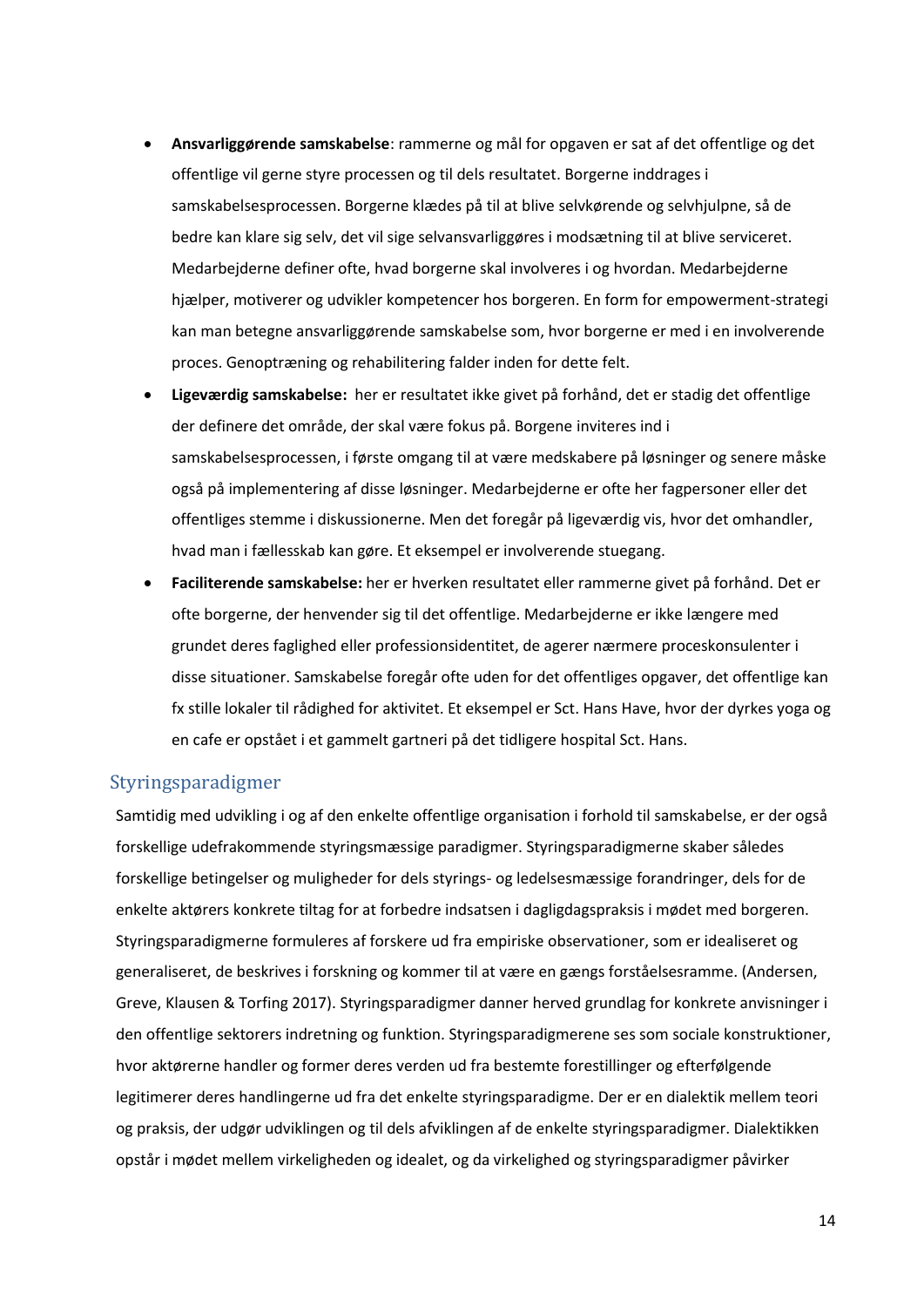- **Ansvarliggørende samskabelse**: rammerne og mål for opgaven er sat af det offentlige og det offentlige vil gerne styre processen og til dels resultatet. Borgerne inddrages i samskabelsesprocessen. Borgerne klædes på til at blive selvkørende og selvhjulpne, så de bedre kan klare sig selv, det vil sige selvansvarliggøres i modsætning til at blive serviceret. Medarbejderne definer ofte, hvad borgerne skal involveres i og hvordan. Medarbejderne hjælper, motiverer og udvikler kompetencer hos borgeren. En form for empowerment-strategi kan man betegne ansvarliggørende samskabelse som, hvor borgerne er med i en involverende proces. Genoptræning og rehabilitering falder inden for dette felt.
- **Ligeværdig samskabelse:** her er resultatet ikke givet på forhånd, det er stadig det offentlige der definere det område, der skal være fokus på. Borgene inviteres ind i samskabelsesprocessen, i første omgang til at være medskabere på løsninger og senere måske også på implementering af disse løsninger. Medarbejderne er ofte her fagpersoner eller det offentliges stemme i diskussionerne. Men det foregår på ligeværdig vis, hvor det omhandler, hvad man i fællesskab kan gøre. Et eksempel er involverende stuegang.
- **Faciliterende samskabelse:** her er hverken resultatet eller rammerne givet på forhånd. Det er ofte borgerne, der henvender sig til det offentlige. Medarbejderne er ikke længere med grundet deres faglighed eller professionsidentitet, de agerer nærmere proceskonsulenter i disse situationer. Samskabelse foregår ofte uden for det offentliges opgaver, det offentlige kan fx stille lokaler til rådighed for aktivitet. Et eksempel er Sct. Hans Have, hvor der dyrkes yoga og en cafe er opstået i et gammelt gartneri på det tidligere hospital Sct. Hans.

## Styringsparadigmer

Samtidig med udvikling i og af den enkelte offentlige organisation i forhold til samskabelse, er der også forskellige udefrakommende styringsmæssige paradigmer. Styringsparadigmerne skaber således forskellige betingelser og muligheder for dels styrings- og ledelsesmæssige forandringer, dels for de enkelte aktørers konkrete tiltag for at forbedre indsatsen i dagligdagspraksis i mødet med borgeren. Styringsparadigmerne formuleres af forskere ud fra empiriske observationer, som er idealiseret og generaliseret, de beskrives i forskning og kommer til at være en gængs forståelsesramme. (Andersen, Greve, Klausen & Torfing 2017). Styringsparadigmer danner herved grundlag for konkrete anvisninger i den offentlige sektorers indretning og funktion. Styringsparadigmerene ses som sociale konstruktioner, hvor aktørerne handler og former deres verden ud fra bestemte forestillinger og efterfølgende legitimerer deres handlingerne ud fra det enkelte styringsparadigme. Der er en dialektik mellem teori og praksis, der udgør udviklingen og til dels afviklingen af de enkelte styringsparadigmer. Dialektikken opstår i mødet mellem virkeligheden og idealet, og da virkelighed og styringsparadigmer påvirker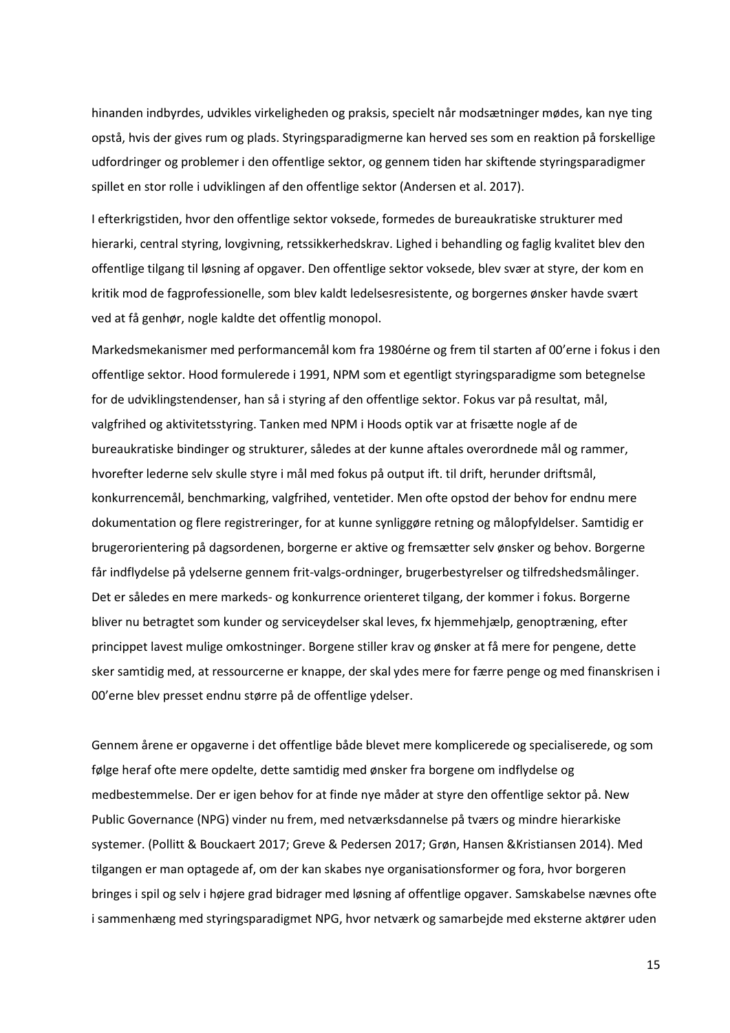hinanden indbyrdes, udvikles virkeligheden og praksis, specielt når modsætninger mødes, kan nye ting opstå, hvis der gives rum og plads. Styringsparadigmerne kan herved ses som en reaktion på forskellige udfordringer og problemer i den offentlige sektor, og gennem tiden har skiftende styringsparadigmer spillet en stor rolle i udviklingen af den offentlige sektor (Andersen et al. 2017).

I efterkrigstiden, hvor den offentlige sektor voksede, formedes de bureaukratiske strukturer med hierarki, central styring, lovgivning, retssikkerhedskrav. Lighed i behandling og faglig kvalitet blev den offentlige tilgang til løsning af opgaver. Den offentlige sektor voksede, blev svær at styre, der kom en kritik mod de fagprofessionelle, som blev kaldt ledelsesresistente, og borgernes ønsker havde svært ved at få genhør, nogle kaldte det offentlig monopol.

Markedsmekanismer med performancemål kom fra 1980érne og frem til starten af 00'erne i fokus i den offentlige sektor. Hood formulerede i 1991, NPM som et egentligt styringsparadigme som betegnelse for de udviklingstendenser, han så i styring af den offentlige sektor. Fokus var på resultat, mål, valgfrihed og aktivitetsstyring. Tanken med NPM i Hoods optik var at frisætte nogle af de bureaukratiske bindinger og strukturer, således at der kunne aftales overordnede mål og rammer, hvorefter lederne selv skulle styre i mål med fokus på output ift. til drift, herunder driftsmål, konkurrencemål, benchmarking, valgfrihed, ventetider. Men ofte opstod der behov for endnu mere dokumentation og flere registreringer, for at kunne synliggøre retning og målopfyldelser. Samtidig er brugerorientering på dagsordenen, borgerne er aktive og fremsætter selv ønsker og behov. Borgerne får indflydelse på ydelserne gennem frit-valgs-ordninger, brugerbestyrelser og tilfredshedsmålinger. Det er således en mere markeds- og konkurrence orienteret tilgang, der kommer i fokus. Borgerne bliver nu betragtet som kunder og serviceydelser skal leves, fx hjemmehjælp, genoptræning, efter princippet lavest mulige omkostninger. Borgene stiller krav og ønsker at få mere for pengene, dette sker samtidig med, at ressourcerne er knappe, der skal ydes mere for færre penge og med finanskrisen i 00'erne blev presset endnu større på de offentlige ydelser.

Gennem årene er opgaverne i det offentlige både blevet mere komplicerede og specialiserede, og som følge heraf ofte mere opdelte, dette samtidig med ønsker fra borgene om indflydelse og medbestemmelse. Der er igen behov for at finde nye måder at styre den offentlige sektor på. New Public Governance (NPG) vinder nu frem, med netværksdannelse på tværs og mindre hierarkiske systemer. (Pollitt & Bouckaert 2017; Greve & Pedersen 2017; Grøn, Hansen &Kristiansen 2014). Med tilgangen er man optagede af, om der kan skabes nye organisationsformer og fora, hvor borgeren bringes i spil og selv i højere grad bidrager med løsning af offentlige opgaver. Samskabelse nævnes ofte i sammenhæng med styringsparadigmet NPG, hvor netværk og samarbejde med eksterne aktører uden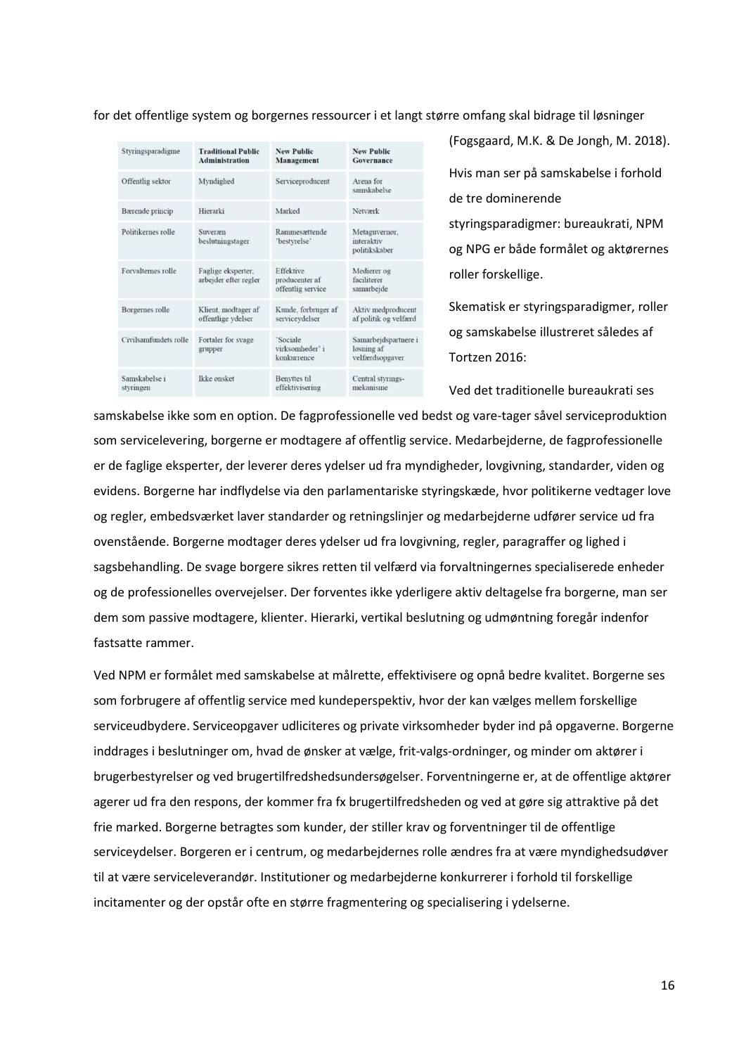for det offentlige system og borgernes ressourcer i et langt større omfang skal bidrage til løsninger (Fogsgaard, M.K. & De Jongh, M. 2018).

Hvis man ser på samskabelse i forhold de tre dominerende styringsparadigmer: bureaukrati, NPM og NPG er både formålet og aktørernes roller forskellige.

Skematisk er styringsparadigmer, roller og samskabelse illustreret således af Tortzen 2016:

| Styringsparadigme | Traditional Public Administration | New Public Management | New Public Governance |
|---|---|---|---|
| Offentlig sektor | Myndighed | Serviceproducent | Arena for samskabelse |
| Bærende princip | Hierarki | Marked | Netværk |
| Politikernes rolle | Suveræn beslutningstager | Rammesættende 'bestyrelse' | Metaguvernør, interaktiv politikskaber |
| Forvalternes rolle | Faglige eksperter, arbejder efter regler | Effektive producenter af offentlig service | Medierer og faciliterer samarbejde |
| Borgernes rolle | Klient, modtager af offentlige ydelser | Kunde, forbruger af serviceydelser | Aktiv medproducent af politik og velfærd |
| Civilsamfundets rolle | Fortaler for svage grupper | 'Sociale virksomheder' i konkurrence | Samarbejdspartnere i løsning af velfærdsopgaver |
| Samskabelse i styringen | Ikke ønsket | Benyttes til effektivisering | Central styrings-mekanisme |

Ved det traditionelle bureaukrati ses samskabelse ikke som en option. De fagprofessionelle ved bedst og vare-tager såvel serviceproduktion som servicelevering, borgerne er modtagere af offentlig service. Medarbejderne, de fagprofessionelle er de faglige eksperter, der leverer deres ydelser ud fra myndigheder, lovgivning, standarder, viden og evidens. Borgerne har indflydelse via den parlamentariske styringskæde, hvor politikerne vedtager love og regler, embedsværket laver standarder og retningslinjer og medarbejderne udfører service ud fra ovenstående. Borgerne modtager deres ydelser ud fra lovgivning, regler, paragraffer og lighed i sagsbehandling. De svage borgere sikres retten til velfærd via forvaltningernes specialiserede enheder og de professionelles overvejelser. Der forventes ikke yderligere aktiv deltagelse fra borgerne, man ser dem som passive modtagere, klienter. Hierarki, vertikal beslutning og udmøntning foregår indenfor fastsatte rammer.

Ved NPM er formålet med samskabelse at målrette, effektivisere og opnå bedre kvalitet. Borgerne ses som forbrugere af offentlig service med kundeperspektiv, hvor der kan vælges mellem forskellige serviceudbydere. Serviceopgaver udliciteres og private virksomheder byder ind på opgaverne. Borgerne inddrages i beslutninger om, hvad de ønsker at vælge, frit-valgs-ordninger, og minder om aktører i brugerbestyrelser og ved brugertilfredshedsundersøgelser. Forventningerne er, at de offentlige aktører agerer ud fra den respons, der kommer fra fx brugertilfredsheden og ved at gøre sig attraktive på det frie marked. Borgerne betragtes som kunder, der stiller krav og forventninger til de offentlige serviceydelser. Borgeren er i centrum, og medarbejdernes rolle ændres fra at være myndighedsudøver til at være serviceleverandør. Institutioner og medarbejderne konkurrerer i forhold til forskellige incitamenter og der opstår ofte en større fragmentering og specialisering i ydelserne.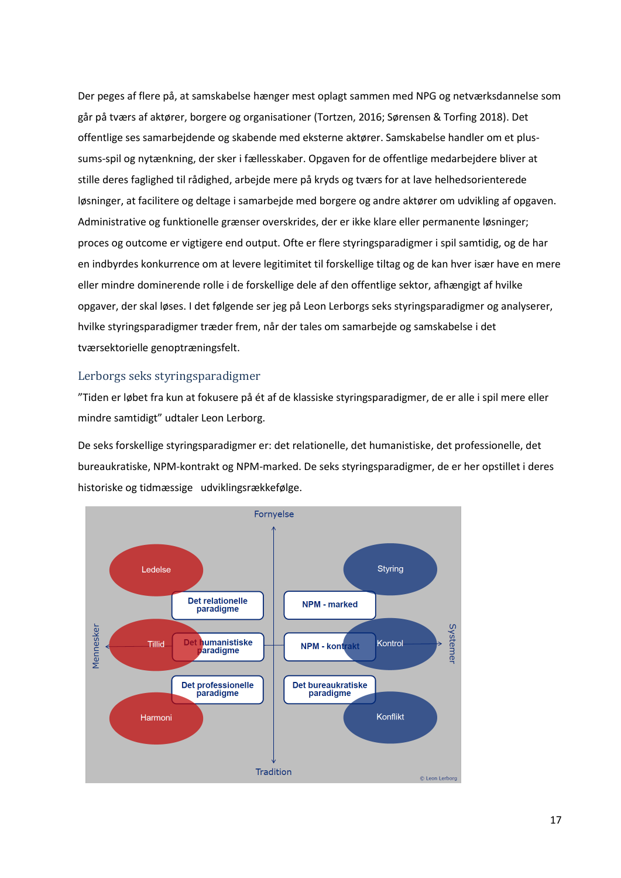Der peges af flere på, at samskabelse hænger mest oplagt sammen med NPG og netværksdannelse som går på tværs af aktører, borgere og organisationer (Tortzen, 2016; Sørensen & Torfing 2018). Det offentlige ses samarbejdende og skabende med eksterne aktører. Samskabelse handler om et plus-sums-spil og nytænkning, der sker i fællesskaber. Opgaven for de offentlige medarbejdere bliver at stille deres faglighed til rådighed, arbejde mere på kryds og tværs for at lave helhedsorienterede løsninger, at facilitere og deltage i samarbejde med borgere og andre aktører om udvikling af opgaven. Administrative og funktionelle grænser overskrides, der er ikke klare eller permanente løsninger; proces og outcome er vigtigere end output. Ofte er flere styringsparadigmer i spil samtidig, og de har en indbyrdes konkurrence om at levere legitimitet til forskellige tiltag og de kan hver især have en mere eller mindre dominerende rolle i de forskellige dele af den offentlige sektor, afhængigt af hvilke opgaver, der skal løses. I det følgende ser jeg på Leon Lerborgs seks styringsparadigmer og analyserer, hvilke styringsparadigmer træder frem, når der tales om samarbejde og samskabelse i det tværsektorielle genoptræningsfelt.

## Lerborgs seks styringsparadigmer

”Tiden er løbet fra kun at fokusere på ét af de klassiske styringsparadigmer, de er alle i spil mere eller mindre samtidigt” udtaler Leon Lerborg.

De seks forskellige styringsparadigmer er: det relationelle, det humanistiske, det professionelle, det bureaukratiske, NPM-kontrakt og NPM-marked. De seks styringsparadigmer, de er her opstillet i deres historiske og tidmæssige udviklingsrækkefølge.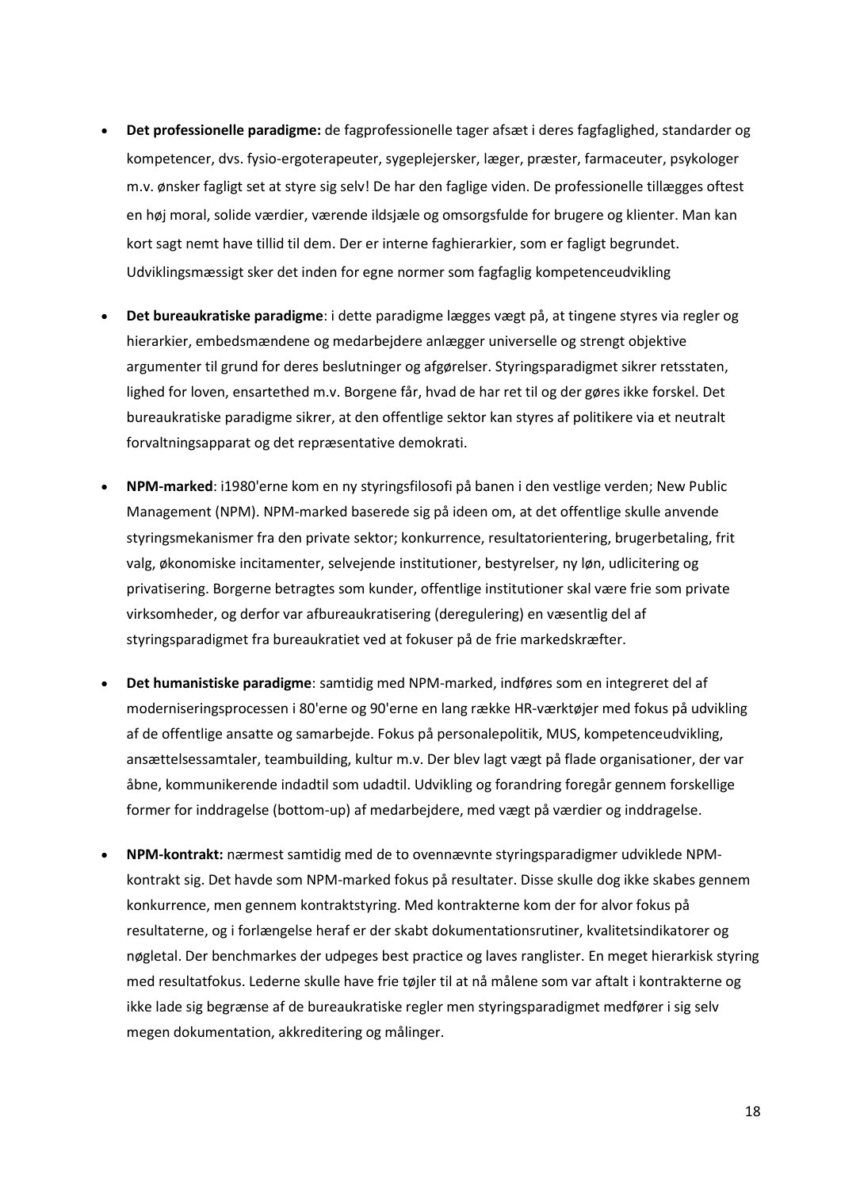- **Det professionelle paradigme:** de fagprofessionelle tager afsæt i deres fagfaglighed, standarder og kompetencer, dvs. fysio-ergoterapeuter, sygeplejersker, læger, præster, farmaceuter, psykologer m.v. ønsker fagligt set at styre sig selv! De har den faglige viden. De professionelle tillægges oftest en høj moral, solide værdier, værende ildsjæle og omsorgsfulde for brugere og klienter. Man kan kort sagt nemt have tillid til dem. Der er interne faghierarkier, som er fagligt begrundet. Udviklingsmæssigt sker det inden for egne normer som fagfaglig kompetenceudvikling

- **Det bureaukratiske paradigme**: i dette paradigme lægges vægt på, at tingene styres via regler og hierarkier, embedsmændene og medarbejdere anlægger universelle og strengt objektive argumenter til grund for deres beslutninger og afgørelser. Styringsparadigmet sikrer retsstaten, lighed for loven, ensartethed m.v. Borgene får, hvad de har ret til og der gøres ikke forskel. Det bureaukratiske paradigme sikrer, at den offentlige sektor kan styres af politikere via et neutralt forvaltningsapparat og det repræsentative demokrati.

- **NPM-marked**: i1980'erne kom en ny styringsfilosofi på banen i den vestlige verden; New Public Management (NPM). NPM-marked baserede sig på ideen om, at det offentlige skulle anvende styringsmekanismer fra den private sektor; konkurrence, resultatorientering, brugerbetaling, frit valg, økonomiske incitamenter, selvejende institutioner, bestyrelser, ny løn, udlicitering og privatisering. Borgerne betragtes som kunder, offentlige institutioner skal være frie som private virksomheder, og derfor var afbureaukratisering (deregulering) en væsentlig del af styringsparadigmet fra bureaukratiet ved at fokuser på de frie markedskræfter.

- **Det humanistiske paradigme**: samtidig med NPM-marked, indføres som en integreret del af moderniseringsprocessen i 80'erne og 90'erne en lang række HR-værktøjer med fokus på udvikling af de offentlige ansatte og samarbejde. Fokus på personalepolitik, MUS, kompetenceudvikling, ansættelsessamtaler, teambuilding, kultur m.v. Der blev lagt vægt på flade organisationer, der var åbne, kommunikerende indadtil som udadtil. Udvikling og forandring foregår gennem forskellige former for inddragelse (bottom-up) af medarbejdere, med vægt på værdier og inddragelse.

- **NPM-kontrakt:** nærmest samtidig med de to ovennævnte styringsparadigmer udviklede NPM-kontrakt sig. Det havde som NPM-marked fokus på resultater. Disse skulle dog ikke skabes gennem konkurrence, men gennem kontraktstyring. Med kontrakterne kom der for alvor fokus på resultaterne, og i forlængelse heraf er der skabt dokumentationsrutiner, kvalitetsindikatorer og nøgletal. Der benchmarkes der udpeges best practice og laves ranglister. En meget hierarkisk styring med resultatfokus. Lederne skulle have frie tøjler til at nå målene som var aftalt i kontrakterne og ikke lade sig begrænse af de bureaukratiske regler men styringsparadigmet medfører i sig selv megen dokumentation, akkreditering og målinger.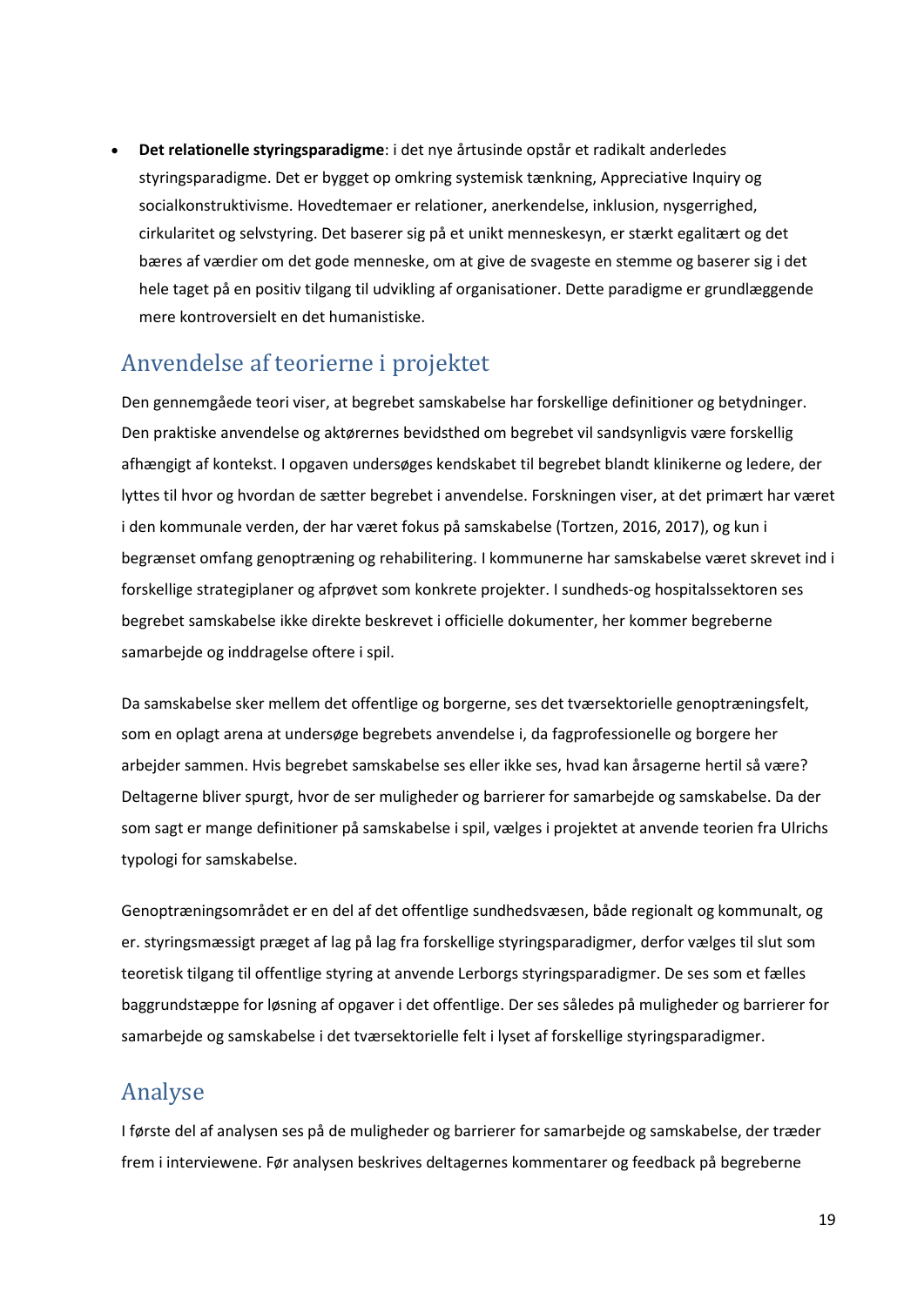- **Det relationelle styringsparadigme**: i det nye årtusinde opstår et radikalt anderledes styringsparadigme. Det er bygget op omkring systemisk tænkning, Appreciative Inquiry og socialkonstruktivisme. Hovedtemaer er relationer, anerkendelse, inklusion, nysgerrighed, cirkularitet og selvstyring. Det baserer sig på et unikt menneskesyn, er stærkt egalitært og det bæres af værdier om det gode menneske, om at give de svageste en stemme og baserer sig i det hele taget på en positiv tilgang til udvikling af organisationer. Dette paradigme er grundlæggende mere kontroversielt en det humanistiske.

## Anvendelse af teorierne i projektet

Den gennemgåede teori viser, at begrebet samskabelse har forskellige definitioner og betydninger. Den praktiske anvendelse og aktørernes bevidsthed om begrebet vil sandsynligvis være forskellig afhængigt af kontekst. I opgaven undersøges kendskabet til begrebet blandt klinikerne og ledere, der lyttes til hvor og hvordan de sætter begrebet i anvendelse. Forskningen viser, at det primært har været i den kommunale verden, der har været fokus på samskabelse (Tortzen, 2016, 2017), og kun i begrænset omfang genoptræning og rehabilitering. I kommunerne har samskabelse været skrevet ind i forskellige strategiplaner og afprøvet som konkrete projekter. I sundheds-og hospitalssektoren ses begrebet samskabelse ikke direkte beskrevet i officielle dokumenter, her kommer begreberne samarbejde og inddragelse oftere i spil.

Da samskabelse sker mellem det offentlige og borgerne, ses det tværsektorielle genoptræningsfelt, som en oplagt arena at undersøge begrebets anvendelse i, da fagprofessionelle og borgere her arbejder sammen. Hvis begrebet samskabelse ses eller ikke ses, hvad kan årsagerne hertil så være? Deltagerne bliver spurgt, hvor de ser muligheder og barrierer for samarbejde og samskabelse. Da der som sagt er mange definitioner på samskabelse i spil, vælges i projektet at anvende teorien fra Ulrichs typologi for samskabelse.

Genoptræningsområdet er en del af det offentlige sundhedsvæsen, både regionalt og kommunalt, og er. styringsmæssigt præget af lag på lag fra forskellige styringsparadigmer, derfor vælges til slut som teoretisk tilgang til offentlige styring at anvende Lerborgs styringsparadigmer. De ses som et fælles baggrundstæppe for løsning af opgaver i det offentlige. Der ses således på muligheder og barrierer for samarbejde og samskabelse i det tværsektorielle felt i lyset af forskellige styringsparadigmer.

## Analyse

I første del af analysen ses på de muligheder og barrierer for samarbejde og samskabelse, der træder frem i interviewene. Før analysen beskrives deltagernes kommentarer og feedback på begreberne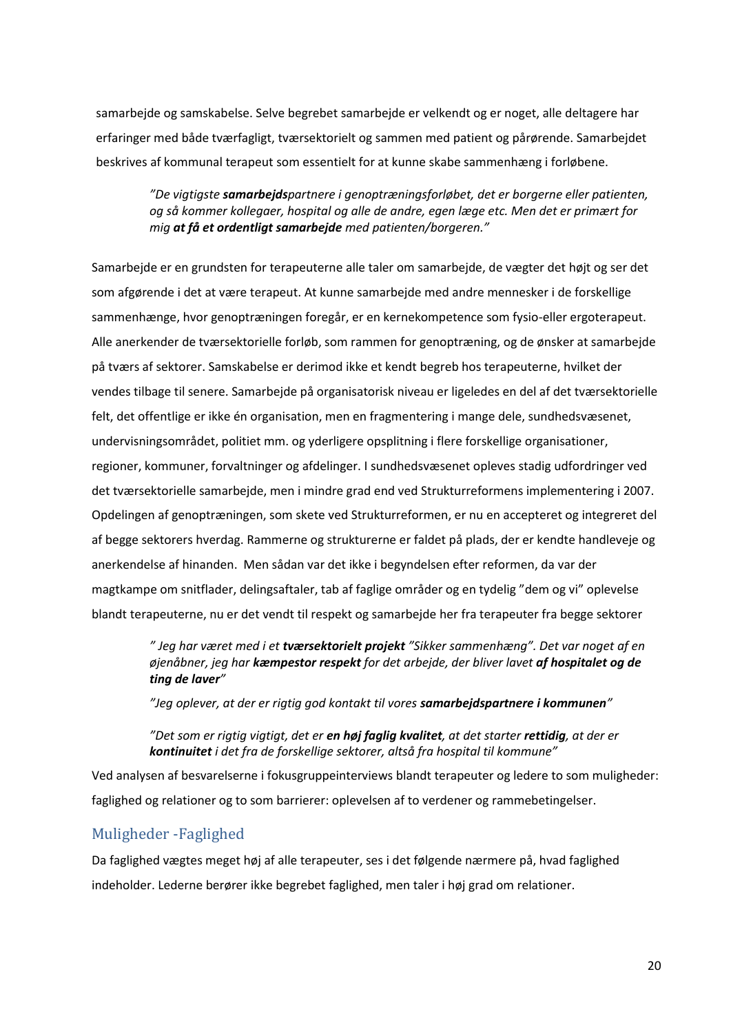samarbejde og samskabelse. Selve begrebet samarbejde er velkendt og er noget, alle deltagere har erfaringer med både tværfagligt, tværsektorielt og sammen med patient og pårørende. Samarbejdet beskrives af kommunal terapeut som essentielt for at kunne skabe sammenhæng i forløbene.

> *"De vigtigste **samarbejds**partnere i genoptræningsforløbet, det er borgerne eller patienten, og så kommer kollegaer, hospital og alle de andre, egen læge etc. Men det er primært for mig **at få et ordentligt samarbejde** med patienten/borgeren."*

Samarbejde er en grundsten for terapeuterne alle taler om samarbejde, de vægter det højt og ser det som afgørende i det at være terapeut. At kunne samarbejde med andre mennesker i de forskellige sammenhænge, hvor genoptræningen foregår, er en kernekompetence som fysio-eller ergoterapeut. Alle anerkender de tværsektorielle forløb, som rammen for genoptræning, og de ønsker at samarbejde på tværs af sektorer. Samskabelse er derimod ikke et kendt begreb hos terapeuterne, hvilket der vendes tilbage til senere. Samarbejde på organisatorisk niveau er ligeledes en del af det tværsektorielle felt, det offentlige er ikke én organisation, men en fragmentering i mange dele, sundhedsvæsenet, undervisningsområdet, politiet mm. og yderligere opsplitning i flere forskellige organisationer, regioner, kommuner, forvaltninger og afdelinger. I sundhedsvæsenet opleves stadig udfordringer ved det tværsektorielle samarbejde, men i mindre grad end ved Strukturreformens implementering i 2007. Opdelingen af genoptræningen, som skete ved Strukturreformen, er nu en accepteret og integreret del af begge sektorers hverdag. Rammerne og strukturerne er faldet på plads, der er kendte handleveje og anerkendelse af hinanden. Men sådan var det ikke i begyndelsen efter reformen, da var der magtkampe om snitflader, delingsaftaler, tab af faglige områder og en tydelig "dem og vi" oplevelse blandt terapeuterne, nu er det vendt til respekt og samarbejde her fra terapeuter fra begge sektorer

> *" Jeg har været med i et **tværsektorielt projekt** "Sikker sammenhæng". Det var noget af en øjenåbner, jeg har **kæmpestor respekt** for det arbejde, der bliver lavet **af hospitalet og de ting de laver**"*
>
> *"Jeg oplever, at der er rigtig god kontakt til vores **samarbejdspartnere i kommunen**"*
>
> *"Det som er rigtig vigtigt, det er **en høj faglig kvalitet**, at det starter **rettidig**, at der er **kontinuitet** i det fra de forskellige sektorer, altså fra hospital til kommune"*

Ved analysen af besvarelserne i fokusgruppeinterviews blandt terapeuter og ledere to som muligheder: faglighed og relationer og to som barrierer: oplevelsen af to verdener og rammebetingelser.

## Muligheder -Faglighed

Da faglighed vægtes meget høj af alle terapeuter, ses i det følgende nærmere på, hvad faglighed indeholder. Lederne berører ikke begrebet faglighed, men taler i høj grad om relationer.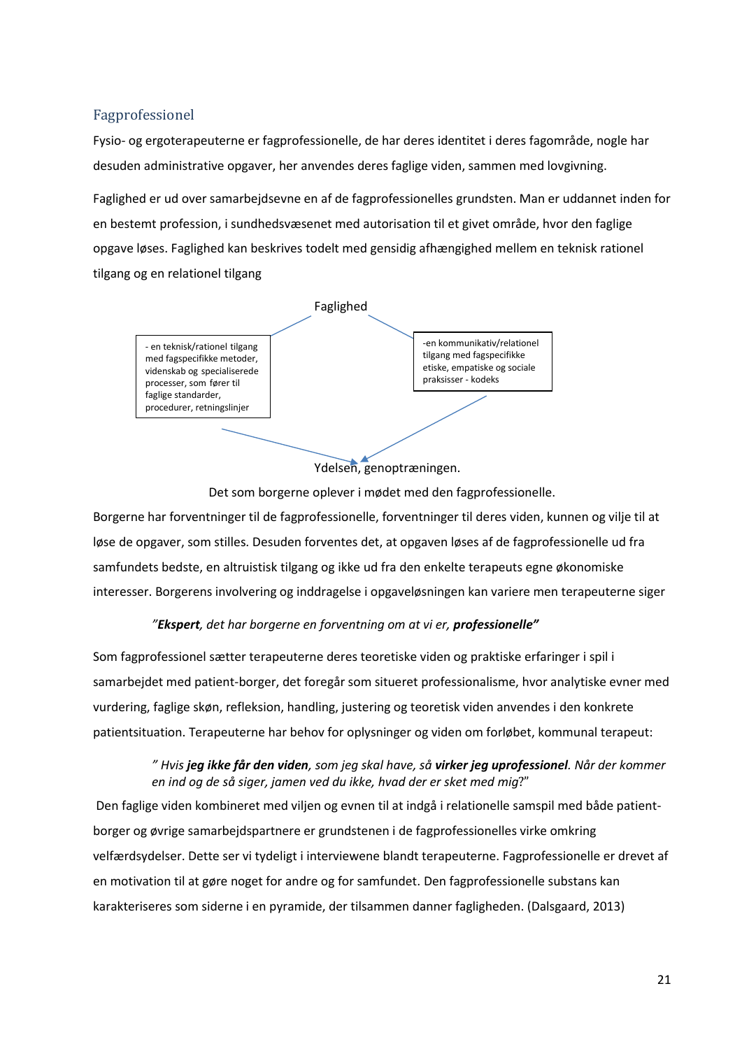## Fagprofessionel

Fysio- og ergoterapeuterne er fagprofessionelle, de har deres identitet i deres fagområde, nogle har desuden administrative opgaver, her anvendes deres faglige viden, sammen med lovgivning.

Faglighed er ud over samarbejdsevne en af de fagprofessionelles grundsten. Man er uddannet inden for en bestemt profession, i sundhedsvæsenet med autorisation til et givet område, hvor den faglige opgave løses. Faglighed kan beskrives todelt med gensidig afhængighed mellem en teknisk rationel tilgang og en relationel tilgang

Faglighed

- en teknisk/rationel tilgang med fagspecifikke metoder, videnskab og specialiserede processer, som fører til faglige standarder, procedurer, retningslinjer

-en kommunikativ/relationel tilgang med fagspecifikke etiske, empatiske og sociale praksisser - kodeks

Ydelsen, genoptræningen.

Det som borgerne oplever i mødet med den fagprofessionelle.

Borgerne har forventninger til de fagprofessionelle, forventninger til deres viden, kunnen og vilje til at løse de opgaver, som stilles. Desuden forventes det, at opgaven løses af de fagprofessionelle ud fra samfundets bedste, en altruistisk tilgang og ikke ud fra den enkelte terapeuts egne økonomiske interesser. Borgerens involvering og inddragelse i opgaveløsningen kan variere men terapeuterne siger

> *"**Ekspert**, det har borgerne en forventning om at vi er, **professionelle**"*

Som fagprofessionel sætter terapeuterne deres teoretiske viden og praktiske erfaringer i spil i samarbejdet med patient-borger, det foregår som situeret professionalisme, hvor analytiske evner med vurdering, faglige skøn, refleksion, handling, justering og teoretisk viden anvendes i den konkrete patientsituation. Terapeuterne har behov for oplysninger og viden om forløbet, kommunal terapeut:

> *" Hvis **jeg ikke får den viden**, som jeg skal have, så **virker jeg uprofessionel**. Når der kommer en ind og de så siger, jamen ved du ikke, hvad der er sket med mig*?"

Den faglige viden kombineret med viljen og evnen til at indgå i relationelle samspil med både patient-borger og øvrige samarbejdspartnere er grundstenen i de fagprofessionelles virke omkring velfærdsydelser. Dette ser vi tydeligt i interviewene blandt terapeuterne. Fagprofessionelle er drevet af en motivation til at gøre noget for andre og for samfundet. Den fagprofessionelle substans kan karakteriseres som siderne i en pyramide, der tilsammen danner fagligheden. (Dalsgaard, 2013)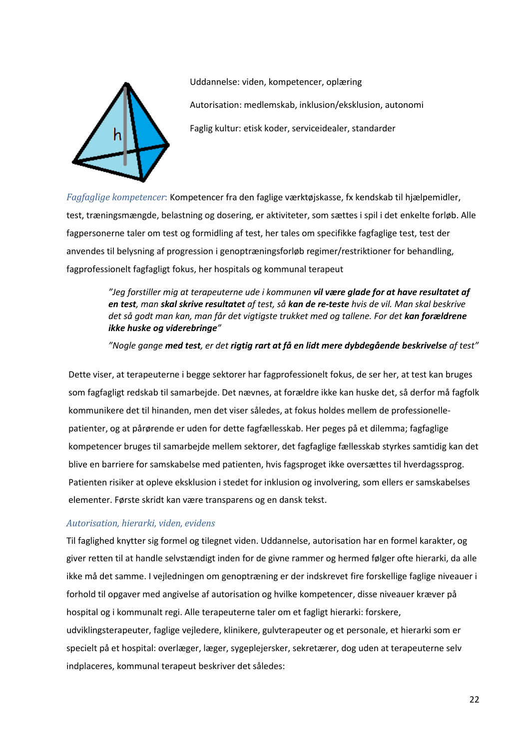Uddannelse: viden, kompetencer, oplæring

Autorisation: medlemskab, inklusion/eksklusion, autonomi

Faglig kultur: etisk koder, serviceidealer, standarder

*Fagfaglige kompetencer*: Kompetencer fra den faglige værktøjskasse, fx kendskab til hjælpemidler, test, træningsmængde, belastning og dosering, er aktiviteter, som sættes i spil i det enkelte forløb. Alle fagpersonerne taler om test og formidling af test, her tales om specifikke fagfaglige test, test der anvendes til belysning af progression i genoptræningsforløb regimer/restriktioner for behandling, fagprofessionelt fagfagligt fokus, her hospitals og kommunal terapeut

> *"Jeg forstiller mig at terapeuterne ude i kommunen* ***vil være glade for at have resultatet af en test****, man* ***skal skrive resultatet*** *af test, så* ***kan de re-teste*** *hvis de vil. Man skal beskrive det så godt man kan, man får det vigtigste trukket med og tallene. For det* ***kan forældrene ikke huske og viderebringe****"*
>
> *"Nogle gange* ***med test****, er det* ***rigtig rart at få en lidt mere dybdegående beskrivelse*** *af test"*

Dette viser, at terapeuterne i begge sektorer har fagprofessionelt fokus, de ser her, at test kan bruges som fagfagligt redskab til samarbejde. Det nævnes, at forældre ikke kan huske det, så derfor må fagfolk kommunikere det til hinanden, men det viser således, at fokus holdes mellem de professionelle-patienter, og at pårørende er uden for dette fagfællesskab. Her peges på et dilemma; fagfaglige kompetencer bruges til samarbejde mellem sektorer, det fagfaglige fællesskab styrkes samtidig kan det blive en barriere for samskabelse med patienten, hvis fagsproget ikke oversættes til hverdagssprog. Patienten risiker at opleve eksklusion i stedet for inklusion og involvering, som ellers er samskabelses elementer. Første skridt kan være transparens og en dansk tekst.

### *Autorisation, hierarki, viden, evidens*

Til faglighed knytter sig formel og tilegnet viden. Uddannelse, autorisation har en formel karakter, og giver retten til at handle selvstændigt inden for de givne rammer og hermed følger ofte hierarki, da alle ikke må det samme. I vejledningen om genoptræning er der indskrevet fire forskellige faglige niveauer i forhold til opgaver med angivelse af autorisation og hvilke kompetencer, disse niveauer kræver på hospital og i kommunalt regi. Alle terapeuterne taler om et fagligt hierarki: forskere, udviklingsterapeuter, faglige vejledere, klinikere, gulvterapeuter og et personale, et hierarki som er specielt på et hospital: overlæger, læger, sygeplejersker, sekretærer, dog uden at terapeuterne selv indplaceres, kommunal terapeut beskriver det således: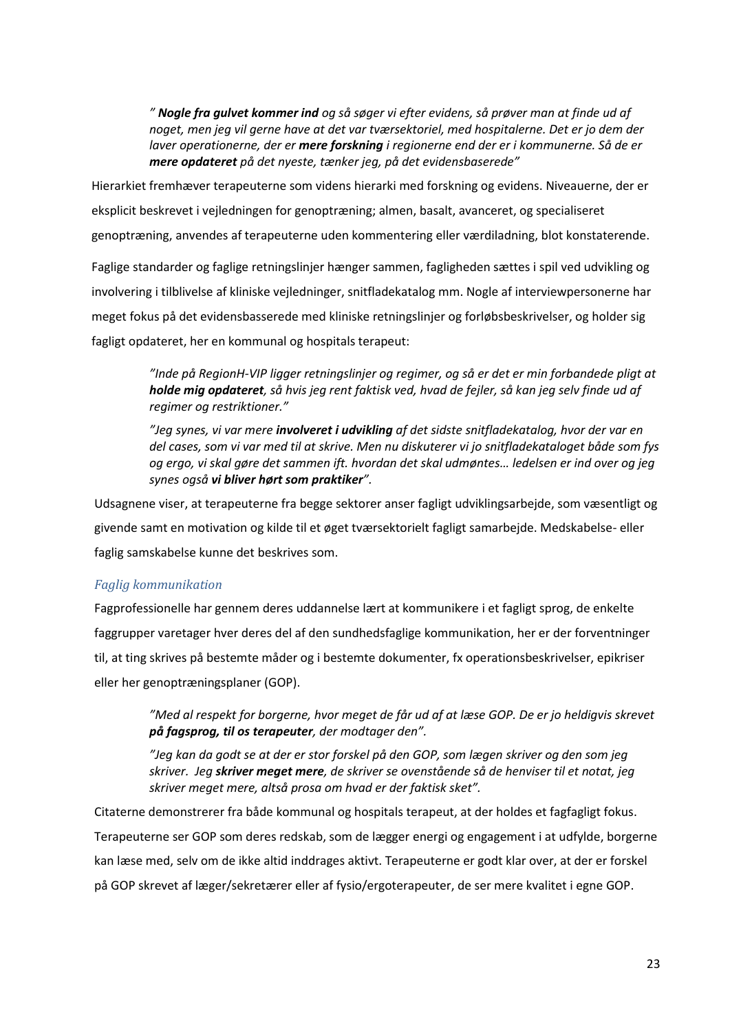*" **Nogle fra gulvet kommer ind** og så søger vi efter evidens, så prøver man at finde ud af noget, men jeg vil gerne have at det var tværsektoriel, med hospitalerne. Det er jo dem der laver operationerne, der er **mere forskning** i regionerne end der er i kommunerne. Så de er **mere opdateret** på det nyeste, tænker jeg, på det evidensbaserede"*

Hierarkiet fremhæver terapeuterne som videns hierarki med forskning og evidens. Niveauerne, der er eksplicit beskrevet i vejledningen for genoptræning; almen, basalt, avanceret, og specialiseret genoptræning, anvendes af terapeuterne uden kommentering eller værdiladning, blot konstaterende.

Faglige standarder og faglige retningslinjer hænger sammen, fagligheden sættes i spil ved udvikling og involvering i tilblivelse af kliniske vejledninger, snitfladekatalog mm. Nogle af interviewpersonerne har meget fokus på det evidensbasserede med kliniske retningslinjer og forløbsbeskrivelser, og holder sig fagligt opdateret, her en kommunal og hospitals terapeut:

*"Inde på RegionH-VIP ligger retningslinjer og regimer, og så er det er min forbandede pligt at **holde mig opdateret**, så hvis jeg rent faktisk ved, hvad de fejler, så kan jeg selv finde ud af regimer og restriktioner."*

*"Jeg synes, vi var mere **involveret i udvikling** af det sidste snitfladekatalog, hvor der var en del cases, som vi var med til at skrive. Men nu diskuterer vi jo snitfladekataloget både som fys og ergo, vi skal gøre det sammen ift. hvordan det skal udmøntes… ledelsen er ind over og jeg synes også **vi bliver hørt som praktiker**"*.

Udsagnene viser, at terapeuterne fra begge sektorer anser fagligt udviklingsarbejde, som væsentligt og givende samt en motivation og kilde til et øget tværsektorielt fagligt samarbejde. Medskabelse- eller faglig samskabelse kunne det beskrives som.

### *Faglig kommunikation*

Fagprofessionelle har gennem deres uddannelse lært at kommunikere i et fagligt sprog, de enkelte faggrupper varetager hver deres del af den sundhedsfaglige kommunikation, her er der forventninger til, at ting skrives på bestemte måder og i bestemte dokumenter, fx operationsbeskrivelser, epikriser eller her genoptræningsplaner (GOP).

*"Med al respekt for borgerne, hvor meget de får ud af at læse GOP. De er jo heldigvis skrevet **på fagsprog, til os terapeuter**, der modtager den".*

*"Jeg kan da godt se at der er stor forskel på den GOP, som lægen skriver og den som jeg skriver. Jeg **skriver meget mere**, de skriver se ovenstående så de henviser til et notat, jeg skriver meget mere, altså prosa om hvad er der faktisk sket".*

Citaterne demonstrerer fra både kommunal og hospitals terapeut, at der holdes et fagfagligt fokus. Terapeuterne ser GOP som deres redskab, som de lægger energi og engagement i at udfylde, borgerne kan læse med, selv om de ikke altid inddrages aktivt. Terapeuterne er godt klar over, at der er forskel på GOP skrevet af læger/sekretærer eller af fysio/ergoterapeuter, de ser mere kvalitet i egne GOP.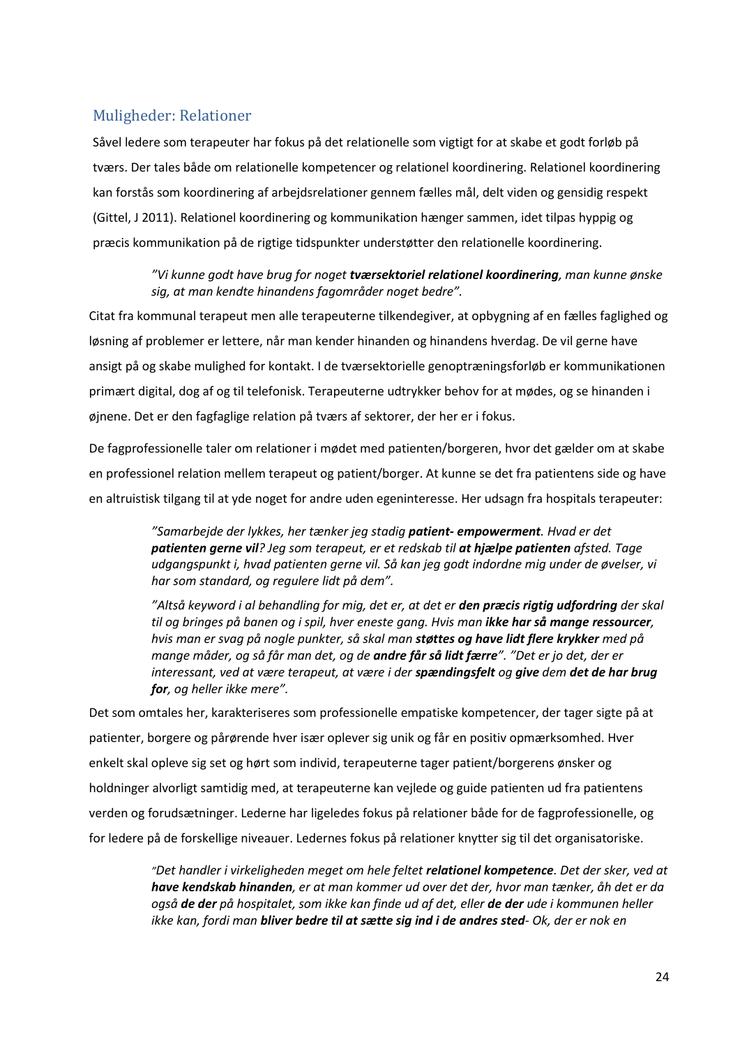## Muligheder: Relationer

Såvel ledere som terapeuter har fokus på det relationelle som vigtigt for at skabe et godt forløb på tværs. Der tales både om relationelle kompetencer og relationel koordinering. Relationel koordinering kan forstås som koordinering af arbejdsrelationer gennem fælles mål, delt viden og gensidig respekt (Gittel, J 2011). Relationel koordinering og kommunikation hænger sammen, idet tilpas hyppig og præcis kommunikation på de rigtige tidspunkter understøtter den relationelle koordinering.

> *"Vi kunne godt have brug for noget **tværsektoriel relationel koordinering**, man kunne ønske sig, at man kendte hinandens fagområder noget bedre".*

Citat fra kommunal terapeut men alle terapeuterne tilkendegiver, at opbygning af en fælles faglighed og løsning af problemer er lettere, når man kender hinanden og hinandens hverdag. De vil gerne have ansigt på og skabe mulighed for kontakt. I de tværsektorielle genoptræningsforløb er kommunikationen primært digital, dog af og til telefonisk. Terapeuterne udtrykker behov for at mødes, og se hinanden i øjnene. Det er den fagfaglige relation på tværs af sektorer, der her er i fokus.

De fagprofessionelle taler om relationer i mødet med patienten/borgeren, hvor det gælder om at skabe en professionel relation mellem terapeut og patient/borger. At kunne se det fra patientens side og have en altruistisk tilgang til at yde noget for andre uden egeninteresse. Her udsagn fra hospitals terapeuter:

> *"Samarbejde der lykkes, her tænker jeg stadig **patient- empowerment**. Hvad er det **patienten gerne vil**? Jeg som terapeut, er et redskab til **at hjælpe patienten** afsted. Tage udgangspunkt i, hvad patienten gerne vil. Så kan jeg godt indordne mig under de øvelser, vi har som standard, og regulere lidt på dem".*
>
> *"Altså keyword i al behandling for mig, det er, at det er **den præcis rigtig udfordring** der skal til og bringes på banen og i spil, hver eneste gang. Hvis man **ikke har så mange ressourcer**, hvis man er svag på nogle punkter, så skal man **støttes og have lidt flere krykker** med på mange måder, og så får man det, og de **andre får så lidt færre**". "Det er jo det, der er interessant, ved at være terapeut, at være i der **spændingsfelt** og **give** dem **det de har brug for**, og heller ikke mere".*

Det som omtales her, karakteriseres som professionelle empatiske kompetencer, der tager sigte på at patienter, borgere og pårørende hver især oplever sig unik og får en positiv opmærksomhed. Hver enkelt skal opleve sig set og hørt som individ, terapeuterne tager patient/borgerens ønsker og holdninger alvorligt samtidig med, at terapeuterne kan vejlede og guide patienten ud fra patientens verden og forudsætninger. Lederne har ligeledes fokus på relationer både for de fagprofessionelle, og for ledere på de forskellige niveauer. Ledernes fokus på relationer knytter sig til det organisatoriske.

> *"Det handler i virkeligheden meget om hele feltet **relationel kompetence**. Det der sker, ved at **have kendskab hinanden**, er at man kommer ud over det der, hvor man tænker, åh det er da også **de der** på hospitalet, som ikke kan finde ud af det, eller **de der** ude i kommunen heller ikke kan, fordi man **bliver bedre til at sætte sig ind i de andres sted**- Ok, der er nok en*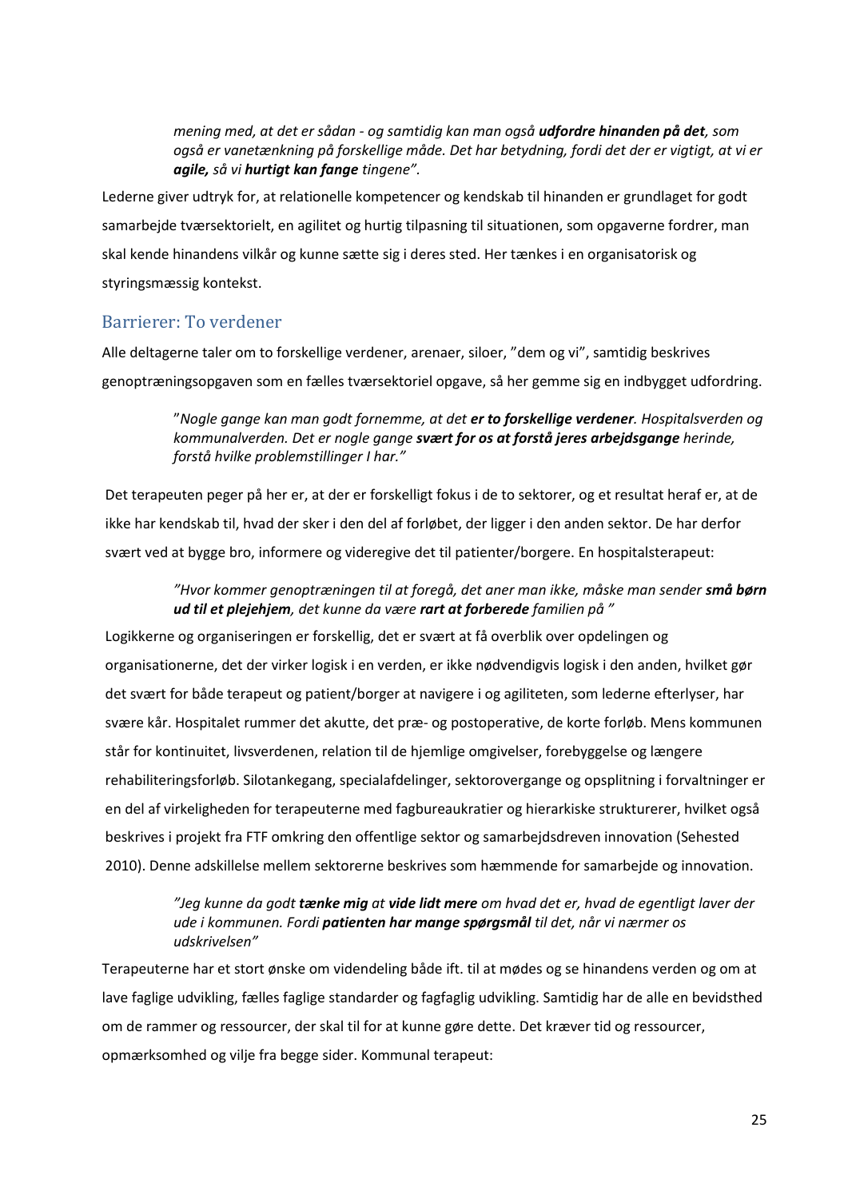> *mening med, at det er sådan - og samtidig kan man også **udfordre hinanden på det,** som også er vanetænkning på forskellige måde. Det har betydning, fordi det der er vigtigt, at vi er **agile,** så vi **hurtigt kan fange** tingene".*

Lederne giver udtryk for, at relationelle kompetencer og kendskab til hinanden er grundlaget for godt samarbejde tværsektorielt, en agilitet og hurtig tilpasning til situationen, som opgaverne fordrer, man skal kende hinandens vilkår og kunne sætte sig i deres sted. Her tænkes i en organisatorisk og styringsmæssig kontekst.

## Barrierer: To verdener

Alle deltagerne taler om to forskellige verdener, arenaer, siloer, "dem og vi", samtidig beskrives genoptræningsopgaven som en fælles tværsektoriel opgave, så her gemme sig en indbygget udfordring.

> "*Nogle gange kan man godt fornemme, at det **er to forskellige verdener**. Hospitalsverden og kommunalverden. Det er nogle gange **svært for os at forstå jeres arbejdsgange** herinde, forstå hvilke problemstillinger I har."*

Det terapeuten peger på her er, at der er forskelligt fokus i de to sektorer, og et resultat heraf er, at de ikke har kendskab til, hvad der sker i den del af forløbet, der ligger i den anden sektor. De har derfor svært ved at bygge bro, informere og videregive det til patienter/borgere. En hospitalsterapeut:

> *"Hvor kommer genoptræningen til at foregå, det aner man ikke, måske man sender **små børn ud til et plejehjem**, det kunne da være **rart at forberede** familien på "*

Logikkerne og organiseringen er forskellig, det er svært at få overblik over opdelingen og organisationerne, det der virker logisk i en verden, er ikke nødvendigvis logisk i den anden, hvilket gør det svært for både terapeut og patient/borger at navigere i og agiliteten, som lederne efterlyser, har svære kår. Hospitalet rummer det akutte, det præ- og postoperative, de korte forløb. Mens kommunen står for kontinuitet, livsverdenen, relation til de hjemlige omgivelser, forebyggelse og længere rehabiliteringsforløb. Silotankegang, specialafdelinger, sektorovergange og opsplitning i forvaltninger er en del af virkeligheden for terapeuterne med fagbureaukratier og hierarkiske strukturerer, hvilket også beskrives i projekt fra FTF omkring den offentlige sektor og samarbejdsdreven innovation (Sehested 2010). Denne adskillelse mellem sektorerne beskrives som hæmmende for samarbejde og innovation.

> *"Jeg kunne da godt **tænke mig** at **vide lidt mere** om hvad det er, hvad de egentligt laver der ude i kommunen. Fordi **patienten har mange spørgsmål** til det, når vi nærmer os udskrivelsen"*

Terapeuterne har et stort ønske om videndeling både ift. til at mødes og se hinandens verden og om at lave faglige udvikling, fælles faglige standarder og fagfaglig udvikling. Samtidig har de alle en bevidsthed om de rammer og ressourcer, der skal til for at kunne gøre dette. Det kræver tid og ressourcer, opmærksomhed og vilje fra begge sider. Kommunal terapeut: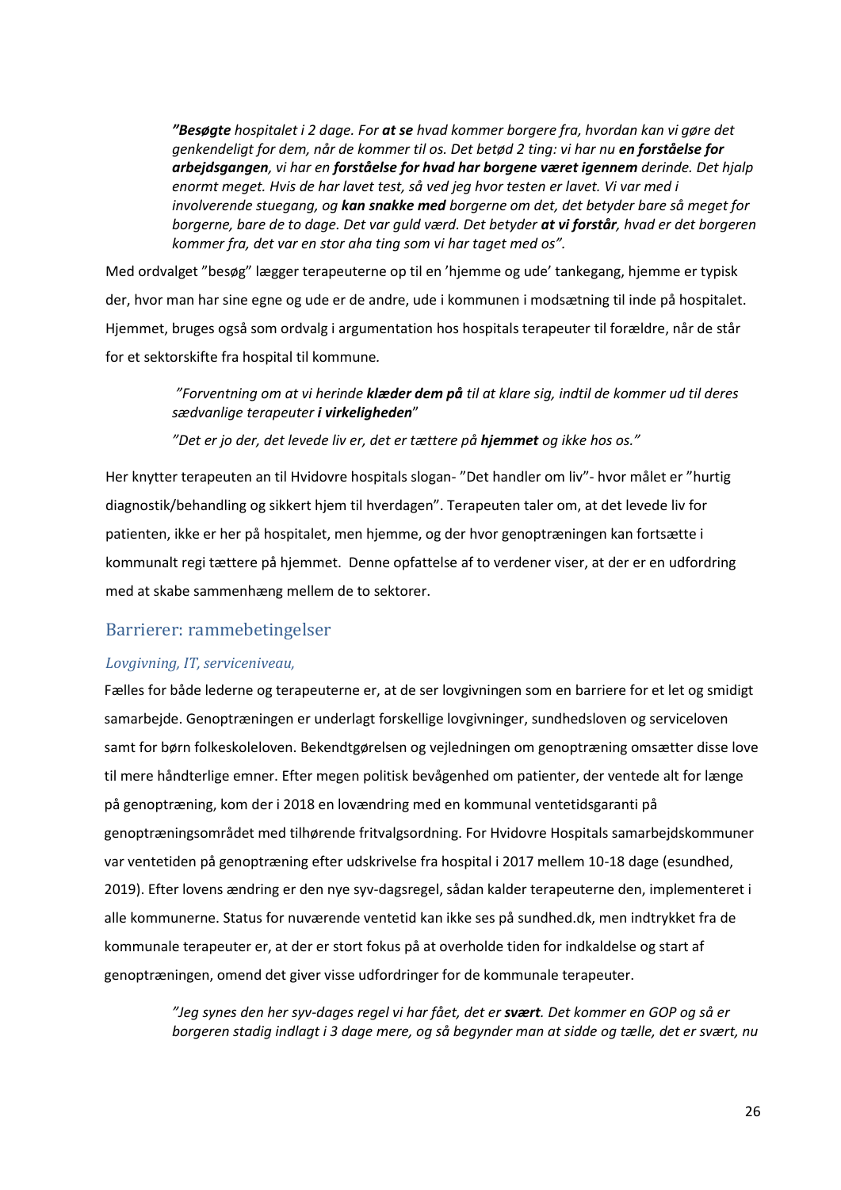*"**Besøgte** hospitalet i 2 dage. For **at se** hvad kommer borgere fra, hvordan kan vi gøre det genkendeligt for dem, når de kommer til os. Det betød 2 ting: vi har nu **en forståelse for arbejdsgangen**, vi har en **forståelse for hvad har borgene været igennem** derinde. Det hjalp enormt meget. Hvis de har lavet test, så ved jeg hvor testen er lavet. Vi var med i involverende stuegang, og **kan snakke med** borgerne om det, det betyder bare så meget for borgerne, bare de to dage. Det var guld værd. Det betyder **at vi forstår**, hvad er det borgeren kommer fra, det var en stor aha ting som vi har taget med os".*

Med ordvalget "besøg" lægger terapeuterne op til en 'hjemme og ude' tankegang, hjemme er typisk der, hvor man har sine egne og ude er de andre, ude i kommunen i modsætning til inde på hospitalet. Hjemmet, bruges også som ordvalg i argumentation hos hospitals terapeuter til forældre, når de står for et sektorskifte fra hospital til kommune.

*"Forventning om at vi herinde **klæder dem på** til at klare sig, indtil de kommer ud til deres sædvanlige terapeuter **i virkeligheden**"*

*"Det er jo der, det levede liv er, det er tættere på **hjemmet** og ikke hos os."*

Her knytter terapeuten an til Hvidovre hospitals slogan- "Det handler om liv"- hvor målet er "hurtig diagnostik/behandling og sikkert hjem til hverdagen". Terapeuten taler om, at det levede liv for patienten, ikke er her på hospitalet, men hjemme, og der hvor genoptræningen kan fortsætte i kommunalt regi tættere på hjemmet. Denne opfattelse af to verdener viser, at der er en udfordring med at skabe sammenhæng mellem de to sektorer.

## Barrierer: rammebetingelser

### *Lovgivning, IT, serviceniveau,*

Fælles for både lederne og terapeuterne er, at de ser lovgivningen som en barriere for et let og smidigt samarbejde. Genoptræningen er underlagt forskellige lovgivninger, sundhedsloven og serviceloven samt for børn folkeskoleloven. Bekendtgørelsen og vejledningen om genoptræning omsætter disse love til mere håndterlige emner. Efter megen politisk bevågenhed om patienter, der ventede alt for længe på genoptræning, kom der i 2018 en lovændring med en kommunal ventetidsgaranti på genoptræningsområdet med tilhørende fritvalgsordning. For Hvidovre Hospitals samarbejdskommuner var ventetiden på genoptræning efter udskrivelse fra hospital i 2017 mellem 10-18 dage (esundhed, 2019). Efter lovens ændring er den nye syv-dagsregel, sådan kalder terapeuterne den, implementeret i alle kommunerne. Status for nuværende ventetid kan ikke ses på sundhed.dk, men indtrykket fra de kommunale terapeuter er, at der er stort fokus på at overholde tiden for indkaldelse og start af genoptræningen, omend det giver visse udfordringer for de kommunale terapeuter.

*"Jeg synes den her syv-dages regel vi har fået, det er **svært**. Det kommer en GOP og så er borgeren stadig indlagt i 3 dage mere, og så begynder man at sidde og tælle, det er svært, nu*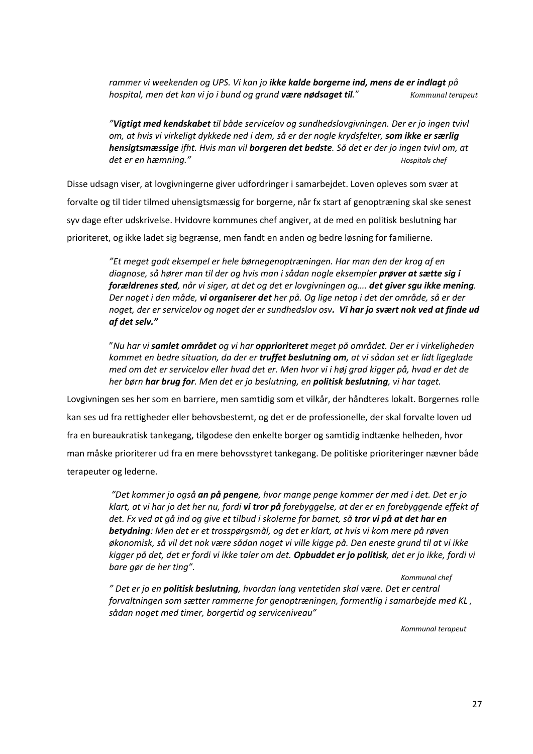*rammer vi weekenden og UPS. Vi kan jo **ikke kalde borgerne ind, mens de er indlagt** på hospital, men det kan vi jo i bund og grund **være nødsaget til**."* *Kommunal terapeut*

*"**Vigtigt med kendskabet** til både servicelov og sundhedslovgivningen. Der er jo ingen tvivl om, at hvis vi virkeligt dykkede ned i dem, så er der nogle krydsfelter, **som ikke er særlig hensigtsmæssige** ifht. Hvis man vil **borgeren det bedste**. Så det er der jo ingen tvivl om, at det er en hæmning."* *Hospitals chef*

Disse udsagn viser, at lovgivningerne giver udfordringer i samarbejdet. Loven opleves som svær at forvalte og til tider tilmed uhensigtsmæssig for borgerne, når fx start af genoptræning skal ske senest syv dage efter udskrivelse. Hvidovre kommunes chef angiver, at de med en politisk beslutning har prioriteret, og ikke ladet sig begrænse, men fundet en anden og bedre løsning for familierne.

*"Et meget godt eksempel er hele børnegenoptræningen. Har man den der krog af en diagnose, så hører man til der og hvis man i sådan nogle eksempler **prøver at sætte sig i forældrenes sted**, når vi siger, at det og det er lovgivningen og…. **det giver sgu ikke mening**. Der noget i den måde, **vi organiserer det** her på. Og lige netop i det der område, så er der noget, der er servicelov og noget der er sundhedslov osv**. Vi har jo svært nok ved at finde ud af det selv."***

*"Nu har vi **samlet området** og vi har **opprioriteret** meget på området. Der er i virkeligheden kommet en bedre situation, da der er **truffet beslutning om**, at vi sådan set er lidt ligeglade med om det er servicelov eller hvad det er. Men hvor vi i høj grad kigger på, hvad er det de her børn **har brug for**. Men det er jo beslutning, en **politisk beslutning**, vi har taget.*

Lovgivningen ses her som en barriere, men samtidig som et vilkår, der håndteres lokalt. Borgernes rolle kan ses ud fra rettigheder eller behovsbestemt, og det er de professionelle, der skal forvalte loven ud fra en bureaukratisk tankegang, tilgodese den enkelte borger og samtidig indtænke helheden, hvor man måske prioriterer ud fra en mere behovsstyret tankegang. De politiske prioriteringer nævner både terapeuter og lederne.

*"Det kommer jo også **an på pengene**, hvor mange penge kommer der med i det. Det er jo klart, at vi har jo det her nu, fordi **vi tror på** forebyggelse, at der er en forebyggende effekt af det. Fx ved at gå ind og give et tilbud i skolerne for barnet, så **tror vi på at det har en betydning**: Men det er et trosspørgsmål, og det er klart, at hvis vi kom mere på røven økonomisk, så vil det nok være sådan noget vi ville kigge på. Den eneste grund til at vi ikke kigger på det, det er fordi vi ikke taler om det. **Opbuddet er jo politisk**, det er jo ikke, fordi vi bare gør de her ting".*

*Kommunal chef*

*" Det er jo en **politisk beslutning**, hvordan lang ventetiden skal være. Det er central forvaltningen som sætter rammerne for genoptræningen, formentlig i samarbejde med KL , sådan noget med timer, borgertid og serviceniveau"*

*Kommunal terapeut*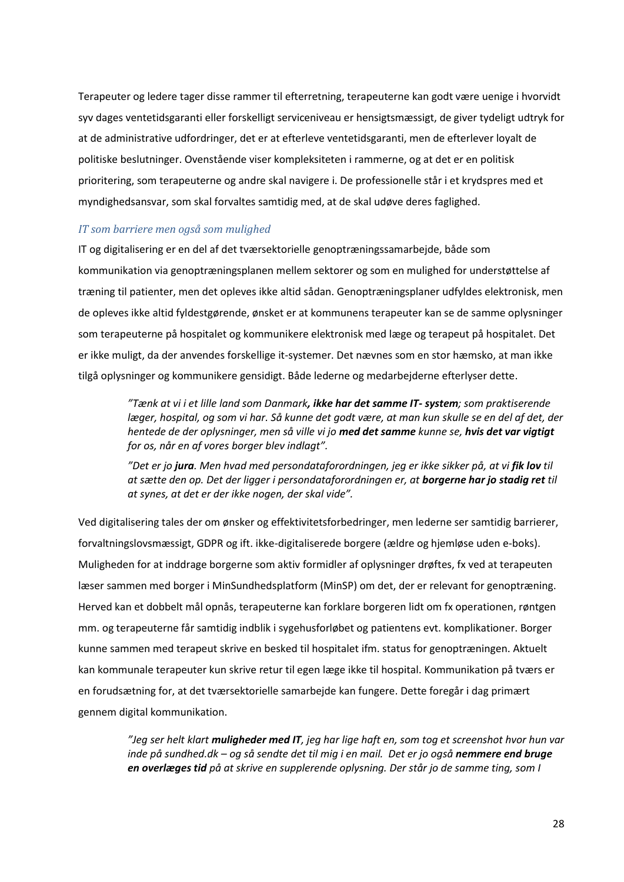Terapeuter og ledere tager disse rammer til efterretning, terapeuterne kan godt være uenige i hvorvidt syv dages ventetidsgaranti eller forskelligt serviceniveau er hensigtsmæssigt, de giver tydeligt udtryk for at de administrative udfordringer, det er at efterleve ventetidsgaranti, men de efterlever loyalt de politiske beslutninger. Ovenstående viser kompleksiteten i rammerne, og at det er en politisk prioritering, som terapeuterne og andre skal navigere i. De professionelle står i et krydspres med et myndighedsansvar, som skal forvaltes samtidig med, at de skal udøve deres faglighed.

### *IT som barriere men også som mulighed*

IT og digitalisering er en del af det tværsektorielle genoptræningssamarbejde, både som kommunikation via genoptræningsplanen mellem sektorer og som en mulighed for understøttelse af træning til patienter, men det opleves ikke altid sådan. Genoptræningsplaner udfyldes elektronisk, men de opleves ikke altid fyldestgørende, ønsket er at kommunens terapeuter kan se de samme oplysninger som terapeuterne på hospitalet og kommunikere elektronisk med læge og terapeut på hospitalet. Det er ikke muligt, da der anvendes forskellige it-systemer. Det nævnes som en stor hæmsko, at man ikke tilgå oplysninger og kommunikere gensidigt. Både lederne og medarbejderne efterlyser dette.

> *"Tænk at vi i et lille land som Danmark**, ikke har det samme IT- system**; som praktiserende læger, hospital, og som vi har. Så kunne det godt være, at man kun skulle se en del af det, der hentede de der oplysninger, men så ville vi jo **med det samme** kunne se, **hvis det var vigtigt** for os, når en af vores borger blev indlagt".*
>
> *"Det er jo **jura**. Men hvad med persondataforordningen, jeg er ikke sikker på, at vi **fik lov** til at sætte den op. Det der ligger i persondataforordningen er, at **borgerne har jo stadig ret** til at synes, at det er der ikke nogen, der skal vide".*

Ved digitalisering tales der om ønsker og effektivitetsforbedringer, men lederne ser samtidig barrierer, forvaltningslovsmæssigt, GDPR og ift. ikke-digitaliserede borgere (ældre og hjemløse uden e-boks). Muligheden for at inddrage borgerne som aktiv formidler af oplysninger drøftes, fx ved at terapeuten læser sammen med borger i MinSundhedsplatform (MinSP) om det, der er relevant for genoptræning. Herved kan et dobbelt mål opnås, terapeuterne kan forklare borgeren lidt om fx operationen, røntgen mm. og terapeuterne får samtidig indblik i sygehusforløbet og patientens evt. komplikationer. Borger kunne sammen med terapeut skrive en besked til hospitalet ifm. status for genoptræningen. Aktuelt kan kommunale terapeuter kun skrive retur til egen læge ikke til hospital. Kommunikation på tværs er en forudsætning for, at det tværsektorielle samarbejde kan fungere. Dette foregår i dag primært gennem digital kommunikation.

> *"Jeg ser helt klart **muligheder med IT**, jeg har lige haft en, som tog et screenshot hvor hun var inde på sundhed.dk – og så sendte det til mig i en mail. Det er jo også **nemmere end bruge en overlæges tid** på at skrive en supplerende oplysning. Der står jo de samme ting, som I*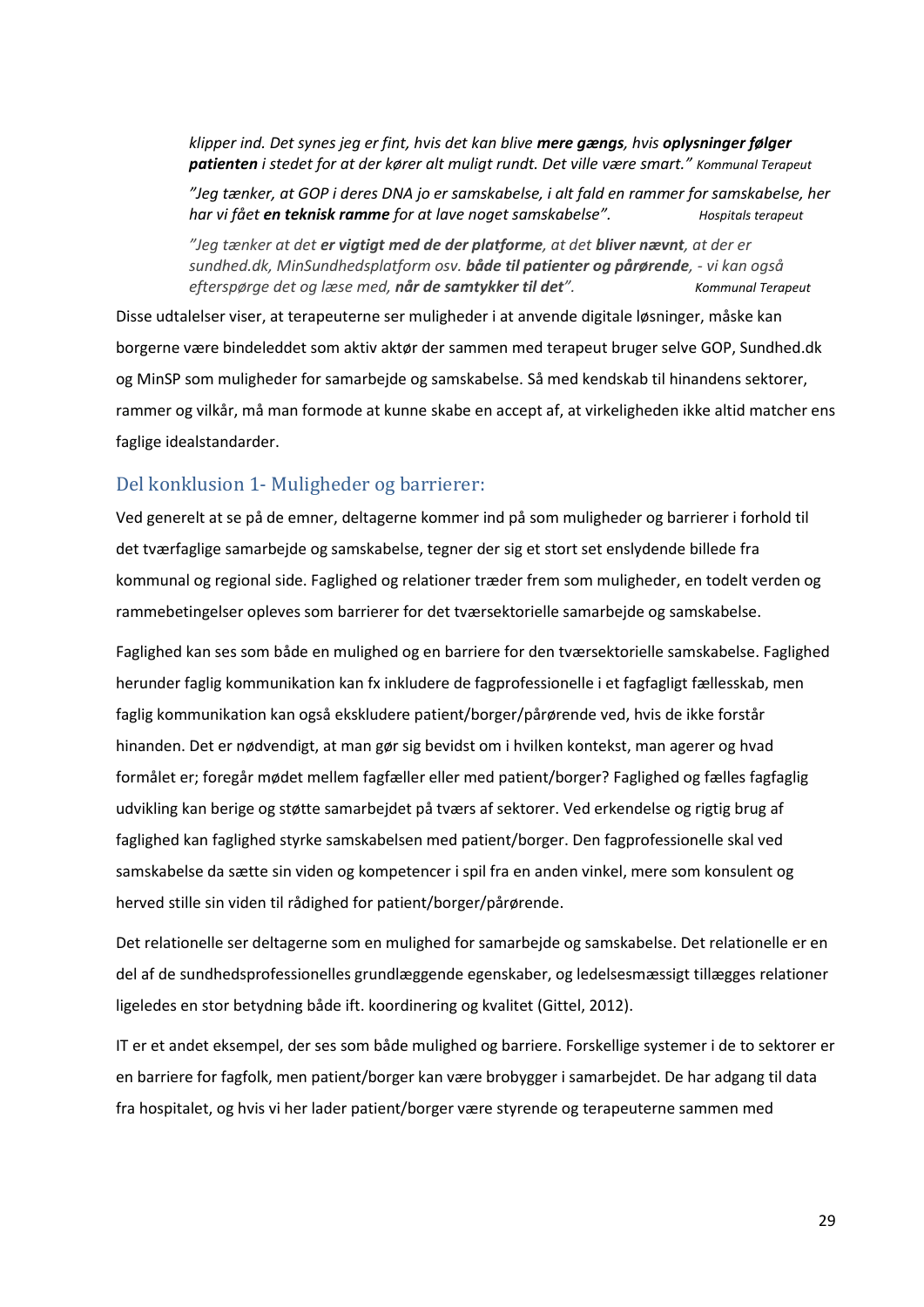*klipper ind. Det synes jeg er fint, hvis det kan blive **mere gængs**, hvis **oplysninger følger patienten** i stedet for at der kører alt muligt rundt. Det ville være smart."* Kommunal Terapeut

*"Jeg tænker, at GOP i deres DNA jo er samskabelse, i alt fald en rammer for samskabelse, her har vi fået **en teknisk ramme** for at lave noget samskabelse".* Hospitals terapeut

*"Jeg tænker at det **er vigtigt med de der platforme**, at det **bliver nævnt**, at der er sundhed.dk, MinSundhedsplatform osv. **både til patienter og pårørende**, - vi kan også efterspørge det og læse med, **når de samtykker til det**".* Kommunal Terapeut

Disse udtalelser viser, at terapeuterne ser muligheder i at anvende digitale løsninger, måske kan borgerne være bindeleddet som aktiv aktør der sammen med terapeut bruger selve GOP, Sundhed.dk og MinSP som muligheder for samarbejde og samskabelse. Så med kendskab til hinandens sektorer, rammer og vilkår, må man formode at kunne skabe en accept af, at virkeligheden ikke altid matcher ens faglige idealstandarder.

## Del konklusion 1- Muligheder og barrierer:

Ved generelt at se på de emner, deltagerne kommer ind på som muligheder og barrierer i forhold til det tværfaglige samarbejde og samskabelse, tegner der sig et stort set enslydende billede fra kommunal og regional side. Faglighed og relationer træder frem som muligheder, en todelt verden og rammebetingelser opleves som barrierer for det tværsektorielle samarbejde og samskabelse.

Faglighed kan ses som både en mulighed og en barriere for den tværsektorielle samskabelse. Faglighed herunder faglig kommunikation kan fx inkludere de fagprofessionelle i et fagfagligt fællesskab, men faglig kommunikation kan også ekskludere patient/borger/pårørende ved, hvis de ikke forstår hinanden. Det er nødvendigt, at man gør sig bevidst om i hvilken kontekst, man agerer og hvad formålet er; foregår mødet mellem fagfæller eller med patient/borger? Faglighed og fælles fagfaglig udvikling kan berige og støtte samarbejdet på tværs af sektorer. Ved erkendelse og rigtig brug af faglighed kan faglighed styrke samskabelsen med patient/borger. Den fagprofessionelle skal ved samskabelse da sætte sin viden og kompetencer i spil fra en anden vinkel, mere som konsulent og herved stille sin viden til rådighed for patient/borger/pårørende.

Det relationelle ser deltagerne som en mulighed for samarbejde og samskabelse. Det relationelle er en del af de sundhedsprofessionelles grundlæggende egenskaber, og ledelsesmæssigt tillægges relationer ligeledes en stor betydning både ift. koordinering og kvalitet (Gittel, 2012).

IT er et andet eksempel, der ses som både mulighed og barriere. Forskellige systemer i de to sektorer er en barriere for fagfolk, men patient/borger kan være brobygger i samarbejdet. De har adgang til data fra hospitalet, og hvis vi her lader patient/borger være styrende og terapeuterne sammen med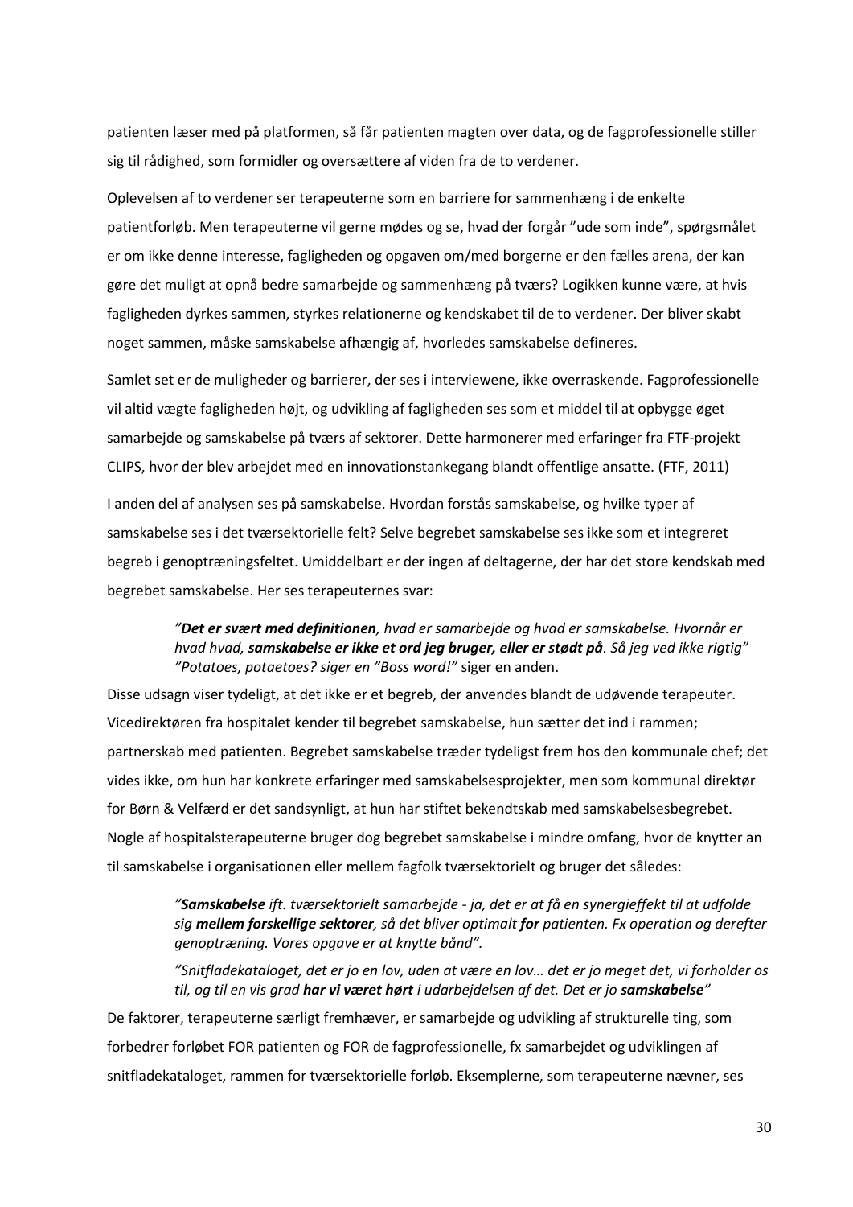patienten læser med på platformen, så får patienten magten over data, og de fagprofessionelle stiller sig til rådighed, som formidler og oversættere af viden fra de to verdener.

Oplevelsen af to verdener ser terapeuterne som en barriere for sammenhæng i de enkelte patientforløb. Men terapeuterne vil gerne mødes og se, hvad der forgår "ude som inde", spørgsmålet er om ikke denne interesse, fagligheden og opgaven om/med borgerne er den fælles arena, der kan gøre det muligt at opnå bedre samarbejde og sammenhæng på tværs? Logikken kunne være, at hvis fagligheden dyrkes sammen, styrkes relationerne og kendskabet til de to verdener. Der bliver skabt noget sammen, måske samskabelse afhængig af, hvorledes samskabelse defineres.

Samlet set er de muligheder og barrierer, der ses i interviewene, ikke overraskende. Fagprofessionelle vil altid vægte fagligheden højt, og udvikling af fagligheden ses som et middel til at opbygge øget samarbejde og samskabelse på tværs af sektorer. Dette harmonerer med erfaringer fra FTF-projekt CLIPS, hvor der blev arbejdet med en innovationstankegang blandt offentlige ansatte. (FTF, 2011)

I anden del af analysen ses på samskabelse. Hvordan forstås samskabelse, og hvilke typer af samskabelse ses i det tværsektorielle felt? Selve begrebet samskabelse ses ikke som et integreret begreb i genoptræningsfeltet. Umiddelbart er der ingen af deltagerne, der har det store kendskab med begrebet samskabelse. Her ses terapeuternes svar:

> *"**Det er svært med definitionen**, hvad er samarbejde og hvad er samskabelse. Hvornår er hvad hvad, **samskabelse er ikke et ord jeg bruger, eller er stødt på**. Så jeg ved ikke rigtig"* *"Potatoes, potaetoes? siger en "Boss word!"* siger en anden.

Disse udsagn viser tydeligt, at det ikke er et begreb, der anvendes blandt de udøvende terapeuter. Vicedirektøren fra hospitalet kender til begrebet samskabelse, hun sætter det ind i rammen; partnerskab med patienten. Begrebet samskabelse træder tydeligst frem hos den kommunale chef; det vides ikke, om hun har konkrete erfaringer med samskabelsesprojekter, men som kommunal direktør for Børn & Velfærd er det sandsynligt, at hun har stiftet bekendtskab med samskabelsesbegrebet. Nogle af hospitalsterapeuterne bruger dog begrebet samskabelse i mindre omfang, hvor de knytter an til samskabelse i organisationen eller mellem fagfolk tværsektorielt og bruger det således:

> *"**Samskabelse** ift. tværsektorielt samarbejde - ja, det er at få en synergieffekt til at udfolde sig **mellem forskellige sektorer**, så det bliver optimalt **for** patienten. Fx operation og derefter genoptræning. Vores opgave er at knytte bånd".*
>
> *"Snitfladekataloget, det er jo en lov, uden at være en lov… det er jo meget det, vi forholder os til, og til en vis grad **har vi været hørt** i udarbejdelsen af det. Det er jo **samskabelse**"*

De faktorer, terapeuterne særligt fremhæver, er samarbejde og udvikling af strukturelle ting, som forbedrer forløbet FOR patienten og FOR de fagprofessionelle, fx samarbejdet og udviklingen af snitfladekataloget, rammen for tværsektorielle forløb. Eksemplerne, som terapeuterne nævner, ses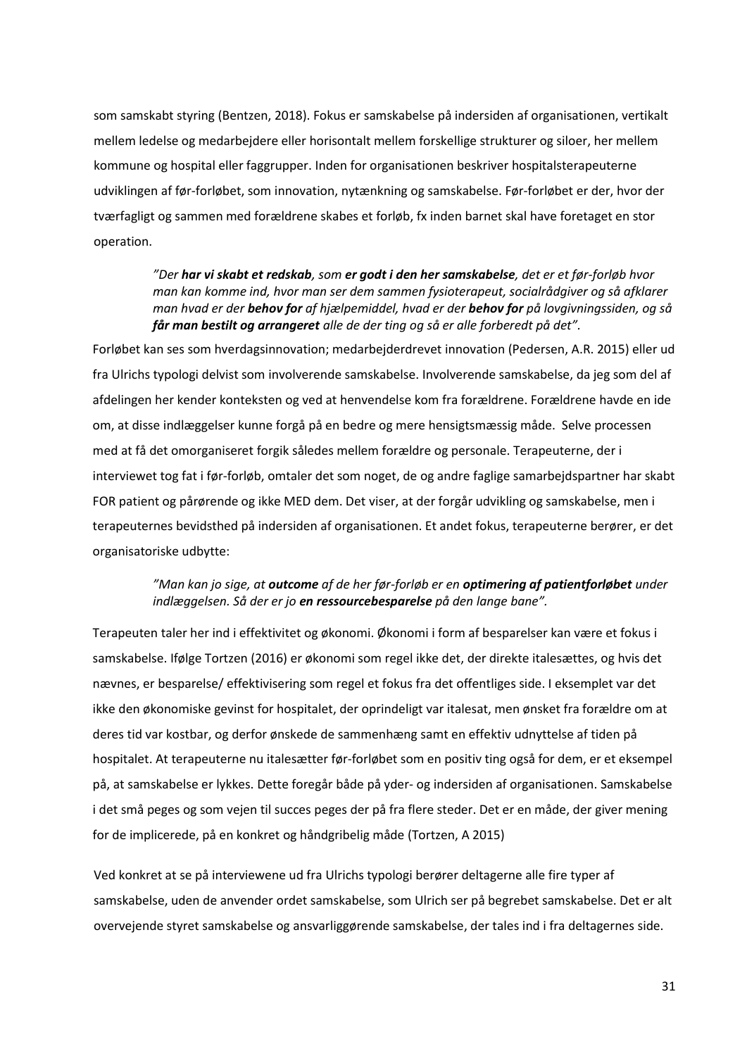som samskabt styring (Bentzen, 2018). Fokus er samskabelse på indersiden af organisationen, vertikalt mellem ledelse og medarbejdere eller horisontalt mellem forskellige strukturer og siloer, her mellem kommune og hospital eller faggrupper. Inden for organisationen beskriver hospitalsterapeuterne udviklingen af før-forløbet, som innovation, nytænkning og samskabelse. Før-forløbet er der, hvor der tværfagligt og sammen med forældrene skabes et forløb, fx inden barnet skal have foretaget en stor operation.

> *"Der **har vi skabt et redskab**, som **er godt i den her samskabelse**, det er et før-forløb hvor man kan komme ind, hvor man ser dem sammen fysioterapeut, socialrådgiver og så afklarer man hvad er der **behov for** af hjælpemiddel, hvad er der **behov for** på lovgivningssiden, og så **får man bestilt og arrangeret** alle de der ting og så er alle forberedt på det".*

Forløbet kan ses som hverdagsinnovation; medarbejderdrevet innovation (Pedersen, A.R. 2015) eller ud fra Ulrichs typologi delvist som involverende samskabelse. Involverende samskabelse, da jeg som del af afdelingen her kender konteksten og ved at henvendelse kom fra forældrene. Forældrene havde en ide om, at disse indlæggelser kunne forgå på en bedre og mere hensigtsmæssig måde. Selve processen med at få det omorganiseret forgik således mellem forældre og personale. Terapeuterne, der i interviewet tog fat i før-forløb, omtaler det som noget, de og andre faglige samarbejdspartner har skabt FOR patient og pårørende og ikke MED dem. Det viser, at der forgår udvikling og samskabelse, men i terapeuternes bevidsthed på indersiden af organisationen. Et andet fokus, terapeuterne berører, er det organisatoriske udbytte:

> *"Man kan jo sige, at **outcome** af de her før-forløb er en **optimering af patientforløbet** under indlæggelsen. Så der er jo **en ressourcebesparelse** på den lange bane".*

Terapeuten taler her ind i effektivitet og økonomi. Økonomi i form af besparelser kan være et fokus i samskabelse. Ifølge Tortzen (2016) er økonomi som regel ikke det, der direkte italesættes, og hvis det nævnes, er besparelse/ effektivisering som regel et fokus fra det offentliges side. I eksemplet var det ikke den økonomiske gevinst for hospitalet, der oprindeligt var italesat, men ønsket fra forældre om at deres tid var kostbar, og derfor ønskede de sammenhæng samt en effektiv udnyttelse af tiden på hospitalet. At terapeuterne nu italesætter før-forløbet som en positiv ting også for dem, er et eksempel på, at samskabelse er lykkes. Dette foregår både på yder- og indersiden af organisationen. Samskabelse i det små peges og som vejen til succes peges der på fra flere steder. Det er en måde, der giver mening for de implicerede, på en konkret og håndgribelig måde (Tortzen, A 2015)

Ved konkret at se på interviewene ud fra Ulrichs typologi berører deltagerne alle fire typer af samskabelse, uden de anvender ordet samskabelse, som Ulrich ser på begrebet samskabelse. Det er alt overvejende styret samskabelse og ansvarliggørende samskabelse, der tales ind i fra deltagernes side.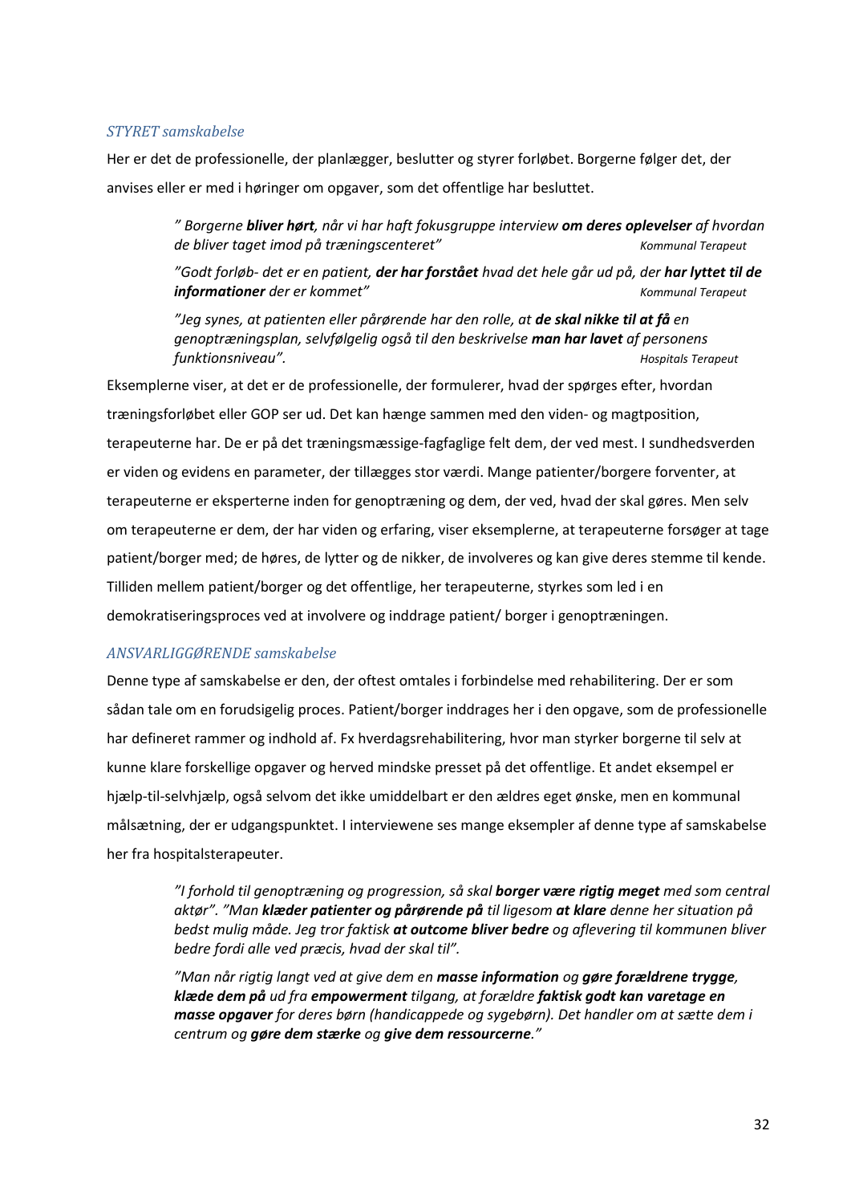### *STYRET samskabelse*

Her er det de professionelle, der planlægger, beslutter og styrer forløbet. Borgerne følger det, der anvises eller er med i høringer om opgaver, som det offentlige har besluttet.

> *" Borgerne **bliver hørt**, når vi har haft fokusgruppe interview **om deres oplevelser** af hvordan de bliver taget imod på træningscenteret"* — *Kommunal Terapeut*
>
> *"Godt forløb- det er en patient, **der har forstået** hvad det hele går ud på, der **har lyttet til de informationer** der er kommet"* — *Kommunal Terapeut*
>
> *"Jeg synes, at patienten eller pårørende har den rolle, at **de skal nikke til at få** en genoptræningsplan, selvfølgelig også til den beskrivelse **man har lavet** af personens funktionsniveau".* — *Hospitals Terapeut*

Eksemplerne viser, at det er de professionelle, der formulerer, hvad der spørges efter, hvordan træningsforløbet eller GOP ser ud. Det kan hænge sammen med den viden- og magtposition, terapeuterne har. De er på det træningsmæssige-fagfaglige felt dem, der ved mest. I sundhedsverden er viden og evidens en parameter, der tillægges stor værdi. Mange patienter/borgere forventer, at terapeuterne er eksperterne inden for genoptræning og dem, der ved, hvad der skal gøres. Men selv om terapeuterne er dem, der har viden og erfaring, viser eksemplerne, at terapeuterne forsøger at tage patient/borger med; de høres, de lytter og de nikker, de involveres og kan give deres stemme til kende. Tilliden mellem patient/borger og det offentlige, her terapeuterne, styrkes som led i en demokratiseringsproces ved at involvere og inddrage patient/ borger i genoptræningen.

### *ANSVARLIGGØRENDE samskabelse*

Denne type af samskabelse er den, der oftest omtales i forbindelse med rehabilitering. Der er som sådan tale om en forudsigelig proces. Patient/borger inddrages her i den opgave, som de professionelle har defineret rammer og indhold af. Fx hverdagsrehabilitering, hvor man styrker borgerne til selv at kunne klare forskellige opgaver og herved mindske presset på det offentlige. Et andet eksempel er hjælp-til-selvhjælp, også selvom det ikke umiddelbart er den ældres eget ønske, men en kommunal målsætning, der er udgangspunktet. I interviewene ses mange eksempler af denne type af samskabelse her fra hospitalsterapeuter.

> *"I forhold til genoptræning og progression, så skal **borger være rigtig meget** med som central aktør". "Man **klæder patienter og pårørende på** til ligesom **at klare** denne her situation på bedst mulig måde. Jeg tror faktisk **at outcome bliver bedre** og aflevering til kommunen bliver bedre fordi alle ved præcis, hvad der skal til".*
>
> *"Man når rigtig langt ved at give dem en **masse information** og **gøre forældrene trygge, klæde dem på** ud fra **empowerment** tilgang, at forældre **faktisk godt kan varetage en masse opgaver** for deres børn (handicappede og sygebørn). Det handler om at sætte dem i centrum og **gøre dem stærke** og **give dem ressourcerne**."*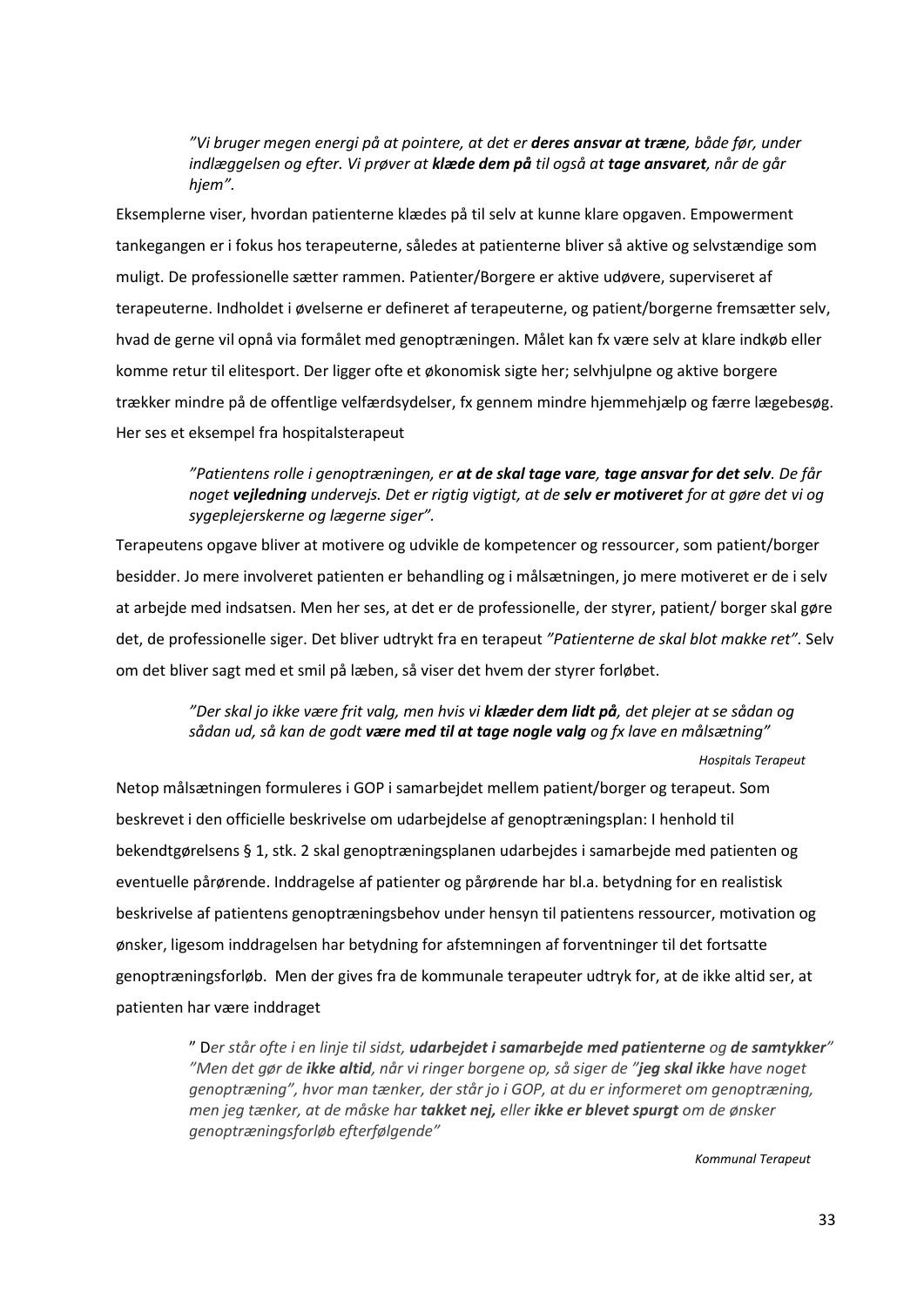> *"Vi bruger megen energi på at pointere, at det er **deres ansvar at træne**, både før, under indlæggelsen og efter. Vi prøver at **klæde dem på** til også at **tage ansvaret**, når de går hjem".*

Eksemplerne viser, hvordan patienterne klædes på til selv at kunne klare opgaven. Empowerment tankegangen er i fokus hos terapeuterne, således at patienterne bliver så aktive og selvstændige som muligt. De professionelle sætter rammen. Patienter/Borgere er aktive udøvere, superviseret af terapeuterne. Indholdet i øvelserne er defineret af terapeuterne, og patient/borgerne fremsætter selv, hvad de gerne vil opnå via formålet med genoptræningen. Målet kan fx være selv at klare indkøb eller komme retur til elitesport. Der ligger ofte et økonomisk sigte her; selvhjulpne og aktive borgere trækker mindre på de offentlige velfærdsydelser, fx gennem mindre hjemmehjælp og færre lægebesøg. Her ses et eksempel fra hospitalsterapeut

> *"Patientens rolle i genoptræningen, er **at de skal tage vare**, **tage ansvar for det selv**. De får noget **vejledning** undervejs. Det er rigtig vigtigt, at de **selv er motiveret** for at gøre det vi og sygeplejerskerne og lægerne siger".*

Terapeutens opgave bliver at motivere og udvikle de kompetencer og ressourcer, som patient/borger besidder. Jo mere involveret patienten er behandling og i målsætningen, jo mere motiveret er de i selv at arbejde med indsatsen. Men her ses, at det er de professionelle, der styrer, patient/ borger skal gøre det, de professionelle siger. Det bliver udtrykt fra en terapeut *"Patienterne de skal blot makke ret".* Selv om det bliver sagt med et smil på læben, så viser det hvem der styrer forløbet.

> *"Der skal jo ikke være frit valg, men hvis vi **klæder dem lidt på**, det plejer at se sådan og sådan ud, så kan de godt **være med til at tage nogle valg** og fx lave en målsætning"*
>
> *Hospitals Terapeut*

Netop målsætningen formuleres i GOP i samarbejdet mellem patient/borger og terapeut. Som beskrevet i den officielle beskrivelse om udarbejdelse af genoptræningsplan: I henhold til bekendtgørelsens § 1, stk. 2 skal genoptræningsplanen udarbejdes i samarbejde med patienten og eventuelle pårørende. Inddragelse af patienter og pårørende har bl.a. betydning for en realistisk beskrivelse af patientens genoptræningsbehov under hensyn til patientens ressourcer, motivation og ønsker, ligesom inddragelsen har betydning for afstemningen af forventninger til det fortsatte genoptræningsforløb. Men der gives fra de kommunale terapeuter udtryk for, at de ikke altid ser, at patienten har være inddraget

> " D*er står ofte i en linje til sidst, **udarbejdet i samarbejde med patienterne** og **de samtykker**" "Men det gør de **ikke altid**, når vi ringer borgene op, så siger de "**jeg skal ikke** have noget genoptræning", hvor man tænker, der står jo i GOP, at du er informeret om genoptræning, men jeg tænker, at de måske har **takket nej,** eller **ikke er blevet spurgt** om de ønsker genoptræningsforløb efterfølgende"*
>
> *Kommunal Terapeut*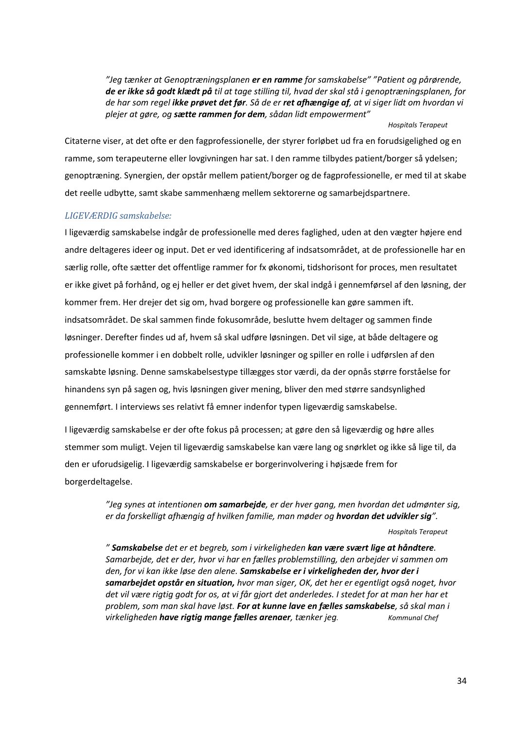> *"Jeg tænker at Genoptræningsplanen **er en ramme** for samskabelse" "Patient og pårørende, **de er ikke så godt klædt på** til at tage stilling til, hvad der skal stå i genoptræningsplanen, for de har som regel **ikke prøvet det før**. Så de er **ret afhængige af**, at vi siger lidt om hvordan vi plejer at gøre, og **sætte rammen for dem**, sådan lidt empowerment"*
>
> *Hospitals Terapeut*

Citaterne viser, at det ofte er den fagprofessionelle, der styrer forløbet ud fra en forudsigelighed og en ramme, som terapeuterne eller lovgivningen har sat. I den ramme tilbydes patient/borger så ydelsen; genoptræning. Synergien, der opstår mellem patient/borger og de fagprofessionelle, er med til at skabe det reelle udbytte, samt skabe sammenhæng mellem sektorerne og samarbejdspartnere.

### *LIGEVÆRDIG samskabelse:*

I ligeværdig samskabelse indgår de professionelle med deres faglighed, uden at den vægter højere end andre deltageres ideer og input. Det er ved identificering af indsatsområdet, at de professionelle har en særlig rolle, ofte sætter det offentlige rammer for fx økonomi, tidshorisont for proces, men resultatet er ikke givet på forhånd, og ej heller er det givet hvem, der skal indgå i gennemførsel af den løsning, der kommer frem. Her drejer det sig om, hvad borgere og professionelle kan gøre sammen ift. indsatsområdet. De skal sammen finde fokusområde, beslutte hvem deltager og sammen finde løsninger. Derefter findes ud af, hvem så skal udføre løsningen. Det vil sige, at både deltagere og professionelle kommer i en dobbelt rolle, udvikler løsninger og spiller en rolle i udførslen af den samskabte løsning. Denne samskabelsestype tillægges stor værdi, da der opnås større forståelse for hinandens syn på sagen og, hvis løsningen giver mening, bliver den med større sandsynlighed gennemført. I interviews ses relativt få emner indenfor typen ligeværdig samskabelse.

I ligeværdig samskabelse er der ofte fokus på processen; at gøre den så ligeværdig og høre alles stemmer som muligt. Vejen til ligeværdig samskabelse kan være lang og snørklet og ikke så lige til, da den er uforudsigelig. I ligeværdig samskabelse er borgerinvolvering i højsæde frem for borgerdeltagelse.

> *"Jeg synes at intentionen **om samarbejde**, er der hver gang, men hvordan det udmønter sig, er da forskelligt afhængig af hvilken familie, man møder og **hvordan det udvikler sig**".*
>
> *Hospitals Terapeut*

> *" **Samskabelse** det er et begreb, som i virkeligheden **kan være svært lige at håndtere**. Samarbejde, det er der, hvor vi har en fælles problemstilling, den arbejder vi sammen om den, for vi kan ikke løse den alene. **Samskabelse er i virkeligheden der, hvor der i samarbejdet opstår en situation,** hvor man siger, OK, det her er egentligt også noget, hvor det vil være rigtig godt for os, at vi får gjort det anderledes. I stedet for at man her har et problem, som man skal have løst. **For at kunne lave en fælles samskabelse**, så skal man i virkeligheden **have rigtig mange fælles arenaer**, tænker jeg.*
>
> *Kommunal Chef*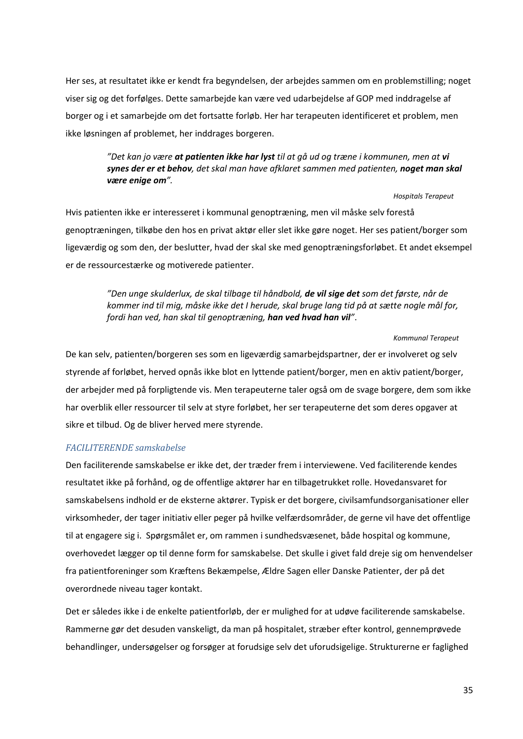Her ses, at resultatet ikke er kendt fra begyndelsen, der arbejdes sammen om en problemstilling; noget viser sig og det forfølges. Dette samarbejde kan være ved udarbejdelse af GOP med inddragelse af borger og i et samarbejde om det fortsatte forløb. Her har terapeuten identificeret et problem, men ikke løsningen af problemet, her inddrages borgeren.

> *"Det kan jo være **at patienten ikke har lyst** til at gå ud og træne i kommunen, men at **vi synes der er et behov**, det skal man have afklaret sammen med patienten, **noget man skal være enige om**".*
>
> *Hospitals Terapeut*

Hvis patienten ikke er interesseret i kommunal genoptræning, men vil måske selv forestå genoptræningen, tilkøbe den hos en privat aktør eller slet ikke gøre noget. Her ses patient/borger som ligeværdig og som den, der beslutter, hvad der skal ske med genoptræningsforløbet. Et andet eksempel er de ressourcestærke og motiverede patienter.

> *"Den unge skulderlux, de skal tilbage til håndbold, **de vil sige det** som det første, når de kommer ind til mig, måske ikke det I herude, skal bruge lang tid på at sætte nogle mål for, fordi han ved, han skal til genoptræning, **han ved hvad han vil**".*
>
> *Kommunal Terapeut*

De kan selv, patienten/borgeren ses som en ligeværdig samarbejdspartner, der er involveret og selv styrende af forløbet, herved opnås ikke blot en lyttende patient/borger, men en aktiv patient/borger, der arbejder med på forpligtende vis. Men terapeuterne taler også om de svage borgere, dem som ikke har overblik eller ressourcer til selv at styre forløbet, her ser terapeuterne det som deres opgaver at sikre et tilbud. Og de bliver herved mere styrende.

### *FACILITERENDE samskabelse*

Den faciliterende samskabelse er ikke det, der træder frem i interviewene. Ved faciliterende kendes resultatet ikke på forhånd, og de offentlige aktører har en tilbagetrukket rolle. Hovedansvaret for samskabelsens indhold er de eksterne aktører. Typisk er det borgere, civilsamfundsorganisationer eller virksomheder, der tager initiativ eller peger på hvilke velfærdsområder, de gerne vil have det offentlige til at engagere sig i. Spørgsmålet er, om rammen i sundhedsvæsenet, både hospital og kommune, overhovedet lægger op til denne form for samskabelse. Det skulle i givet fald dreje sig om henvendelser fra patientforeninger som Kræftens Bekæmpelse, Ældre Sagen eller Danske Patienter, der på det overordnede niveau tager kontakt.

Det er således ikke i de enkelte patientforløb, der er mulighed for at udøve faciliterende samskabelse. Rammerne gør det desuden vanskeligt, da man på hospitalet, stræber efter kontrol, gennemprøvede behandlinger, undersøgelser og forsøger at forudsige selv det uforudsigelige. Strukturerne er faglighed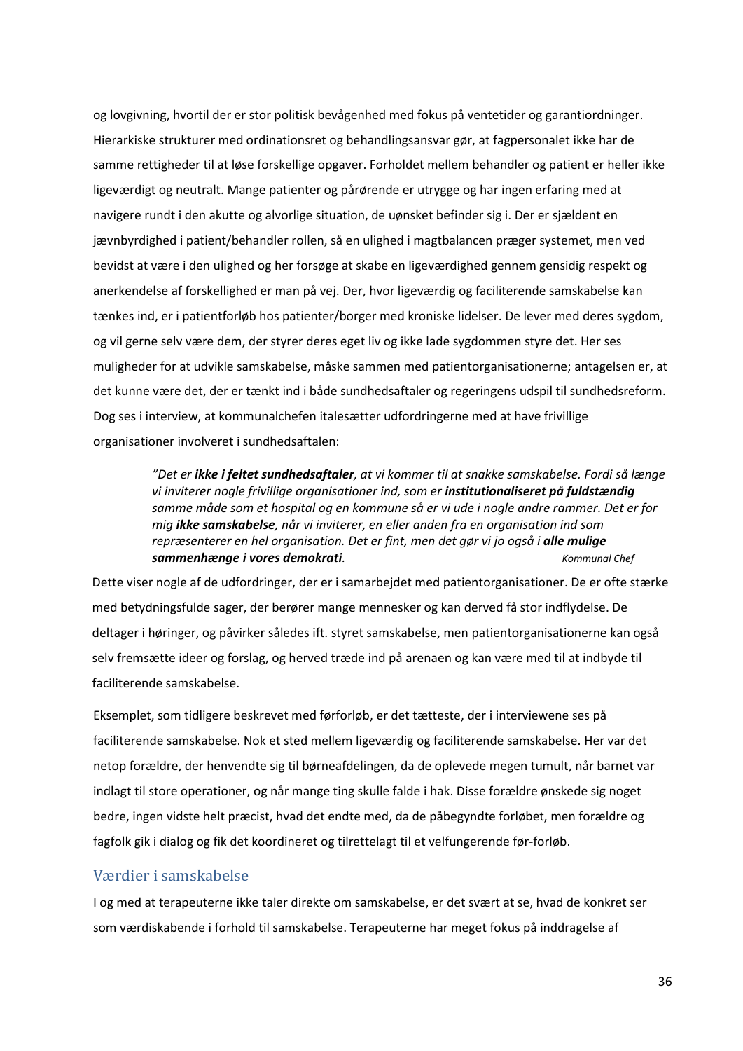og lovgivning, hvortil der er stor politisk bevågenhed med fokus på ventetider og garantiordninger. Hierarkiske strukturer med ordinationsret og behandlingsansvar gør, at fagpersonalet ikke har de samme rettigheder til at løse forskellige opgaver. Forholdet mellem behandler og patient er heller ikke ligeværdigt og neutralt. Mange patienter og pårørende er utrygge og har ingen erfaring med at navigere rundt i den akutte og alvorlige situation, de uønsket befinder sig i. Der er sjældent en jævnbyrdighed i patient/behandler rollen, så en ulighed i magtbalancen præger systemet, men ved bevidst at være i den ulighed og her forsøge at skabe en ligeværdighed gennem gensidig respekt og anerkendelse af forskellighed er man på vej. Der, hvor ligeværdig og faciliterende samskabelse kan tænkes ind, er i patientforløb hos patienter/borger med kroniske lidelser. De lever med deres sygdom, og vil gerne selv være dem, der styrer deres eget liv og ikke lade sygdommen styre det. Her ses muligheder for at udvikle samskabelse, måske sammen med patientorganisationerne; antagelsen er, at det kunne være det, der er tænkt ind i både sundhedsaftaler og regeringens udspil til sundhedsreform. Dog ses i interview, at kommunalchefen italesætter udfordringerne med at have frivillige organisationer involveret i sundhedsaftalen:

> *"Det er **ikke i feltet sundhedsaftaler**, at vi kommer til at snakke samskabelse. Fordi så længe vi inviterer nogle frivillige organisationer ind, som er **institutionaliseret på fuldstændig** samme måde som et hospital og en kommune så er vi ude i nogle andre rammer. Det er for mig **ikke samskabelse**, når vi inviterer, en eller anden fra en organisation ind som repræsenterer en hel organisation. Det er fint, men det gør vi jo også i **alle mulige sammenhænge i vores demokrati**.*
>
> *Kommunal Chef*

Dette viser nogle af de udfordringer, der er i samarbejdet med patientorganisationer. De er ofte stærke med betydningsfulde sager, der berører mange mennesker og kan derved få stor indflydelse. De deltager i høringer, og påvirker således ift. styret samskabelse, men patientorganisationerne kan også selv fremsætte ideer og forslag, og herved træde ind på arenaen og kan være med til at indbyde til faciliterende samskabelse.

Eksemplet, som tidligere beskrevet med førforløb, er det tætteste, der i interviewene ses på faciliterende samskabelse. Nok et sted mellem ligeværdig og faciliterende samskabelse. Her var det netop forældre, der henvendte sig til børneafdelingen, da de oplevede megen tumult, når barnet var indlagt til store operationer, og når mange ting skulle falde i hak. Disse forældre ønskede sig noget bedre, ingen vidste helt præcist, hvad det endte med, da de påbegyndte forløbet, men forældre og fagfolk gik i dialog og fik det koordineret og tilrettelagt til et velfungerende før-forløb.

## Værdier i samskabelse

I og med at terapeuterne ikke taler direkte om samskabelse, er det svært at se, hvad de konkret ser som værdiskabende i forhold til samskabelse. Terapeuterne har meget fokus på inddragelse af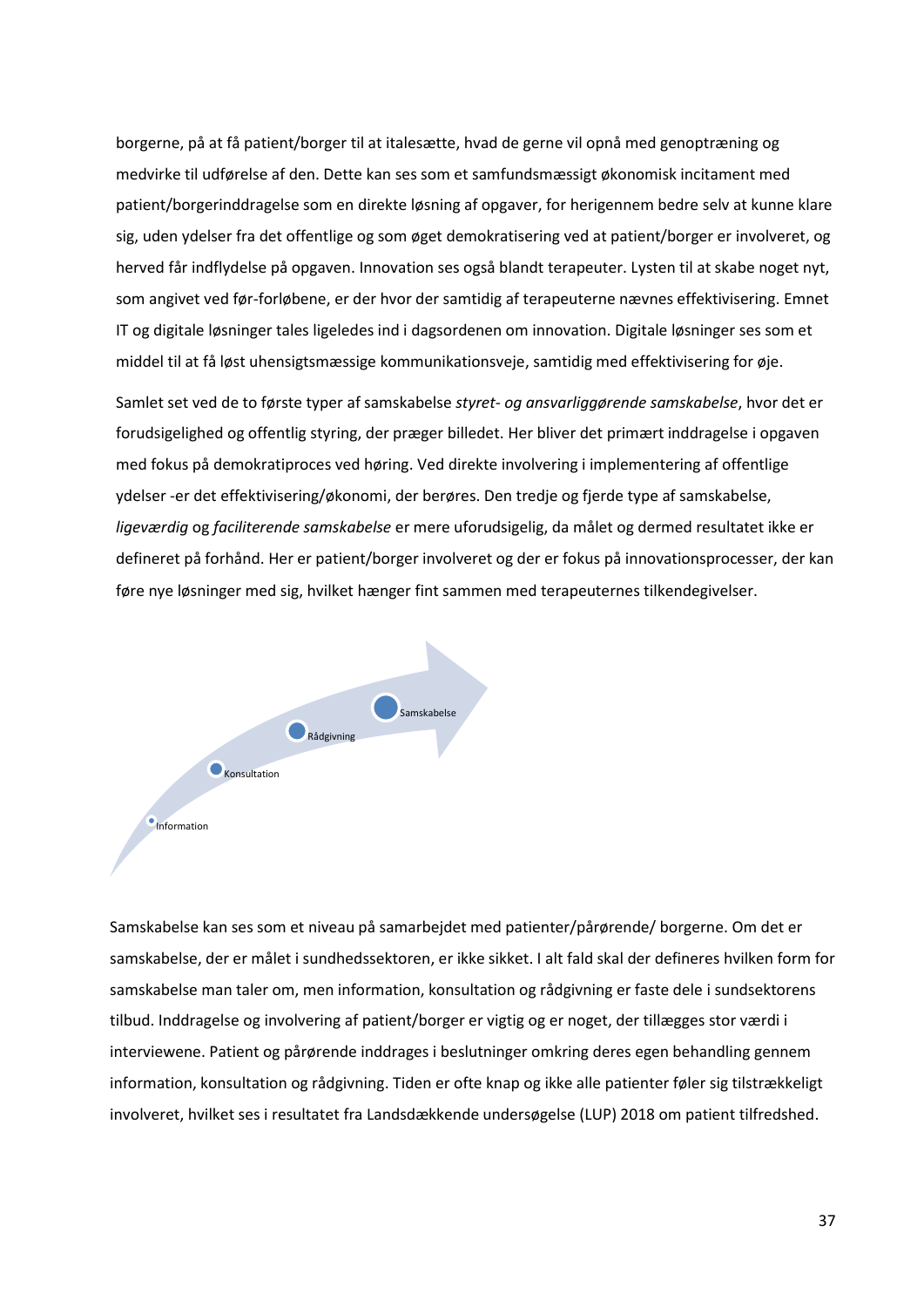borgerne, på at få patient/borger til at italesætte, hvad de gerne vil opnå med genoptræning og medvirke til udførelse af den. Dette kan ses som et samfundsmæssigt økonomisk incitament med patient/borgerinddragelse som en direkte løsning af opgaver, for herigennem bedre selv at kunne klare sig, uden ydelser fra det offentlige og som øget demokratisering ved at patient/borger er involveret, og herved får indflydelse på opgaven. Innovation ses også blandt terapeuter. Lysten til at skabe noget nyt, som angivet ved før-forløbene, er der hvor der samtidig af terapeuterne nævnes effektivisering. Emnet IT og digitale løsninger tales ligeledes ind i dagsordenen om innovation. Digitale løsninger ses som et middel til at få løst uhensigtsmæssige kommunikationsveje, samtidig med effektivisering for øje.

Samlet set ved de to første typer af samskabelse *styret- og ansvarliggørende samskabelse*, hvor det er forudsigelighed og offentlig styring, der præger billedet. Her bliver det primært inddragelse i opgaven med fokus på demokratiproces ved høring. Ved direkte involvering i implementering af offentlige ydelser -er det effektivisering/økonomi, der berøres. Den tredje og fjerde type af samskabelse, *ligeværdig* og *faciliterende samskabelse* er mere uforudsigelig, da målet og dermed resultatet ikke er defineret på forhånd. Her er patient/borger involveret og der er fokus på innovationsprocesser, der kan føre nye løsninger med sig, hvilket hænger fint sammen med terapeuternes tilkendegivelser.

Information → Konsultation → Rådgivning → Samskabelse

Samskabelse kan ses som et niveau på samarbejdet med patienter/pårørende/ borgerne. Om det er samskabelse, der er målet i sundhedssektoren, er ikke sikket. I alt fald skal der defineres hvilken form for samskabelse man taler om, men information, konsultation og rådgivning er faste dele i sundsektorens tilbud. Inddragelse og involvering af patient/borger er vigtig og er noget, der tillægges stor værdi i interviewene. Patient og pårørende inddrages i beslutninger omkring deres egen behandling gennem information, konsultation og rådgivning. Tiden er ofte knap og ikke alle patienter føler sig tilstrækkeligt involveret, hvilket ses i resultatet fra Landsdækkende undersøgelse (LUP) 2018 om patient tilfredshed.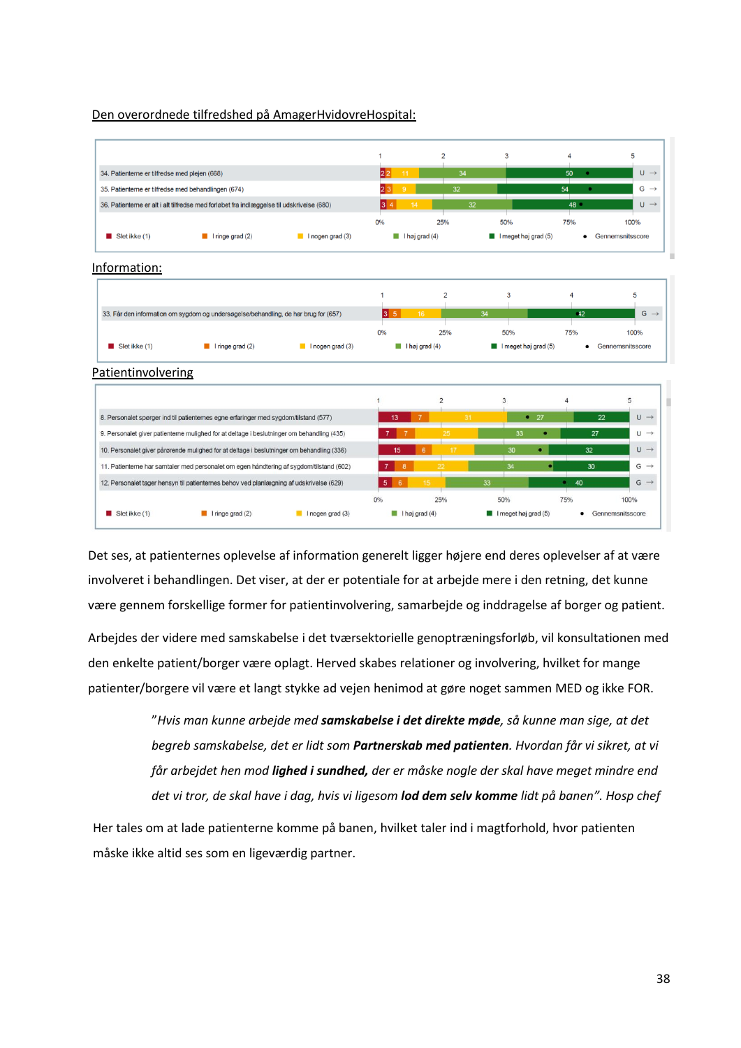Den overordnede tilfredshed på AmagerHvidovreHospital:

| Spørgsmål | Slet ikke (1) | I ringe grad (2) | I nogen grad (3) | I høj grad (4) | I meget høj grad (5) | |
|---|---|---|---|---|---|---|
| 34. Patienterne er tilfredse med plejen (668) | 2 | 2 | 11 | 34 | 50 | U → |
| 35. Patienterne er tilfredse med behandlingen (674) | 2 | 3 | 9 | 32 | 54 | G → |
| 36. Patienterne er alt i alt tilfredse med forløbet fra indlæggelse til udskrivelse (680) | 3 | 4 | 14 | 32 | 48 | U → |

Information:

| Spørgsmål | Slet ikke (1) | I ringe grad (2) | I nogen grad (3) | I høj grad (4) | I meget høj grad (5) | |
|---|---|---|---|---|---|---|
| 33. Får den information om sygdom og undersøgelse/behandling, de har brug for (657) | 3 | 5 | 16 | 34 | 42 | G → |

Patientinvolvering

| Spørgsmål | Slet ikke (1) | I ringe grad (2) | I nogen grad (3) | I høj grad (4) | I meget høj grad (5) | |
|---|---|---|---|---|---|---|
| 8. Personalet spørger ind til patienternes egne erfaringer med sygdom/tilstand (577) | 13 | 7 | 31 | 27 | 22 | U → |
| 9. Personalet giver patienterne mulighed for at deltage i beslutninger om behandling (435) | 7 | 7 | 25 | 33 | 27 | U → |
| 10. Personalet giver pårørende mulighed for at deltage i beslutninger om behandling (336) | 15 | 6 | 17 | 30 | 32 | U → |
| 11. Patienterne har samtaler med personalet om egen håndtering af sygdom/tilstand (602) | 7 | 8 | 22 | 34 | 30 | G → |
| 12. Personalet tager hensyn til patienternes behov ved planlægning af udskrivelse (629) | 5 | 6 | 15 | 33 | 40 | G → |

Det ses, at patienternes oplevelse af information generelt ligger højere end deres oplevelser af at være involveret i behandlingen. Det viser, at der er potentiale for at arbejde mere i den retning, det kunne være gennem forskellige former for patientinvolvering, samarbejde og inddragelse af borger og patient.

Arbejdes der videre med samskabelse i det tværsektorielle genoptræningsforløb, vil konsultationen med den enkelte patient/borger være oplagt. Herved skabes relationer og involvering, hvilket for mange patienter/borgere vil være et langt stykke ad vejen henimod at gøre noget sammen MED og ikke FOR.

> *"Hvis man kunne arbejde med **samskabelse i det direkte møde**, så kunne man sige, at det begreb samskabelse, det er lidt som **Partnerskab med patienten**. Hvordan får vi sikret, at vi får arbejdet hen mod **lighed i sundhed,** der er måske nogle der skal have meget mindre end det vi tror, de skal have i dag, hvis vi ligesom **lod dem selv komme** lidt på banen". Hosp chef*

Her tales om at lade patienterne komme på banen, hvilket taler ind i magtforhold, hvor patienten måske ikke altid ses som en ligeværdig partner.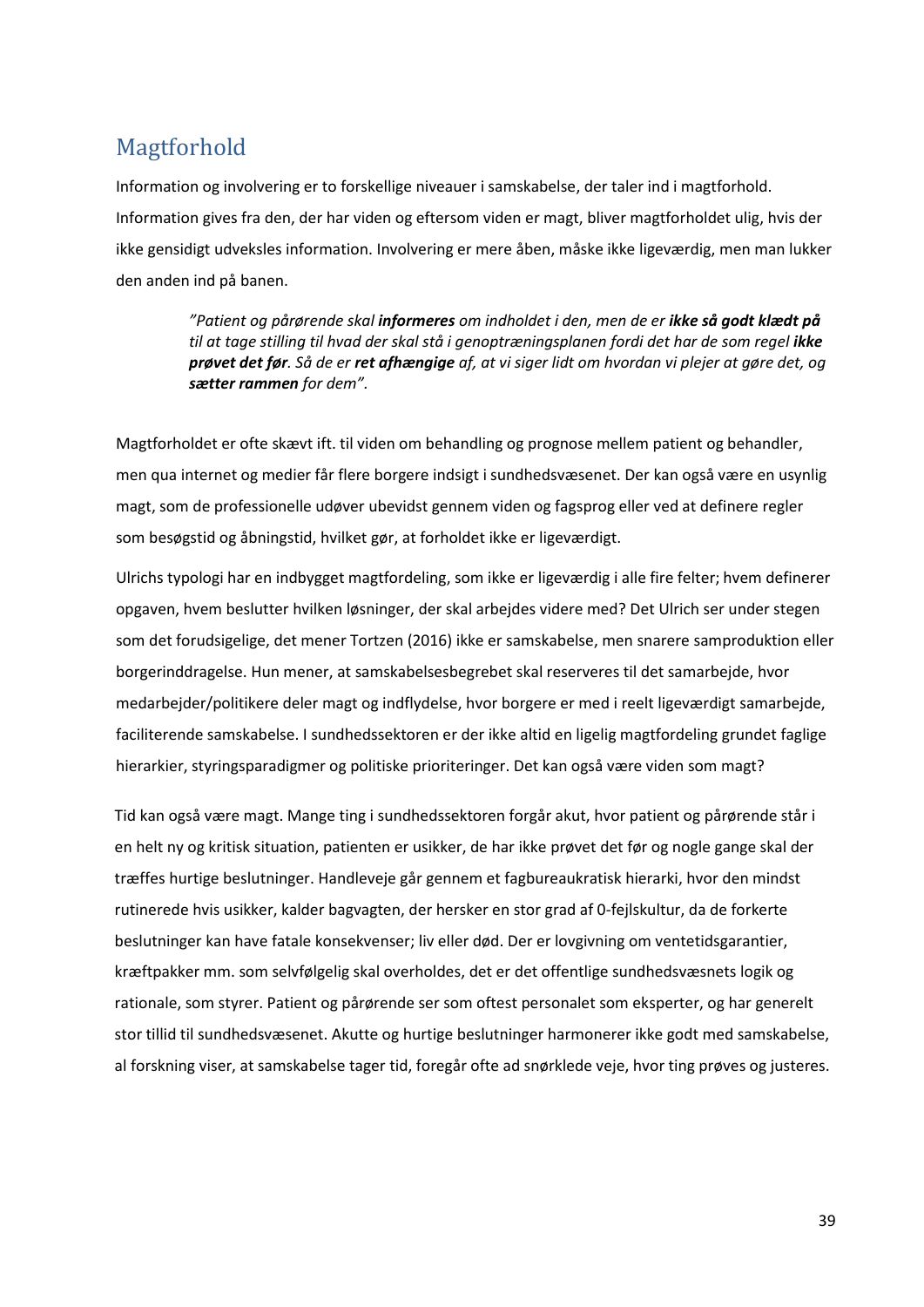## Magtforhold

Information og involvering er to forskellige niveauer i samskabelse, der taler ind i magtforhold. Information gives fra den, der har viden og eftersom viden er magt, bliver magtforholdet ulig, hvis der ikke gensidigt udveksles information. Involvering er mere åben, måske ikke ligeværdig, men man lukker den anden ind på banen.

> *"Patient og pårørende skal **informeres** om indholdet i den, men de er **ikke så godt klædt på** til at tage stilling til hvad der skal stå i genoptræningsplanen fordi det har de som regel **ikke prøvet det før**. Så de er **ret afhængige** af, at vi siger lidt om hvordan vi plejer at gøre det, og **sætter rammen** for dem".*

Magtforholdet er ofte skævt ift. til viden om behandling og prognose mellem patient og behandler, men qua internet og medier får flere borgere indsigt i sundhedsvæsenet. Der kan også være en usynlig magt, som de professionelle udøver ubevidst gennem viden og fagsprog eller ved at definere regler som besøgstid og åbningstid, hvilket gør, at forholdet ikke er ligeværdigt.

Ulrichs typologi har en indbygget magtfordeling, som ikke er ligeværdig i alle fire felter; hvem definerer opgaven, hvem beslutter hvilken løsninger, der skal arbejdes videre med? Det Ulrich ser under stegen som det forudsigelige, det mener Tortzen (2016) ikke er samskabelse, men snarere samproduktion eller borgerinddragelse. Hun mener, at samskabelsesbegrebet skal reserveres til det samarbejde, hvor medarbejder/politikere deler magt og indflydelse, hvor borgere er med i reelt ligeværdigt samarbejde, faciliterende samskabelse. I sundhedssektoren er der ikke altid en ligelig magtfordeling grundet faglige hierarkier, styringsparadigmer og politiske prioriteringer. Det kan også være viden som magt?

Tid kan også være magt. Mange ting i sundhedssektoren forgår akut, hvor patient og pårørende står i en helt ny og kritisk situation, patienten er usikker, de har ikke prøvet det før og nogle gange skal der træffes hurtige beslutninger. Handleveje går gennem et fagbureaukratisk hierarki, hvor den mindst rutinerede hvis usikker, kalder bagvagten, der hersker en stor grad af 0-fejlskultur, da de forkerte beslutninger kan have fatale konsekvenser; liv eller død. Der er lovgivning om ventetidsgarantier, kræftpakker mm. som selvfølgelig skal overholdes, det er det offentlige sundhedsvæsnets logik og rationale, som styrer. Patient og pårørende ser som oftest personalet som eksperter, og har generelt stor tillid til sundhedsvæsenet. Akutte og hurtige beslutninger harmonerer ikke godt med samskabelse, al forskning viser, at samskabelse tager tid, foregår ofte ad snørklede veje, hvor ting prøves og justeres.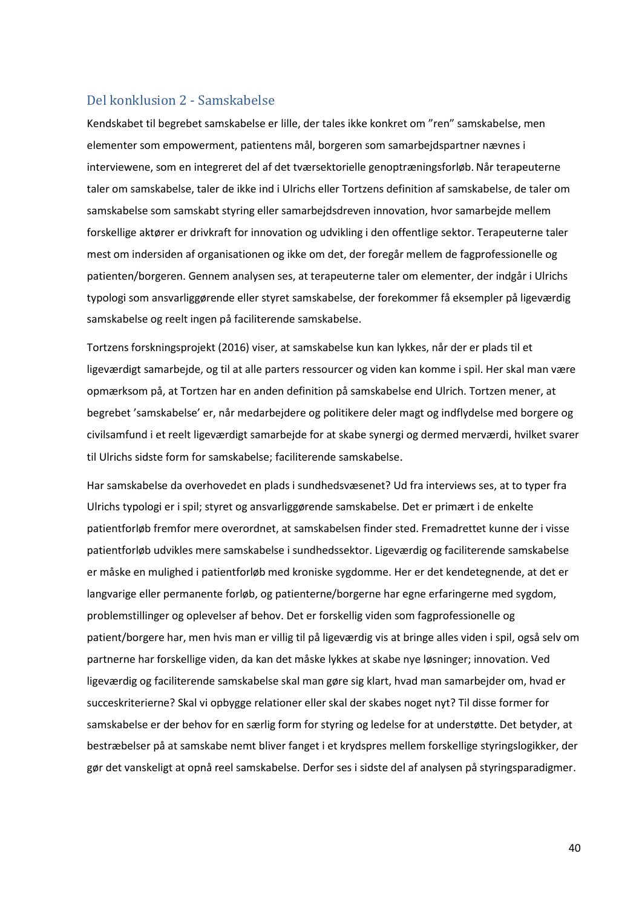## Del konklusion 2 - Samskabelse

Kendskabet til begrebet samskabelse er lille, der tales ikke konkret om ”ren” samskabelse, men elementer som empowerment, patientens mål, borgeren som samarbejdspartner nævnes i interviewene, som en integreret del af det tværsektorielle genoptræningsforløb. Når terapeuterne taler om samskabelse, taler de ikke ind i Ulrichs eller Tortzens definition af samskabelse, de taler om samskabelse som samskabt styring eller samarbejdsdreven innovation, hvor samarbejde mellem forskellige aktører er drivkraft for innovation og udvikling i den offentlige sektor. Terapeuterne taler mest om indersiden af organisationen og ikke om det, der foregår mellem de fagprofessionelle og patienten/borgeren. Gennem analysen ses, at terapeuterne taler om elementer, der indgår i Ulrichs typologi som ansvarliggørende eller styret samskabelse, der forekommer få eksempler på ligeværdig samskabelse og reelt ingen på faciliterende samskabelse.

Tortzens forskningsprojekt (2016) viser, at samskabelse kun kan lykkes, når der er plads til et ligeværdigt samarbejde, og til at alle parters ressourcer og viden kan komme i spil. Her skal man være opmærksom på, at Tortzen har en anden definition på samskabelse end Ulrich. Tortzen mener, at begrebet ’samskabelse’ er, når medarbejdere og politikere deler magt og indflydelse med borgere og civilsamfund i et reelt ligeværdigt samarbejde for at skabe synergi og dermed merværdi, hvilket svarer til Ulrichs sidste form for samskabelse; faciliterende samskabelse.

Har samskabelse da overhovedet en plads i sundhedsvæsenet? Ud fra interviews ses, at to typer fra Ulrichs typologi er i spil; styret og ansvarliggørende samskabelse. Det er primært i de enkelte patientforløb fremfor mere overordnet, at samskabelsen finder sted. Fremadrettet kunne der i visse patientforløb udvikles mere samskabelse i sundhedssektor. Ligeværdig og faciliterende samskabelse er måske en mulighed i patientforløb med kroniske sygdomme. Her er det kendetegnende, at det er langvarige eller permanente forløb, og patienterne/borgerne har egne erfaringerne med sygdom, problemstillinger og oplevelser af behov. Det er forskellig viden som fagprofessionelle og patient/borgere har, men hvis man er villig til på ligeværdig vis at bringe alles viden i spil, også selv om partnerne har forskellige viden, da kan det måske lykkes at skabe nye løsninger; innovation. Ved ligeværdig og faciliterende samskabelse skal man gøre sig klart, hvad man samarbejder om, hvad er succeskriterierne? Skal vi opbygge relationer eller skal der skabes noget nyt? Til disse former for samskabelse er der behov for en særlig form for styring og ledelse for at understøtte. Det betyder, at bestræbelser på at samskabe nemt bliver fanget i et krydspres mellem forskellige styringslogikker, der gør det vanskeligt at opnå reel samskabelse. Derfor ses i sidste del af analysen på styringsparadigmer.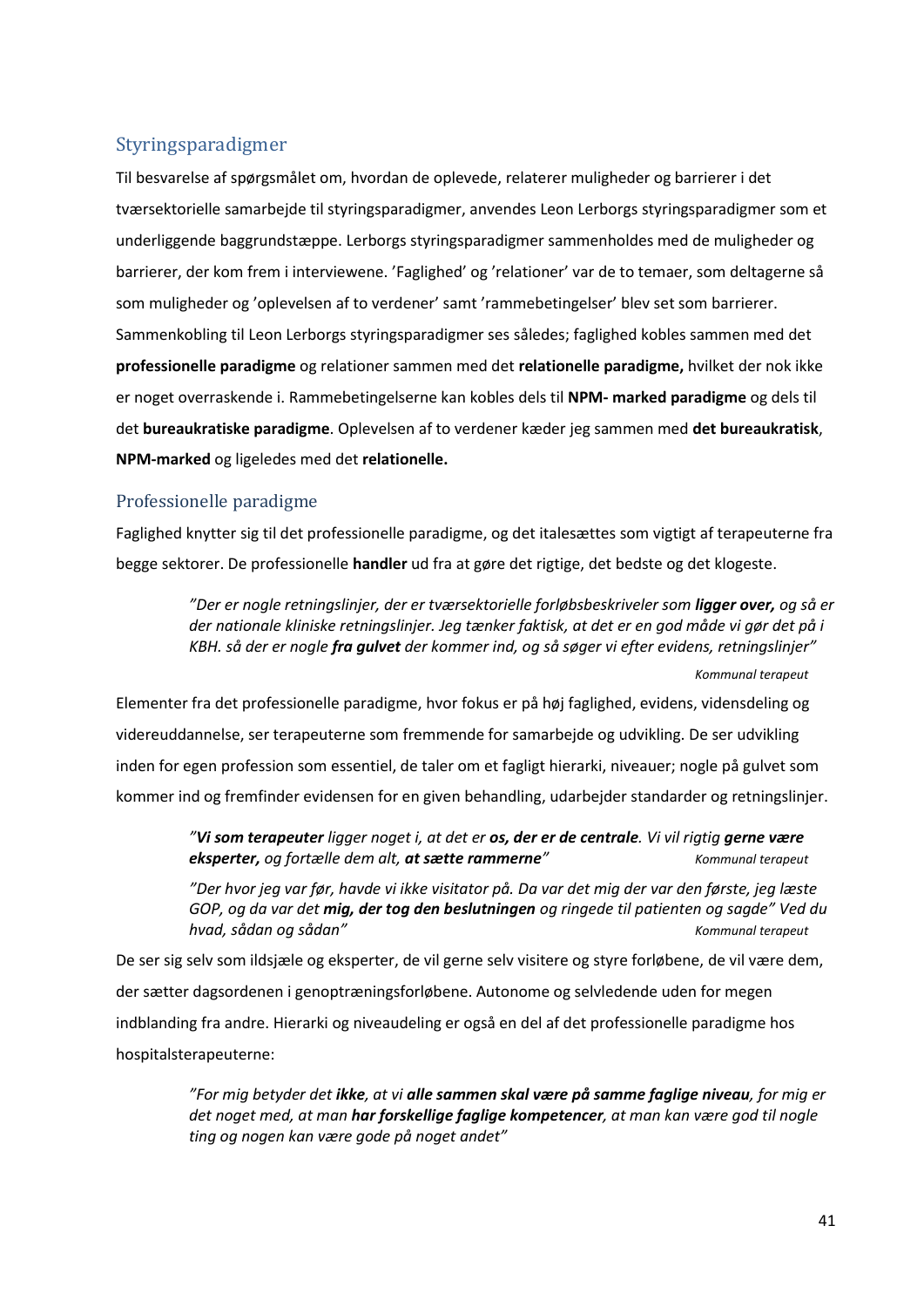## Styringsparadigmer

Til besvarelse af spørgsmålet om, hvordan de oplevede, relaterer muligheder og barrierer i det tværsektorielle samarbejde til styringsparadigmer, anvendes Leon Lerborgs styringsparadigmer som et underliggende baggrundstæppe. Lerborgs styringsparadigmer sammenholdes med de muligheder og barrierer, der kom frem i interviewene. 'Faglighed' og 'relationer' var de to temaer, som deltagerne så som muligheder og 'oplevelsen af to verdener' samt 'rammebetingelser' blev set som barrierer. Sammenkobling til Leon Lerborgs styringsparadigmer ses således; faglighed kobles sammen med det **professionelle paradigme** og relationer sammen med det **relationelle paradigme,** hvilket der nok ikke er noget overraskende i. Rammebetingelserne kan kobles dels til **NPM- marked paradigme** og dels til det **bureaukratiske paradigme**. Oplevelsen af to verdener kæder jeg sammen med **det bureaukratisk**, **NPM-marked** og ligeledes med det **relationelle.**

### Professionelle paradigme

Faglighed knytter sig til det professionelle paradigme, og det italesættes som vigtigt af terapeuterne fra begge sektorer. De professionelle **handler** ud fra at gøre det rigtige, det bedste og det klogeste.

> *"Der er nogle retningslinjer, der er tværsektorielle forløbsbeskriveler som **ligger over,** og så er der nationale kliniske retningslinjer. Jeg tænker faktisk, at det er en god måde vi gør det på i KBH. så der er nogle **fra gulvet** der kommer ind, og så søger vi efter evidens, retningslinjer"*
>
> *Kommunal terapeut*

Elementer fra det professionelle paradigme, hvor fokus er på høj faglighed, evidens, vidensdeling og videreuddannelse, ser terapeuterne som fremmende for samarbejde og udvikling. De ser udvikling inden for egen profession som essentiel, de taler om et fagligt hierarki, niveauer; nogle på gulvet som kommer ind og fremfinder evidensen for en given behandling, udarbejder standarder og retningslinjer.

> *"**Vi som terapeuter** ligger noget i, at det er **os, der er de centrale**. Vi vil rigtig **gerne være eksperter,** og fortælle dem alt, **at sætte rammerne**"* *Kommunal terapeut*
>
> *"Der hvor jeg var før, havde vi ikke visitator på. Da var det mig der var den første, jeg læste GOP, og da var det **mig, der tog den beslutningen** og ringede til patienten og sagde" Ved du hvad, sådan og sådan"* *Kommunal terapeut*

De ser sig selv som ildsjæle og eksperter, de vil gerne selv visitere og styre forløbene, de vil være dem, der sætter dagsordenen i genoptræningsforløbene. Autonome og selvledende uden for megen indblanding fra andre. Hierarki og niveaudeling er også en del af det professionelle paradigme hos hospitalsterapeuterne:

> *"For mig betyder det **ikke**, at vi **alle sammen skal være på samme faglige niveau**, for mig er det noget med, at man **har forskellige faglige kompetencer**, at man kan være god til nogle ting og nogen kan være gode på noget andet"*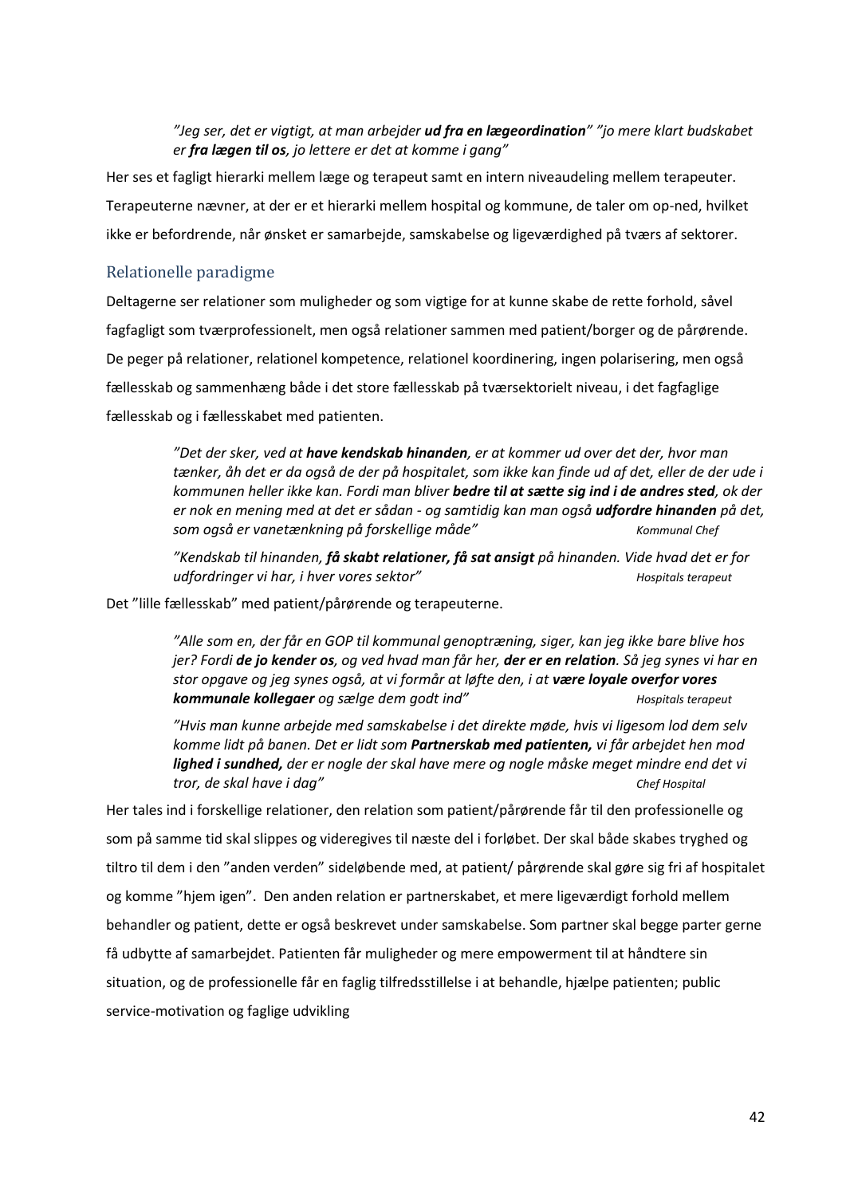*"Jeg ser, det er vigtigt, at man arbejder* ***ud fra en lægeordination****" "jo mere klart budskabet er* ***fra lægen til os****, jo lettere er det at komme i gang"*

Her ses et fagligt hierarki mellem læge og terapeut samt en intern niveaudeling mellem terapeuter. Terapeuterne nævner, at der er et hierarki mellem hospital og kommune, de taler om op-ned, hvilket ikke er befordrende, når ønsket er samarbejde, samskabelse og ligeværdighed på tværs af sektorer.

### Relationelle paradigme

Deltagerne ser relationer som muligheder og som vigtige for at kunne skabe de rette forhold, såvel fagfagligt som tværprofessionelt, men også relationer sammen med patient/borger og de pårørende. De peger på relationer, relationel kompetence, relationel koordinering, ingen polarisering, men også fællesskab og sammenhæng både i det store fællesskab på tværsektorielt niveau, i det fagfaglige fællesskab og i fællesskabet med patienten.

> *"Det der sker, ved at* ***have kendskab hinanden****, er at kommer ud over det der, hvor man tænker, åh det er da også de der på hospitalet, som ikke kan finde ud af det, eller de der ude i kommunen heller ikke kan. Fordi man bliver* ***bedre til at sætte sig ind i de andres sted****, ok der er nok en mening med at det er sådan - og samtidig kan man også* ***udfordre hinanden*** *på det, som også er vanetænkning på forskellige måde"* *Kommunal Chef*

> *"Kendskab til hinanden,* ***få skabt relationer, få sat ansigt*** *på hinanden. Vide hvad det er for udfordringer vi har, i hver vores sektor"* *Hospitals terapeut*

Det "lille fællesskab" med patient/pårørende og terapeuterne.

> *"Alle som en, der får en GOP til kommunal genoptræning, siger, kan jeg ikke bare blive hos jer? Fordi* ***de jo kender os****, og ved hvad man får her,* ***der er en relation****. Så jeg synes vi har en stor opgave og jeg synes også, at vi formår at løfte den, i at* ***være loyale overfor vores kommunale kollegaer*** *og sælge dem godt ind"* *Hospitals terapeut*

> *"Hvis man kunne arbejde med samskabelse i det direkte møde, hvis vi ligesom lod dem selv komme lidt på banen. Det er lidt som* ***Partnerskab med patienten,*** *vi får arbejdet hen mod* ***lighed i sundhed,*** *der er nogle der skal have mere og nogle måske meget mindre end det vi tror, de skal have i dag"* *Chef Hospital*

Her tales ind i forskellige relationer, den relation som patient/pårørende får til den professionelle og som på samme tid skal slippes og videregives til næste del i forløbet. Der skal både skabes tryghed og tiltro til dem i den "anden verden" sideløbende med, at patient/ pårørende skal gøre sig fri af hospitalet og komme "hjem igen". Den anden relation er partnerskabet, et mere ligeværdigt forhold mellem behandler og patient, dette er også beskrevet under samskabelse. Som partner skal begge parter gerne få udbytte af samarbejdet. Patienten får muligheder og mere empowerment til at håndtere sin situation, og de professionelle får en faglig tilfredsstillelse i at behandle, hjælpe patienten; public service-motivation og faglige udvikling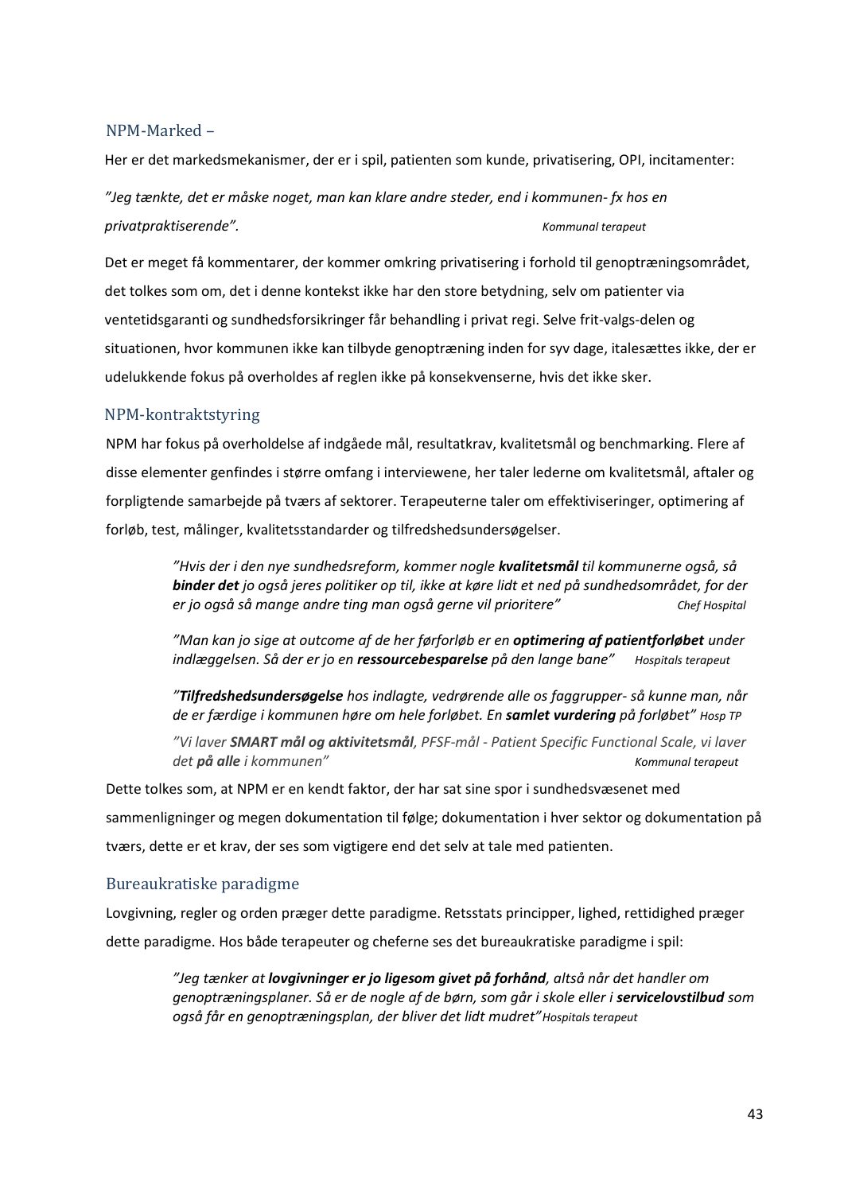### NPM-Marked –

Her er det markedsmekanismer, der er i spil, patienten som kunde, privatisering, OPI, incitamenter:

*"Jeg tænkte, det er måske noget, man kan klare andre steder, end i kommunen- fx hos en privatpraktiserende".* *Kommunal terapeut*

Det er meget få kommentarer, der kommer omkring privatisering i forhold til genoptræningsområdet, det tolkes som om, det i denne kontekst ikke har den store betydning, selv om patienter via ventetidsgaranti og sundhedsforsikringer får behandling i privat regi. Selve frit-valgs-delen og situationen, hvor kommunen ikke kan tilbyde genoptræning inden for syv dage, italesættes ikke, der er udelukkende fokus på overholdes af reglen ikke på konsekvenserne, hvis det ikke sker.

### NPM-kontraktstyring

NPM har fokus på overholdelse af indgåede mål, resultatkrav, kvalitetsmål og benchmarking. Flere af disse elementer genfindes i større omfang i interviewene, her taler lederne om kvalitetsmål, aftaler og forpligtende samarbejde på tværs af sektorer. Terapeuterne taler om effektiviseringer, optimering af forløb, test, målinger, kvalitetsstandarder og tilfredshedsundersøgelser.

> *"Hvis der i den nye sundhedsreform, kommer nogle* ***kvalitetsmål*** *til kommunerne også, så* ***binder det*** *jo også jeres politiker op til, ikke at køre lidt et ned på sundhedsområdet, for der er jo også så mange andre ting man også gerne vil prioritere"* *Chef Hospital*
>
> *"Man kan jo sige at outcome af de her førforløb er en* ***optimering af patientforløbet*** *under indlæggelsen. Så der er jo en* ***ressourcebesparelse*** *på den lange bane"* *Hospitals terapeut*
>
> *"****Tilfredshedsundersøgelse*** *hos indlagte, vedrørende alle os faggrupper- så kunne man, når de er færdige i kommunen høre om hele forløbet. En* ***samlet vurdering*** *på forløbet"* *Hosp TP*
>
> *"Vi laver* ***SMART mål og aktivitetsmål****, PFSF-mål - Patient Specific Functional Scale, vi laver det* ***på alle*** *i kommunen"* *Kommunal terapeut*

Dette tolkes som, at NPM er en kendt faktor, der har sat sine spor i sundhedsvæsenet med sammenligninger og megen dokumentation til følge; dokumentation i hver sektor og dokumentation på tværs, dette er et krav, der ses som vigtigere end det selv at tale med patienten.

### Bureaukratiske paradigme

Lovgivning, regler og orden præger dette paradigme. Retsstats principper, lighed, rettidighed præger dette paradigme. Hos både terapeuter og cheferne ses det bureaukratiske paradigme i spil:

> *"Jeg tænker at* ***lovgivninger er jo ligesom givet på forhånd****, altså når det handler om genoptræningsplaner. Så er de nogle af de børn, som går i skole eller i* ***servicelovstilbud*** *som også får en genoptræningsplan, der bliver det lidt mudret"* *Hospitals terapeut*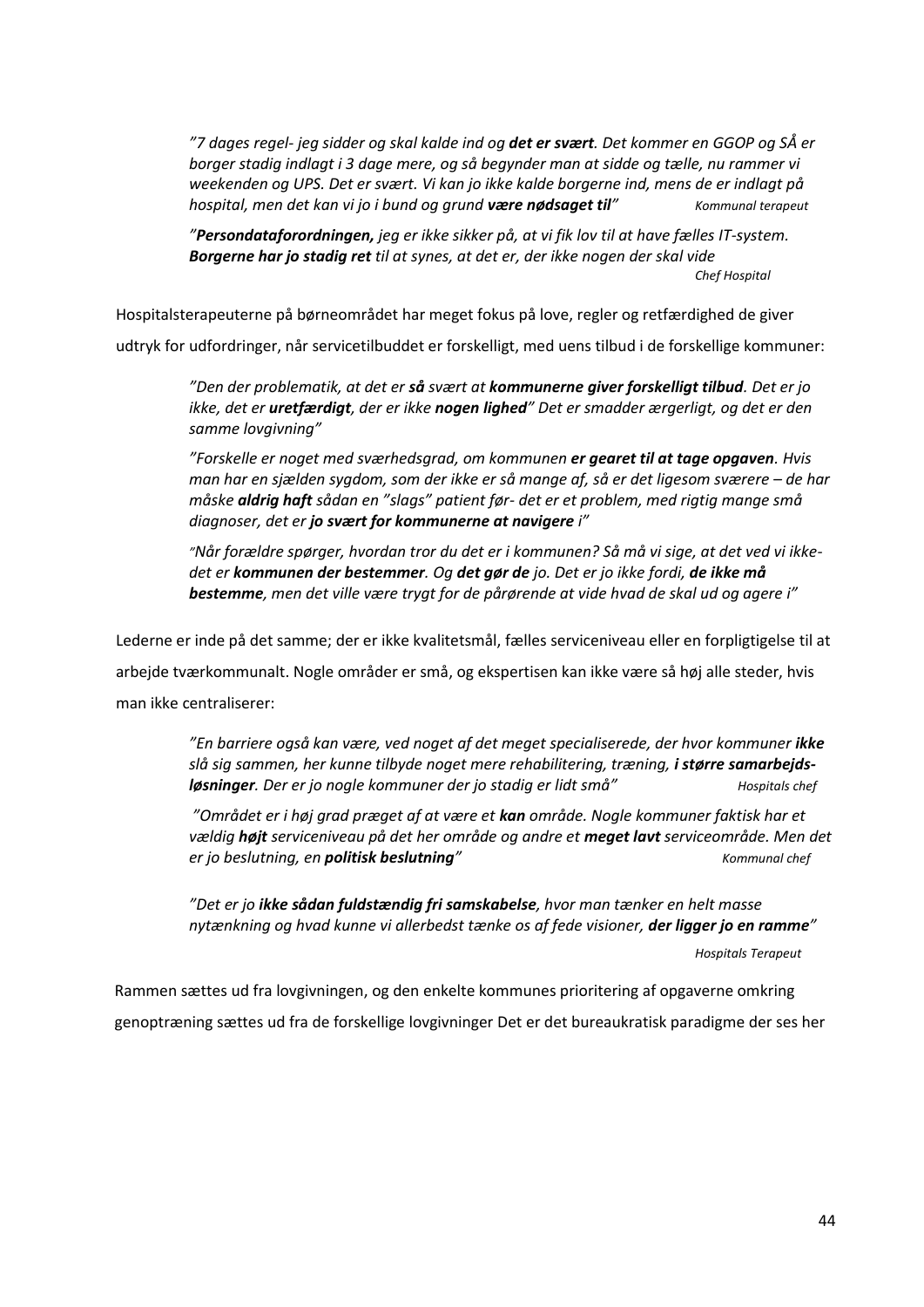*"7 dages regel- jeg sidder og skal kalde ind og **det er svært**. Det kommer en GGOP og SÅ er borger stadig indlagt i 3 dage mere, og så begynder man at sidde og tælle, nu rammer vi weekenden og UPS. Det er svært. Vi kan jo ikke kalde borgerne ind, mens de er indlagt på hospital, men det kan vi jo i bund og grund **være nødsaget til**"* *Kommunal terapeut*

*"**Persondataforordningen,** jeg er ikke sikker på, at vi fik lov til at have fælles IT-system. **Borgerne har jo stadig ret** til at synes, at det er, der ikke nogen der skal vide*
*Chef Hospital*

Hospitalsterapeuterne på børneområdet har meget fokus på love, regler og retfærdighed de giver udtryk for udfordringer, når servicetilbuddet er forskelligt, med uens tilbud i de forskellige kommuner:

*"Den der problematik, at det er **så** svært at **kommunerne giver forskelligt tilbud**. Det er jo ikke, det er **uretfærdigt**, der er ikke **nogen lighed**" Det er smadder ærgerligt, og det er den samme lovgivning"*

*"Forskelle er noget med sværhedsgrad, om kommunen **er gearet til at tage opgaven**. Hvis man har en sjælden sygdom, som der ikke er så mange af, så er det ligesom sværere – de har måske **aldrig haft** sådan en "slags" patient før- det er et problem, med rigtig mange små diagnoser, det er **jo svært for kommunerne at navigere** i"*

*"Når forældre spørger, hvordan tror du det er i kommunen? Så må vi sige, at det ved vi ikke- det er **kommunen der bestemmer**. Og **det gør de** jo. Det er jo ikke fordi, **de ikke må bestemme**, men det ville være trygt for de pårørende at vide hvad de skal ud og agere i"*

Lederne er inde på det samme; der er ikke kvalitetsmål, fælles serviceniveau eller en forpligtigelse til at arbejde tværkommunalt. Nogle områder er små, og ekspertisen kan ikke være så høj alle steder, hvis man ikke centraliserer:

*"En barriere også kan være, ved noget af det meget specialiserede, der hvor kommuner **ikke** slå sig sammen, her kunne tilbyde noget mere rehabilitering, træning, **i større samarbejds-løsninger**. Der er jo nogle kommuner der jo stadig er lidt små"* *Hospitals chef*

*"Området er i høj grad præget af at være et **kan** område. Nogle kommuner faktisk har et væl­dig **højt** serviceniveau på det her område og andre et **meget lavt** serviceområde. Men det er jo beslutning, en **politisk beslutning**"* *Kommunal chef*

*"Det er jo **ikke sådan fuldstændig fri samskabelse**, hvor man tænker en helt masse nytænkning og hvad kunne vi allerbedst tænke os af fede visioner, **der ligger jo en ramme**"*

*Hospitals Terapeut*

Rammen sættes ud fra lovgivningen, og den enkelte kommunes prioritering af opgaverne omkring genoptræning sættes ud fra de forskellige lovgivninger Det er det bureaukratisk paradigme der ses her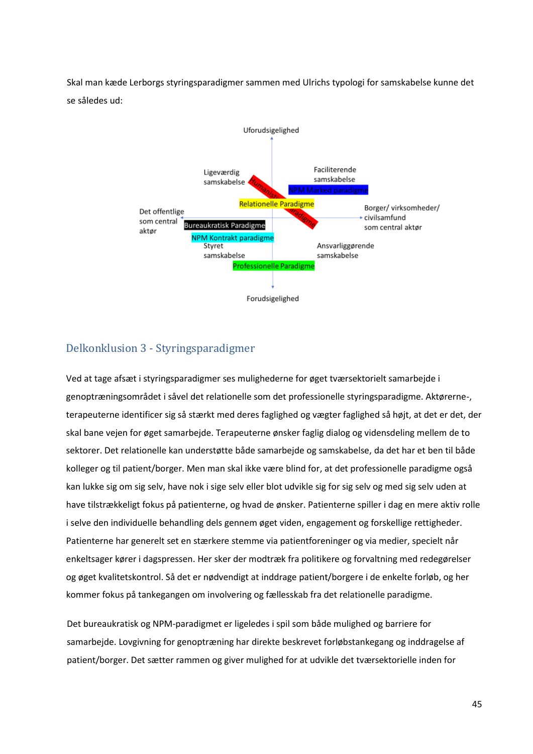Skal man kæde Lerborgs styringsparadigmer sammen med Ulrichs typologi for samskabelse kunne det se således ud:

Uforudsigelighed

Ligeværdig samskabelse

Humanistisk paradigme

Faciliterende samskabelse

NPM Marked paradigme

Relationelle Paradigme

Det offentlige som central aktør

Bureaukratisk Paradigme

Borger/ virksomheder/ civilsamfund som central aktør

NPM Kontrakt paradigme

Styret samskabelse

Ansvarliggørende samskabelse

Professionelle Paradigme

Forudsigelighed

## Delkonklusion 3 - Styringsparadigmer

Ved at tage afsæt i styringsparadigmer ses mulighederne for øget tværsektorielt samarbejde i genoptræningsområdet i såvel det relationelle som det professionelle styringsparadigme. Aktørerne-, terapeuterne identificer sig så stærkt med deres faglighed og vægter faglighed så højt, at det er det, der skal bane vejen for øget samarbejde. Terapeuterne ønsker faglig dialog og vidensdeling mellem de to sektorer. Det relationelle kan understøtte både samarbejde og samskabelse, da det har et ben til både kolleger og til patient/borger. Men man skal ikke være blind for, at det professionelle paradigme også kan lukke sig om sig selv, have nok i sige selv eller blot udvikle sig for sig selv og med sig selv uden at have tilstrækkeligt fokus på patienterne, og hvad de ønsker. Patienterne spiller i dag en mere aktiv rolle i selve den individuelle behandling dels gennem øget viden, engagement og forskellige rettigheder. Patienterne har generelt set en stærkere stemme via patientforeninger og via medier, specielt når enkeltsager kører i dagspressen. Her sker der modtræk fra politikere og forvaltning med redegørelser og øget kvalitetskontrol. Så det er nødvendigt at inddrage patient/borgere i de enkelte forløb, og her kommer fokus på tankegangen om involvering og fællesskab fra det relationelle paradigme.

Det bureaukratisk og NPM-paradigmet er ligeledes i spil som både mulighed og barriere for samarbejde. Lovgivning for genoptræning har direkte beskrevet forløbstankegang og inddragelse af patient/borger. Det sætter rammen og giver mulighed for at udvikle det tværsektorielle inden for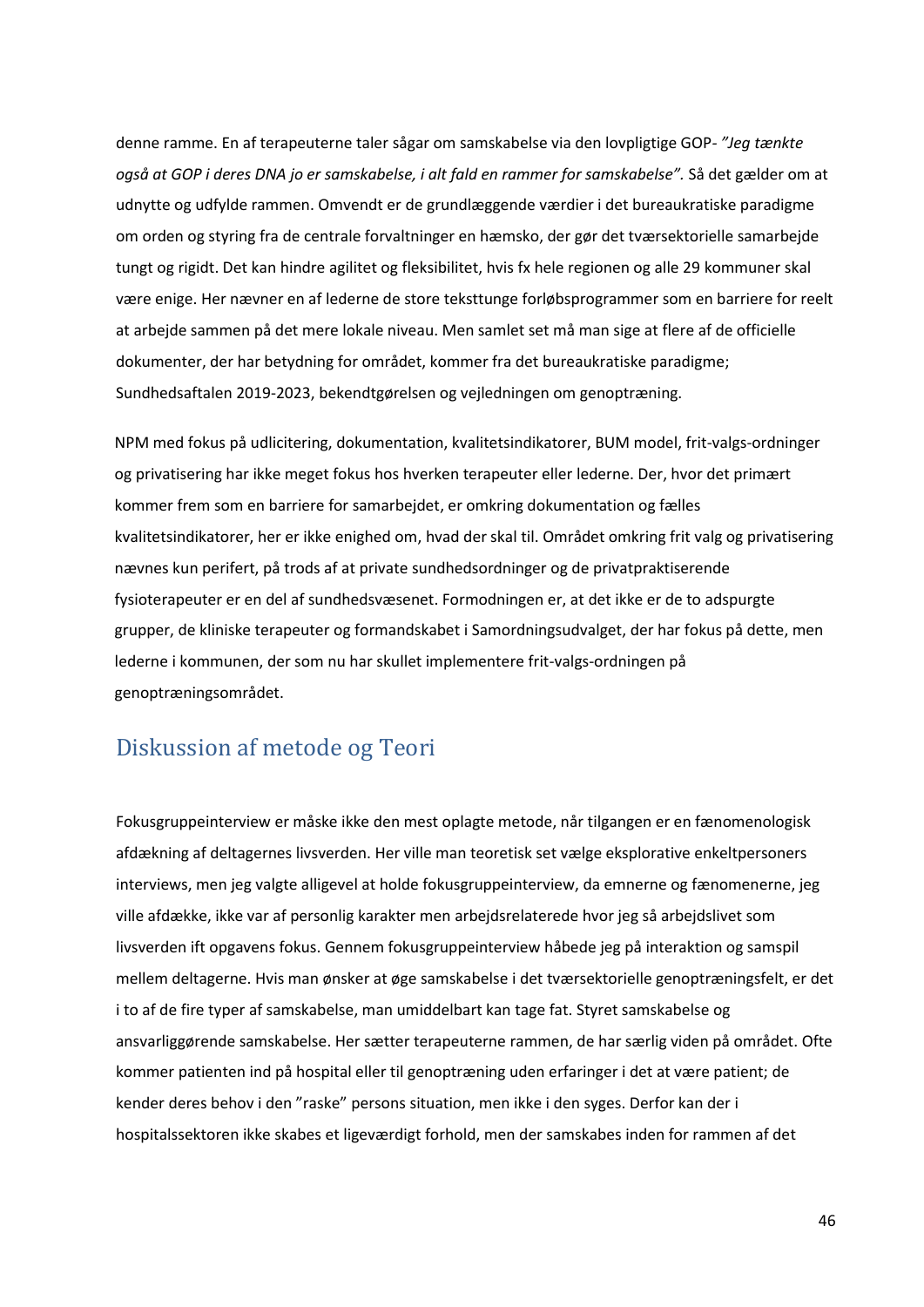denne ramme. En af terapeuterne taler sågar om samskabelse via den lovpligtige GOP- *"Jeg tænkte også at GOP i deres DNA jo er samskabelse, i alt fald en rammer for samskabelse".* Så det gælder om at udnytte og udfylde rammen. Omvendt er de grundlæggende værdier i det bureaukratiske paradigme om orden og styring fra de centrale forvaltninger en hæmsko, der gør det tværsektorielle samarbejde tungt og rigidt. Det kan hindre agilitet og fleksibilitet, hvis fx hele regionen og alle 29 kommuner skal være enige. Her nævner en af lederne de store teksttunge forløbsprogrammer som en barriere for reelt at arbejde sammen på det mere lokale niveau. Men samlet set må man sige at flere af de officielle dokumenter, der har betydning for området, kommer fra det bureaukratiske paradigme; Sundhedsaftalen 2019-2023, bekendtgørelsen og vejledningen om genoptræning.

NPM med fokus på udlicitering, dokumentation, kvalitetsindikatorer, BUM model, frit-valgs-ordninger og privatisering har ikke meget fokus hos hverken terapeuter eller lederne. Der, hvor det primært kommer frem som en barriere for samarbejdet, er omkring dokumentation og fælles kvalitetsindikatorer, her er ikke enighed om, hvad der skal til. Området omkring frit valg og privatisering nævnes kun perifert, på trods af at private sundhedsordninger og de privatpraktiserende fysioterapeuter er en del af sundhedsvæsenet. Formodningen er, at det ikke er de to adspurgte grupper, de kliniske terapeuter og formandskabet i Samordningsudvalget, der har fokus på dette, men lederne i kommunen, der som nu har skullet implementere frit-valgs-ordningen på genoptræningsområdet.

## Diskussion af metode og Teori

Fokusgruppeinterview er måske ikke den mest oplagte metode, når tilgangen er en fænomenologisk afdækning af deltagernes livsverden. Her ville man teoretisk set vælge eksplorative enkeltpersoners interviews, men jeg valgte alligevel at holde fokusgruppeinterview, da emnerne og fænomenerne, jeg ville afdække, ikke var af personlig karakter men arbejdsrelaterede hvor jeg så arbejdslivet som livsverden ift opgavens fokus. Gennem fokusgruppeinterview håbede jeg på interaktion og samspil mellem deltagerne. Hvis man ønsker at øge samskabelse i det tværsektorielle genoptræningsfelt, er det i to af de fire typer af samskabelse, man umiddelbart kan tage fat. Styret samskabelse og ansvarliggørende samskabelse. Her sætter terapeuterne rammen, de har særlig viden på området. Ofte kommer patienten ind på hospital eller til genoptræning uden erfaringer i det at være patient; de kender deres behov i den "raske" persons situation, men ikke i den syges. Derfor kan der i hospitalssektoren ikke skabes et ligeværdigt forhold, men der samskabes inden for rammen af det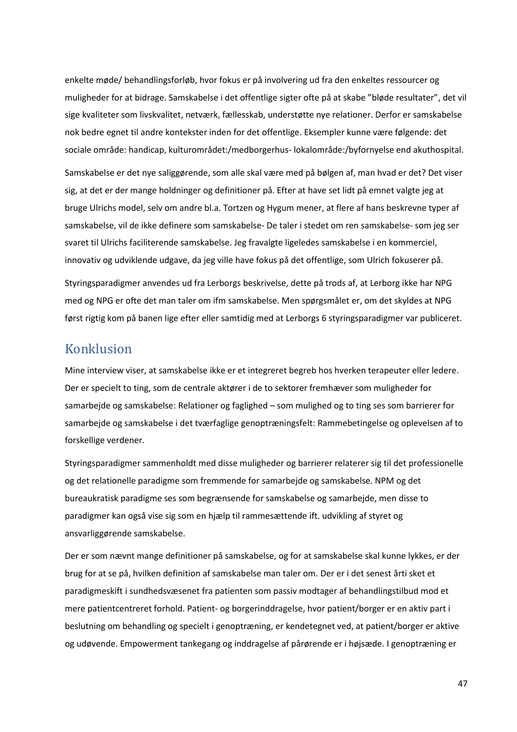enkelte møde/ behandlingsforløb, hvor fokus er på involvering ud fra den enkeltes ressourcer og muligheder for at bidrage. Samskabelse i det offentlige sigter ofte på at skabe "bløde resultater", det vil sige kvaliteter som livskvalitet, netværk, fællesskab, understøtte nye relationer. Derfor er samskabelse nok bedre egnet til andre kontekster inden for det offentlige. Eksempler kunne være følgende: det sociale område: handicap, kulturområdet:/medborgerhus- lokalområde:/byfornyelse end akuthospital.

Samskabelse er det nye saliggørende, som alle skal være med på bølgen af, man hvad er det? Det viser sig, at det er der mange holdninger og definitioner på. Efter at have set lidt på emnet valgte jeg at bruge Ulrichs model, selv om andre bl.a. Tortzen og Hygum mener, at flere af hans beskrevne typer af samskabelse, vil de ikke definere som samskabelse- De taler i stedet om ren samskabelse- som jeg ser svaret til Ulrichs faciliterende samskabelse. Jeg fravalgte ligeledes samskabelse i en kommerciel, innovativ og udviklende udgave, da jeg ville have fokus på det offentlige, som Ulrich fokuserer på.

Styringsparadigmer anvendes ud fra Lerborgs beskrivelse, dette på trods af, at Lerborg ikke har NPG med og NPG er ofte det man taler om ifm samskabelse. Men spørgsmålet er, om det skyldes at NPG først rigtig kom på banen lige efter eller samtidig med at Lerborgs 6 styringsparadigmer var publiceret.

# Konklusion

Mine interview viser, at samskabelse ikke er et integreret begreb hos hverken terapeuter eller ledere. Der er specielt to ting, som de centrale aktører i de to sektorer fremhæver som muligheder for samarbejde og samskabelse: Relationer og faglighed – som mulighed og to ting ses som barrierer for samarbejde og samskabelse i det tværfaglige genoptræningsfelt: Rammebetingelse og oplevelsen af to forskellige verdener.

Styringsparadigmer sammenholdt med disse muligheder og barrierer relaterer sig til det professionelle og det relationelle paradigme som fremmende for samarbejde og samskabelse. NPM og det bureaukratisk paradigme ses som begrænsende for samskabelse og samarbejde, men disse to paradigmer kan også vise sig som en hjælp til rammesættende ift. udvikling af styret og ansvarliggørende samskabelse.

Der er som nævnt mange definitioner på samskabelse, og for at samskabelse skal kunne lykkes, er der brug for at se på, hvilken definition af samskabelse man taler om. Der er i det senest årti sket et paradigmeskift i sundhedsvæsenet fra patienten som passiv modtager af behandlingstilbud mod et mere patientcentreret forhold. Patient- og borgerinddragelse, hvor patient/borger er en aktiv part i beslutning om behandling og specielt i genoptræning, er kendetegnet ved, at patient/borger er aktive og udøvende. Empowerment tankegang og inddragelse af pårørende er i højsæde. I genoptræning er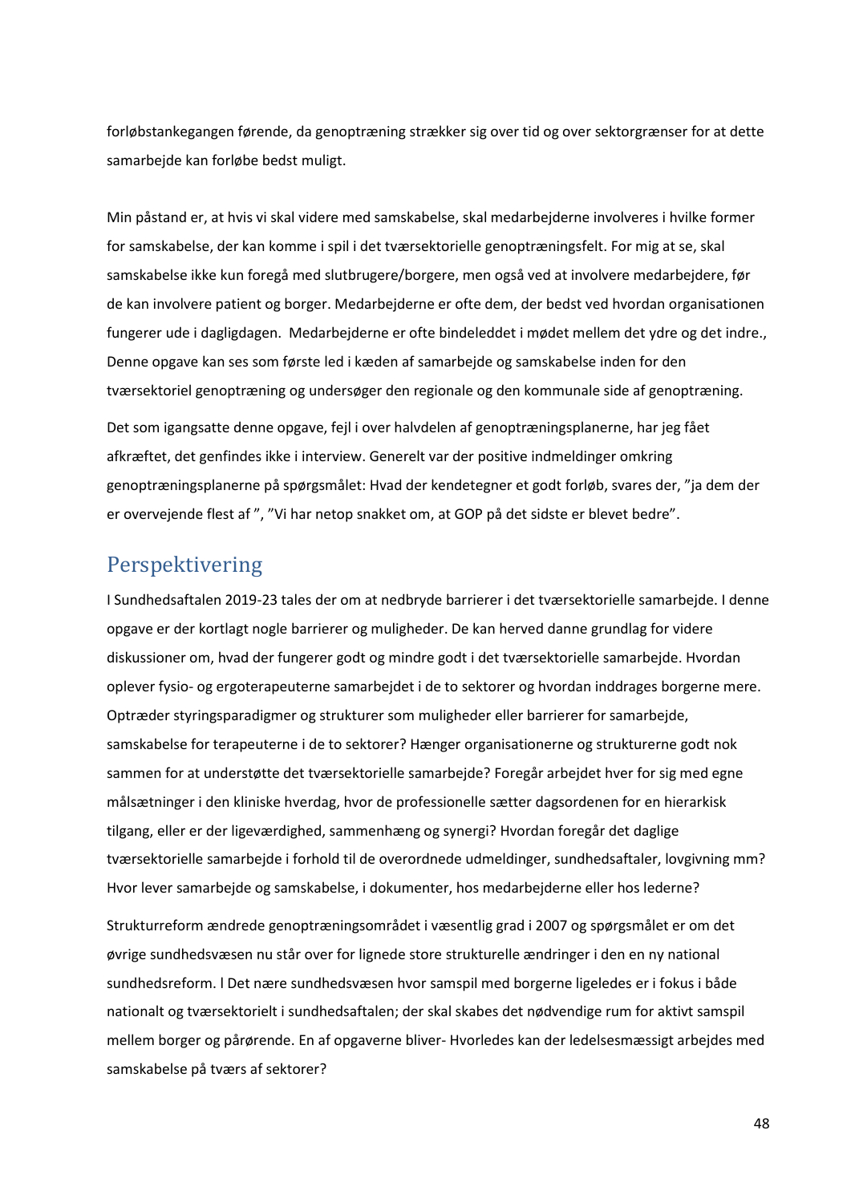forløbstankegangen førende, da genoptræning strækker sig over tid og over sektorgrænser for at dette samarbejde kan forløbe bedst muligt.

Min påstand er, at hvis vi skal videre med samskabelse, skal medarbejderne involveres i hvilke former for samskabelse, der kan komme i spil i det tværsektorielle genoptræningsfelt. For mig at se, skal samskabelse ikke kun foregå med slutbrugere/borgere, men også ved at involvere medarbejdere, før de kan involvere patient og borger. Medarbejderne er ofte dem, der bedst ved hvordan organisationen fungerer ude i dagligdagen. Medarbejderne er ofte bindeleddet i mødet mellem det ydre og det indre., Denne opgave kan ses som første led i kæden af samarbejde og samskabelse inden for den tværsektoriel genoptræning og undersøger den regionale og den kommunale side af genoptræning.

Det som igangsatte denne opgave, fejl i over halvdelen af genoptræningsplanerne, har jeg fået afkræftet, det genfindes ikke i interview. Generelt var der positive indmeldinger omkring genoptræningsplanerne på spørgsmålet: Hvad der kendetegner et godt forløb, svares der, "ja dem der er overvejende flest af ", "Vi har netop snakket om, at GOP på det sidste er blevet bedre".

## Perspektivering

I Sundhedsaftalen 2019-23 tales der om at nedbryde barrierer i det tværsektorielle samarbejde. I denne opgave er der kortlagt nogle barrierer og muligheder. De kan herved danne grundlag for videre diskussioner om, hvad der fungerer godt og mindre godt i det tværsektorielle samarbejde. Hvordan oplever fysio- og ergoterapeuterne samarbejdet i de to sektorer og hvordan inddrages borgerne mere. Optræder styringsparadigmer og strukturer som muligheder eller barrierer for samarbejde, samskabelse for terapeuterne i de to sektorer? Hænger organisationerne og strukturerne godt nok sammen for at understøtte det tværsektorielle samarbejde? Foregår arbejdet hver for sig med egne målsætninger i den kliniske hverdag, hvor de professionelle sætter dagsordenen for en hierarkisk tilgang, eller er der ligeværdighed, sammenhæng og synergi? Hvordan foregår det daglige tværsektorielle samarbejde i forhold til de overordnede udmeldinger, sundhedsaftaler, lovgivning mm? Hvor lever samarbejde og samskabelse, i dokumenter, hos medarbejderne eller hos lederne?

Strukturreform ændrede genoptræningsområdet i væsentlig grad i 2007 og spørgsmålet er om det øvrige sundhedsvæsen nu står over for lignede store strukturelle ændringer i den en ny national sundhedsreform. I Det nære sundhedsvæsen hvor samspil med borgerne ligeledes er i fokus i både nationalt og tværsektorielt i sundhedsaftalen; der skal skabes det nødvendige rum for aktivt samspil mellem borger og pårørende. En af opgaverne bliver- Hvorledes kan der ledelsesmæssigt arbejdes med samskabelse på tværs af sektorer?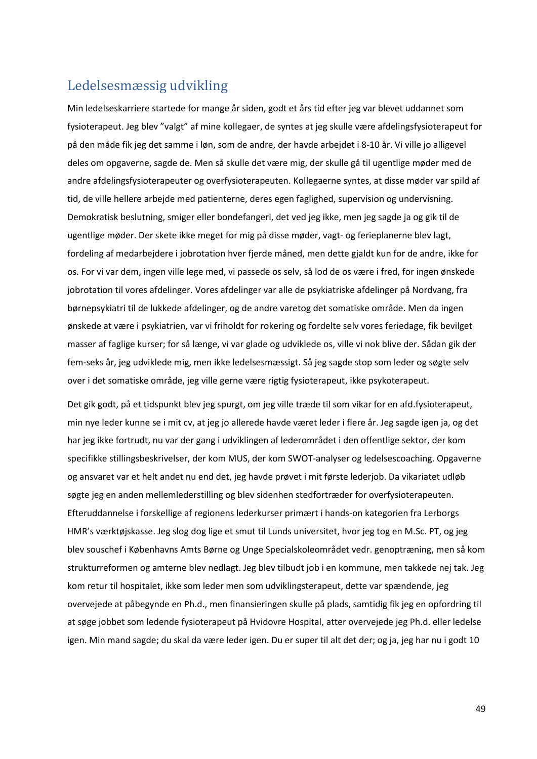## Ledelsesmæssig udvikling

Min ledelseskarriere startede for mange år siden, godt et års tid efter jeg var blevet uddannet som fysioterapeut. Jeg blev "valgt" af mine kollegaer, de syntes at jeg skulle være afdelingsfysioterapeut for på den måde fik jeg det samme i løn, som de andre, der havde arbejdet i 8-10 år. Vi ville jo alligevel deles om opgaverne, sagde de. Men så skulle det være mig, der skulle gå til ugentlige møder med de andre afdelingsfysioterapeuter og overfysioterapeuten. Kollegaerne syntes, at disse møder var spild af tid, de ville hellere arbejde med patienterne, deres egen faglighed, supervision og undervisning. Demokratisk beslutning, smiger eller bondefangeri, det ved jeg ikke, men jeg sagde ja og gik til de ugentlige møder. Der skete ikke meget for mig på disse møder, vagt- og ferieplanerne blev lagt, fordeling af medarbejdere i jobrotation hver fjerde måned, men dette gjaldt kun for de andre, ikke for os. For vi var dem, ingen ville lege med, vi passede os selv, så lod de os være i fred, for ingen ønskede jobrotation til vores afdelinger. Vores afdelinger var alle de psykiatriske afdelinger på Nordvang, fra børnepsykiatri til de lukkede afdelinger, og de andre varetog det somatiske område. Men da ingen ønskede at være i psykiatrien, var vi friholdt for rokering og fordelte selv vores feriedage, fik bevilget masser af faglige kurser; for så længe, vi var glade og udviklede os, ville vi nok blive der. Sådan gik der fem-seks år, jeg udviklede mig, men ikke ledelsesmæssigt. Så jeg sagde stop som leder og søgte selv over i det somatiske område, jeg ville gerne være rigtig fysioterapeut, ikke psykoterapeut.

Det gik godt, på et tidspunkt blev jeg spurgt, om jeg ville træde til som vikar for en afd.fysioterapeut, min nye leder kunne se i mit cv, at jeg jo allerede havde været leder i flere år. Jeg sagde igen ja, og det har jeg ikke fortrudt, nu var der gang i udviklingen af lederområdet i den offentlige sektor, der kom specifikke stillingsbeskrivelser, der kom MUS, der kom SWOT-analyser og ledelsescoaching. Opgaverne og ansvaret var et helt andet nu end det, jeg havde prøvet i mit første lederjob. Da vikariatet udløb søgte jeg en anden mellemlederstilling og blev sidenhen stedfortræder for overfysioterapeuten. Efteruddannelse i forskellige af regionens lederkurser primært i hands-on kategorien fra Lerborgs HMR's værktøjskasse. Jeg slog dog lige et smut til Lunds universitet, hvor jeg tog en M.Sc. PT, og jeg blev souschef i Københavns Amts Børne og Unge Specialskoleområdet vedr. genoptræning, men så kom strukturreformen og amterne blev nedlagt. Jeg blev tilbudt job i en kommune, men takkede nej tak. Jeg kom retur til hospitalet, ikke som leder men som udviklingsterapeut, dette var spændende, jeg overvejede at påbegynde en Ph.d., men finansieringen skulle på plads, samtidig fik jeg en opfordring til at søge jobbet som ledende fysioterapeut på Hvidovre Hospital, atter overvejede jeg Ph.d. eller ledelse igen. Min mand sagde; du skal da være leder igen. Du er super til alt det der; og ja, jeg har nu i godt 10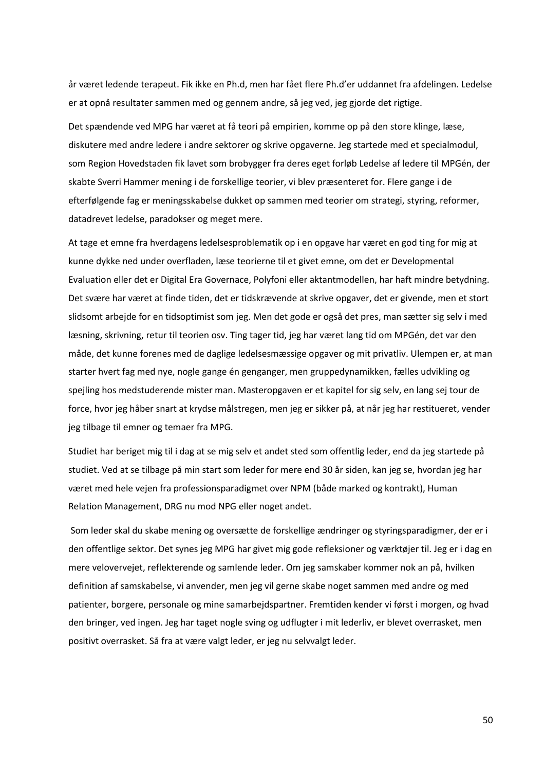år været ledende terapeut. Fik ikke en Ph.d, men har fået flere Ph.d'er uddannet fra afdelingen. Ledelse er at opnå resultater sammen med og gennem andre, så jeg ved, jeg gjorde det rigtige.

Det spændende ved MPG har været at få teori på empirien, komme op på den store klinge, læse, diskutere med andre ledere i andre sektorer og skrive opgaverne. Jeg startede med et specialmodul, som Region Hovedstaden fik lavet som brobygger fra deres eget forløb Ledelse af ledere til MPGén, der skabte Sverri Hammer mening i de forskellige teorier, vi blev præsenteret for. Flere gange i de efterfølgende fag er meningsskabelse dukket op sammen med teorier om strategi, styring, reformer, datadrevet ledelse, paradokser og meget mere.

At tage et emne fra hverdagens ledelsesproblematik op i en opgave har været en god ting for mig at kunne dykke ned under overfladen, læse teorierne til et givet emne, om det er Developmental Evaluation eller det er Digital Era Governace, Polyfoni eller aktantmodellen, har haft mindre betydning. Det svære har været at finde tiden, det er tidskrævende at skrive opgaver, det er givende, men et stort slidsomt arbejde for en tidsoptimist som jeg. Men det gode er også det pres, man sætter sig selv i med læsning, skrivning, retur til teorien osv. Ting tager tid, jeg har været lang tid om MPGén, det var den måde, det kunne forenes med de daglige ledelsesmæssige opgaver og mit privatliv. Ulempen er, at man starter hvert fag med nye, nogle gange én genganger, men gruppedynamikken, fælles udvikling og spejling hos medstuderende mister man. Masteropgaven er et kapitel for sig selv, en lang sej tour de force, hvor jeg håber snart at krydse målstregen, men jeg er sikker på, at når jeg har restitueret, vender jeg tilbage til emner og temaer fra MPG.

Studiet har beriget mig til i dag at se mig selv et andet sted som offentlig leder, end da jeg startede på studiet. Ved at se tilbage på min start som leder for mere end 30 år siden, kan jeg se, hvordan jeg har været med hele vejen fra professionsparadigmet over NPM (både marked og kontrakt), Human Relation Management, DRG nu mod NPG eller noget andet.

Som leder skal du skabe mening og oversætte de forskellige ændringer og styringsparadigmer, der er i den offentlige sektor. Det synes jeg MPG har givet mig gode refleksioner og værktøjer til. Jeg er i dag en mere velovervejet, reflekterende og samlende leder. Om jeg samskaber kommer nok an på, hvilken definition af samskabelse, vi anvender, men jeg vil gerne skabe noget sammen med andre og med patienter, borgere, personale og mine samarbejdspartner. Fremtiden kender vi først i morgen, og hvad den bringer, ved ingen. Jeg har taget nogle sving og udflugter i mit lederliv, er blevet overrasket, men positivt overrasket. Så fra at være valgt leder, er jeg nu selvvalgt leder.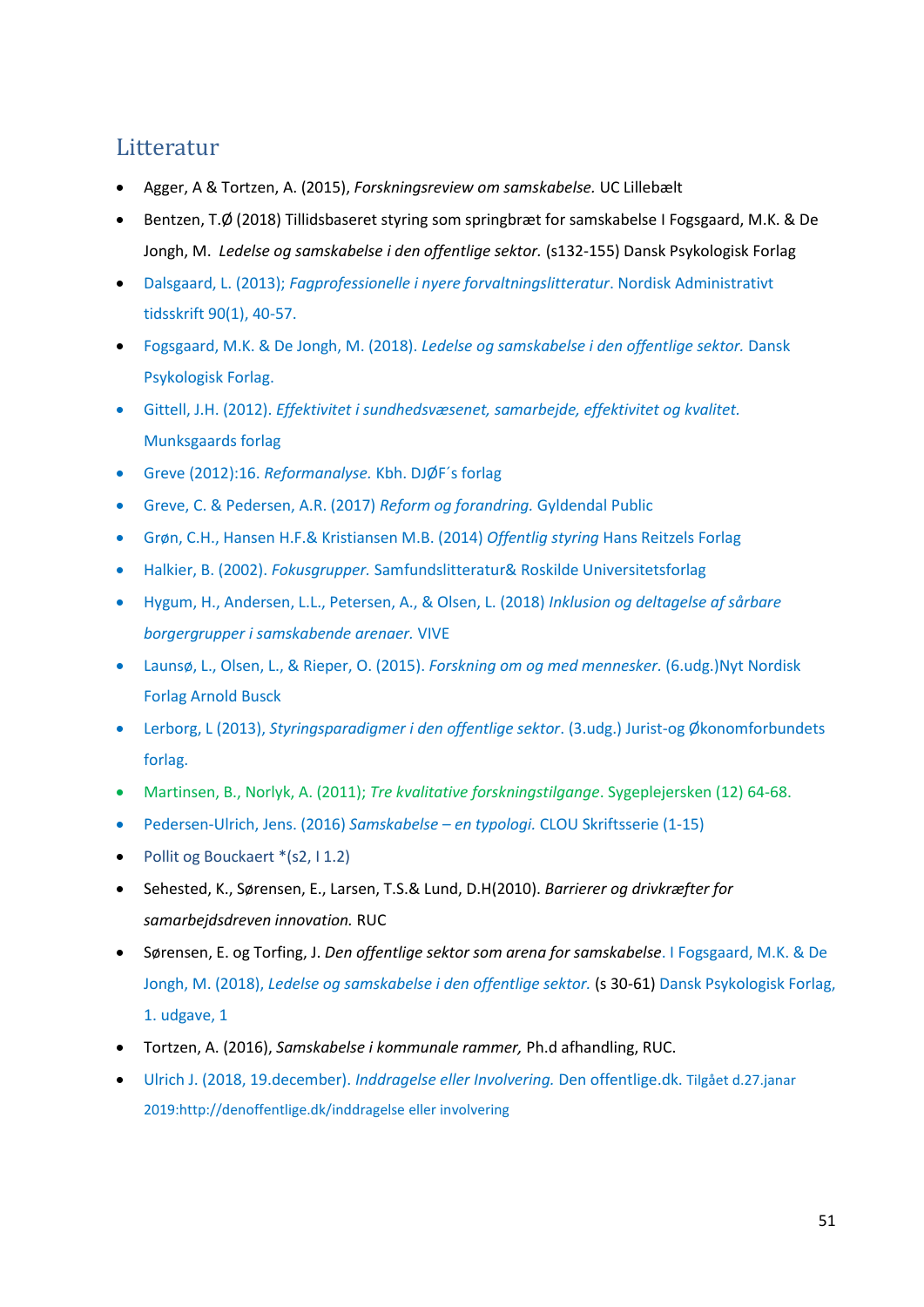# Litteratur

- Agger, A & Tortzen, A. (2015), *Forskningsreview om samskabelse.* UC Lillebælt
- Bentzen, T.Ø (2018) Tillidsbaseret styring som springbræt for samskabelse I Fogsgaard, M.K. & De Jongh, M. *Ledelse og samskabelse i den offentlige sektor.* (s132-155) Dansk Psykologisk Forlag
- Dalsgaard, L. (2013); *Fagprofessionelle i nyere forvaltningslitteratur*. Nordisk Administrativt tidsskrift 90(1), 40-57.
- Fogsgaard, M.K. & De Jongh, M. (2018). *Ledelse og samskabelse i den offentlige sektor.* Dansk Psykologisk Forlag.
- Gittell, J.H. (2012). *Effektivitet i sundhedsvæsenet, samarbejde, effektivitet og kvalitet.* Munksgaards forlag
- Greve (2012):16. *Reformanalyse.* Kbh. DJØF´s forlag
- Greve, C. & Pedersen, A.R. (2017) *Reform og forandring.* Gyldendal Public
- Grøn, C.H., Hansen H.F.& Kristiansen M.B. (2014) *Offentlig styring* Hans Reitzels Forlag
- Halkier, B. (2002). *Fokusgrupper.* Samfundslitteratur& Roskilde Universitetsforlag
- Hygum, H., Andersen, L.L., Petersen, A., & Olsen, L. (2018) *Inklusion og deltagelse af sårbare borgergrupper i samskabende arenaer.* VIVE
- Launsø, L., Olsen, L., & Rieper, O. (2015). *Forskning om og med mennesker.* (6.udg.)Nyt Nordisk Forlag Arnold Busck
- Lerborg, L (2013), *Styringsparadigmer i den offentlige sektor*. (3.udg.) Jurist-og Økonomforbundets forlag.
- Martinsen, B., Norlyk, A. (2011); *Tre kvalitative forskningstilgange*. Sygeplejersken (12) 64-68.
- Pedersen-Ulrich, Jens. (2016) *Samskabelse – en typologi.* CLOU Skriftsserie (1-15)
- Pollit og Bouckaert *(s2, I 1.2)
- Sehested, K., Sørensen, E., Larsen, T.S.& Lund, D.H(2010). *Barrierer og drivkræfter for samarbejdsdreven innovation.* RUC
- Sørensen, E. og Torfing, J. *Den offentlige sektor som arena for samskabelse*. I Fogsgaard, M.K. & De Jongh, M. (2018), *Ledelse og samskabelse i den offentlige sektor.* (s 30-61) Dansk Psykologisk Forlag, 1. udgave, 1
- Tortzen, A. (2016), *Samskabelse i kommunale rammer,* Ph.d afhandling, RUC.
- Ulrich J. (2018, 19.december). *Inddragelse eller Involvering.* Den offentlige.dk. Tilgået d.27.janar 2019:http://denoffentlige.dk/inddragelse eller involvering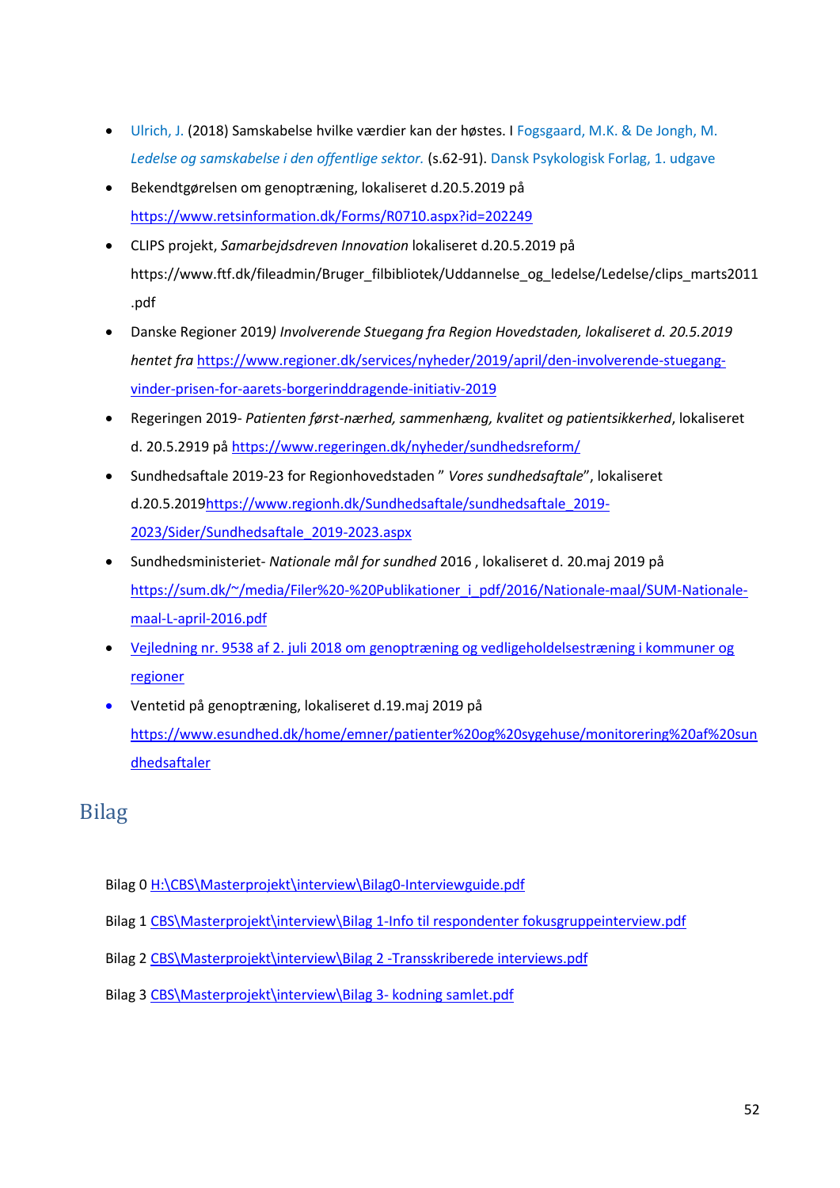- Ulrich, J. (2018) Samskabelse hvilke værdier kan der høstes. I Fogsgaard, M.K. & De Jongh, M. *Ledelse og samskabelse i den offentlige sektor.* (s.62-91). Dansk Psykologisk Forlag, 1. udgave
- Bekendtgørelsen om genoptræning, lokaliseret d.20.5.2019 på https://www.retsinformation.dk/Forms/R0710.aspx?id=202249
- CLIPS projekt, *Samarbejdsdreven Innovation* lokaliseret d.20.5.2019 på https://www.ftf.dk/fileadmin/Bruger_filbibliotek/Uddannelse_og_ledelse/Ledelse/clips_marts2011.pdf
- Danske Regioner 2019*) Involverende Stuegang fra Region Hovedstaden, lokaliseret d. 20.5.2019 hentet fra* https://www.regioner.dk/services/nyheder/2019/april/den-involverende-stuegang-vinder-prisen-for-aarets-borgerinddragende-initiativ-2019
- Regeringen 2019- *Patienten først-nærhed, sammenhæng, kvalitet og patientsikkerhed*, lokaliseret d. 20.5.2919 på https://www.regeringen.dk/nyheder/sundhedsreform/
- Sundhedsaftale 2019-23 for Regionhovedstaden " *Vores sundhedsaftale*", lokaliseret d.20.5.2019https://www.regionh.dk/Sundhedsaftale/sundhedsaftale_2019-2023/Sider/Sundhedsaftale_2019-2023.aspx
- Sundhedsministeriet- *Nationale mål for sundhed* 2016 , lokaliseret d. 20.maj 2019 på https://sum.dk/~/media/Filer%20-%20Publikationer_i_pdf/2016/Nationale-maal/SUM-Nationale-maal-L-april-2016.pdf
- Vejledning nr. 9538 af 2. juli 2018 om genoptræning og vedligeholdelsestræning i kommuner og regioner
- Ventetid på genoptræning, lokaliseret d.19.maj 2019 på https://www.esundhed.dk/home/emner/patienter%20og%20sygehuse/monitorering%20af%20sundhedsaftaler

# Bilag

Bilag 0 H:\CBS\Masterprojekt\interview\Bilag0-Interviewguide.pdf

Bilag 1 CBS\Masterprojekt\interview\Bilag 1-Info til respondenter fokusgruppeinterview.pdf

Bilag 2 CBS\Masterprojekt\interview\Bilag 2 -Transskriberede interviews.pdf

Bilag 3 CBS\Masterprojekt\interview\Bilag 3- kodning samlet.pdf